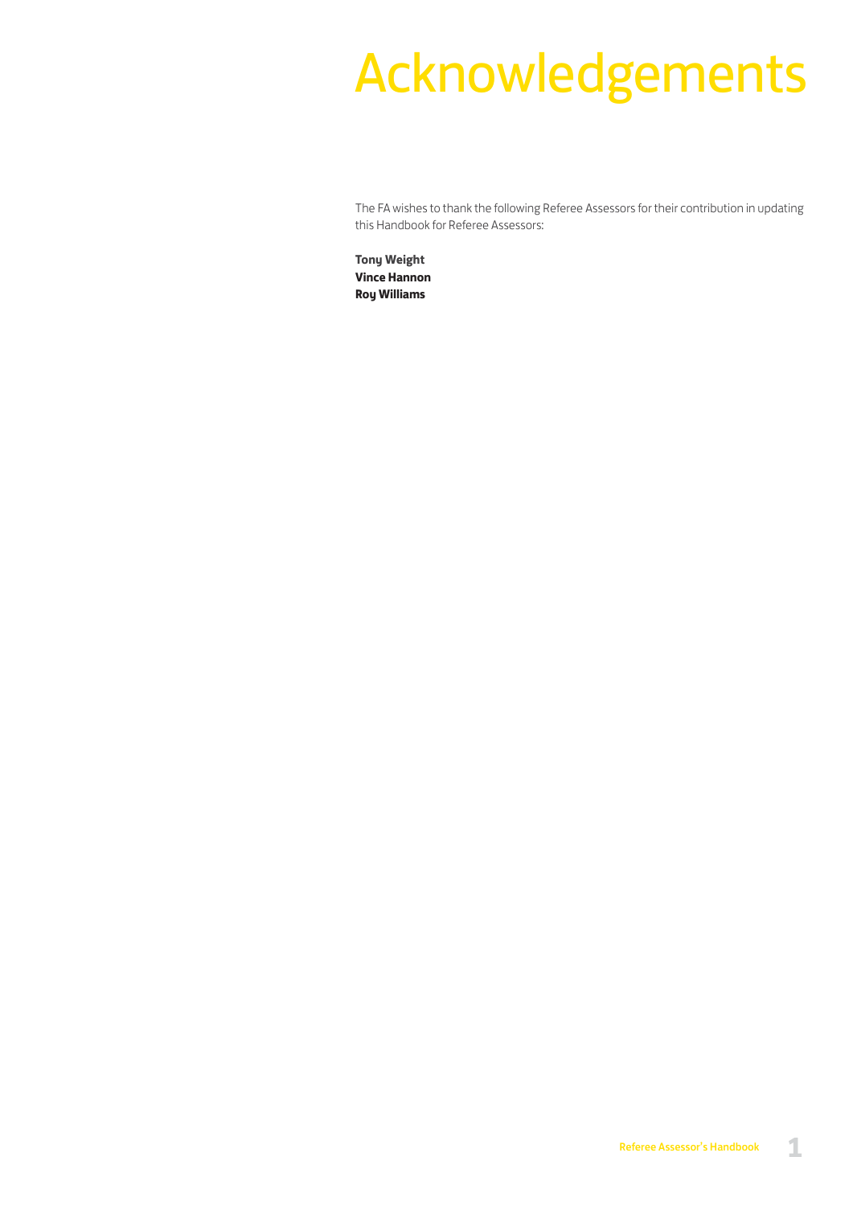# Acknowledgements

The FA wishes to thank the following Referee Assessors for their contribution in updating this Handbook for Referee Assessors:

**Tony Weight**
**Vince Hannon**
**Roy Williams**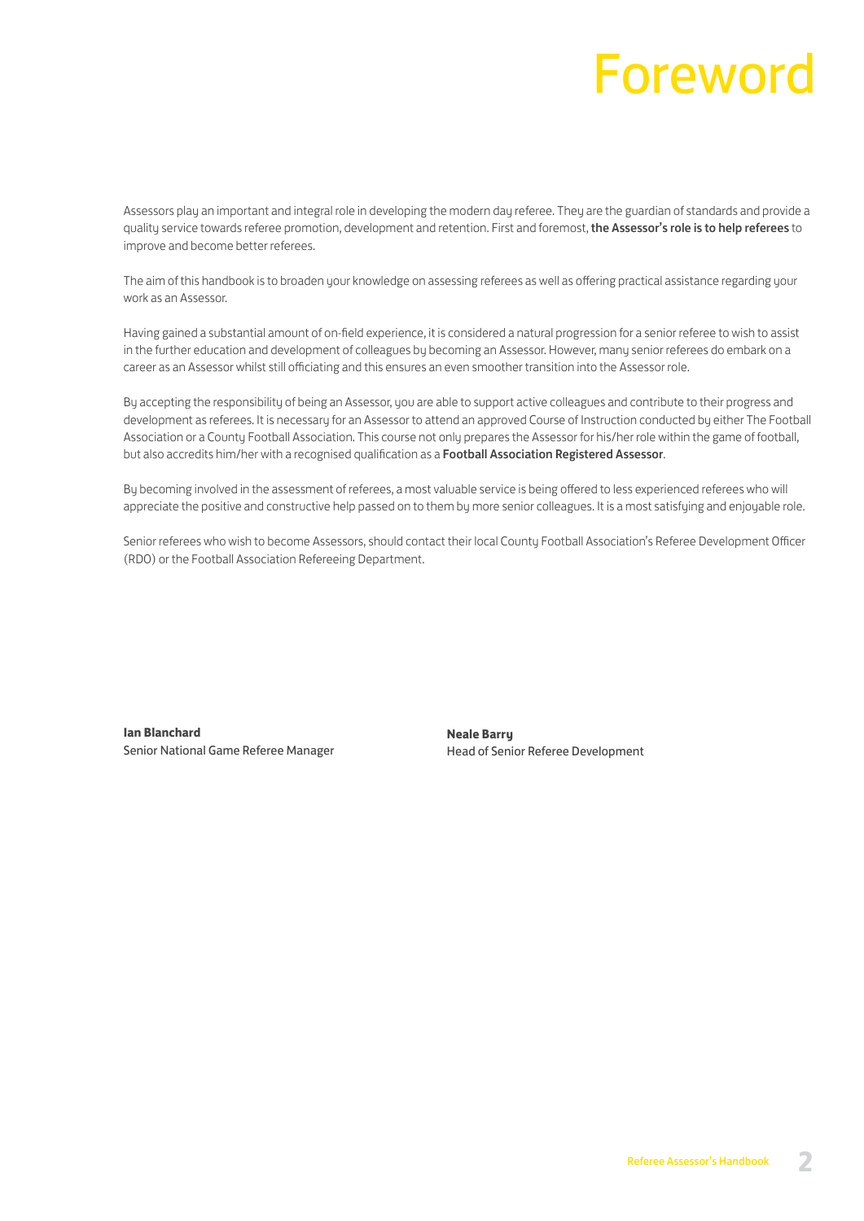# Foreword

Assessors play an important and integral role in developing the modern day referee. They are the guardian of standards and provide a quality service towards referee promotion, development and retention. First and foremost, **the Assessor's role is to help referees** to improve and become better referees.

The aim of this handbook is to broaden your knowledge on assessing referees as well as offering practical assistance regarding your work as an Assessor.

Having gained a substantial amount of on-field experience, it is considered a natural progression for a senior referee to wish to assist in the further education and development of colleagues by becoming an Assessor. However, many senior referees do embark on a career as an Assessor whilst still officiating and this ensures an even smoother transition into the Assessor role.

By accepting the responsibility of being an Assessor, you are able to support active colleagues and contribute to their progress and development as referees. It is necessary for an Assessor to attend an approved Course of Instruction conducted by either The Football Association or a County Football Association. This course not only prepares the Assessor for his/her role within the game of football, but also accredits him/her with a recognised qualification as a **Football Association Registered Assessor**.

By becoming involved in the assessment of referees, a most valuable service is being offered to less experienced referees who will appreciate the positive and constructive help passed on to them by more senior colleagues. It is a most satisfying and enjoyable role.

Senior referees who wish to become Assessors, should contact their local County Football Association's Referee Development Officer (RDO) or the Football Association Refereeing Department.

**Ian Blanchard**
Senior National Game Referee Manager

**Neale Barry**
Head of Senior Referee Development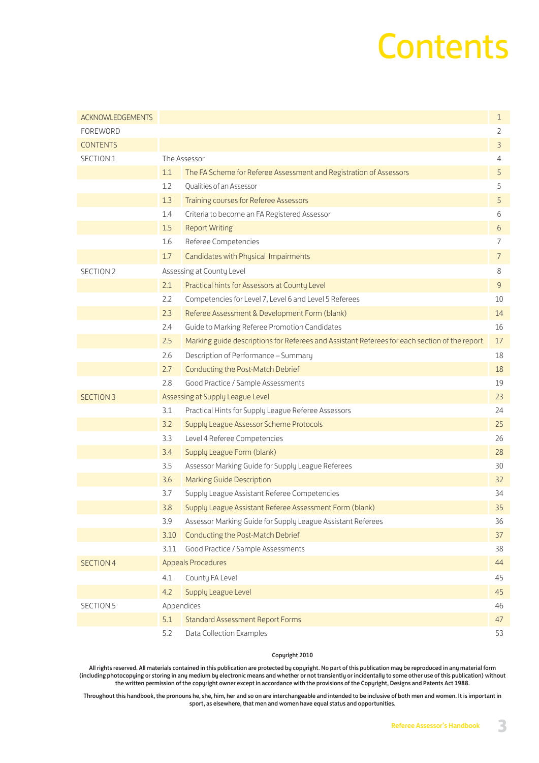# Contents

| | | | |
|---|---|---|---|
| ACKNOWLEDGEMENTS | | | 1 |
| FOREWORD | | | 2 |
| CONTENTS | | | 3 |
| SECTION 1 | The Assessor | | 4 |
| | 1.1 | The FA Scheme for Referee Assessment and Registration of Assessors | 5 |
| | 1.2 | Qualities of an Assessor | 5 |
| | 1.3 | Training courses for Referee Assessors | 5 |
| | 1.4 | Criteria to become an FA Registered Assessor | 6 |
| | 1.5 | Report Writing | 6 |
| | 1.6 | Referee Competencies | 7 |
| | 1.7 | Candidates with Physical Impairments | 7 |
| SECTION 2 | Assessing at County Level | | 8 |
| | 2.1 | Practical hints for Assessors at County Level | 9 |
| | 2.2 | Competencies for Level 7, Level 6 and Level 5 Referees | 10 |
| | 2.3 | Referee Assessment & Development Form (blank) | 14 |
| | 2.4 | Guide to Marking Referee Promotion Candidates | 16 |
| | 2.5 | Marking guide descriptions for Referees and Assistant Referees for each section of the report | 17 |
| | 2.6 | Description of Performance – Summary | 18 |
| | 2.7 | Conducting the Post-Match Debrief | 18 |
| | 2.8 | Good Practice / Sample Assessments | 19 |
| SECTION 3 | Assessing at Supply League Level | | 23 |
| | 3.1 | Practical Hints for Supply League Referee Assessors | 24 |
| | 3.2 | Supply League Assessor Scheme Protocols | 25 |
| | 3.3 | Level 4 Referee Competencies | 26 |
| | 3.4 | Supply League Form (blank) | 28 |
| | 3.5 | Assessor Marking Guide for Supply League Referees | 30 |
| | 3.6 | Marking Guide Description | 32 |
| | 3.7 | Supply League Assistant Referee Competencies | 34 |
| | 3.8 | Supply League Assistant Referee Assessment Form (blank) | 35 |
| | 3.9 | Assessor Marking Guide for Supply League Assistant Referees | 36 |
| | 3.10 | Conducting the Post-Match Debrief | 37 |
| | 3.11 | Good Practice / Sample Assessments | 38 |
| SECTION 4 | Appeals Procedures | | 44 |
| | 4.1 | County FA Level | 45 |
| | 4.2 | Supply League Level | 45 |
| SECTION 5 | Appendices | | 46 |
| | 5.1 | Standard Assessment Report Forms | 47 |
| | 5.2 | Data Collection Examples | 53 |

**Copyright 2010**

**All rights reserved. All materials contained in this publication are protected by copyright. No part of this publication may be reproduced in any material form (including photocopying or storing in any medium by electronic means and whether or not transiently or incidentally to some other use of this publication) without the written permission of the copyright owner except in accordance with the provisions of the Copyright, Designs and Patents Act 1988.**

**Throughout this handbook, the pronouns he, she, him, her and so on are interchangeable and intended to be inclusive of both men and women. It is important in sport, as elsewhere, that men and women have equal status and opportunities.**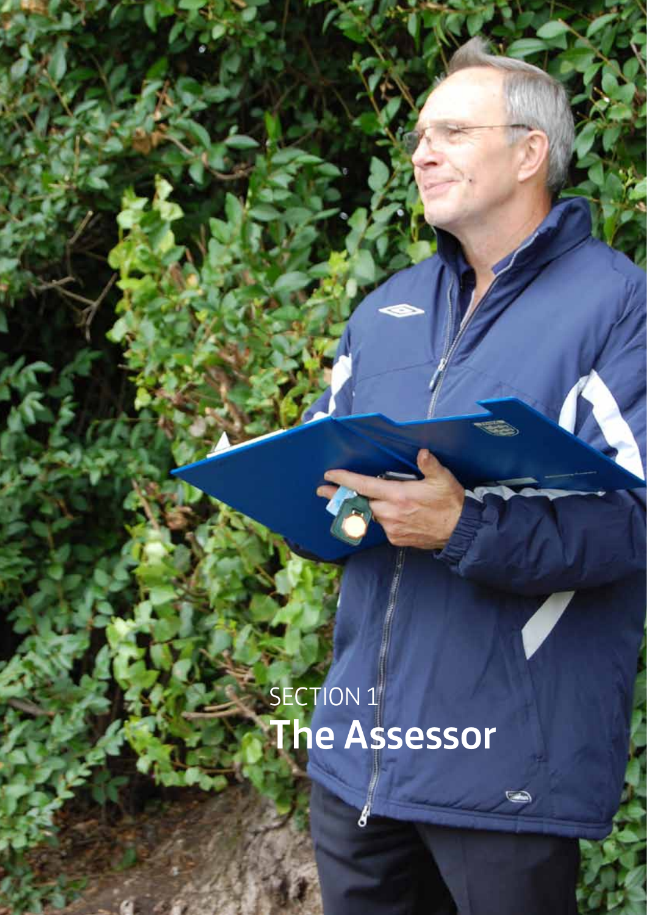SECTION 1

# The Assessor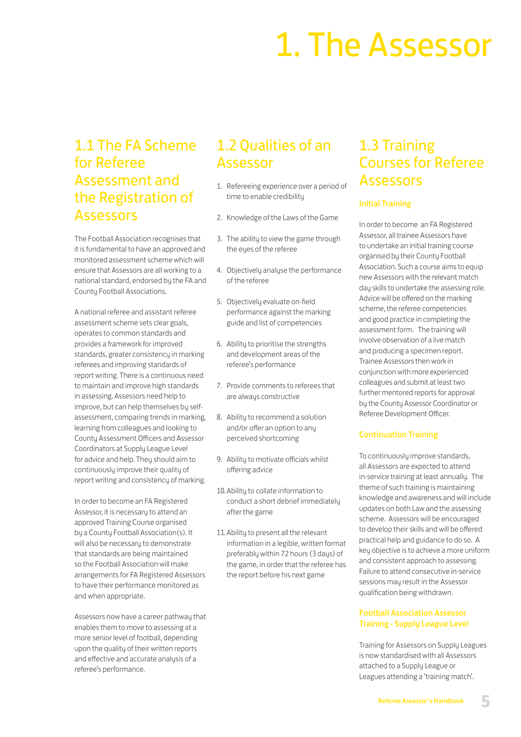# 1. The Assessor

## 1.1 The FA Scheme for Referee Assessment and the Registration of Assessors

The Football Association recognises that it is fundamental to have an approved and monitored assessment scheme which will ensure that Assessors are all working to a national standard, endorsed by the FA and County Football Associations.

A national referee and assistant referee assessment scheme sets clear goals, operates to common standards and provides a framework for improved standards, greater consistency in marking referees and improving standards of report writing. There is a continuous need to maintain and improve high standards in assessing. Assessors need help to improve, but can help themselves by self-assessment, comparing trends in marking, learning from colleagues and looking to County Assessment Officers and Assessor Coordinators at Supply League Level for advice and help. They should aim to continuously improve their quality of report writing and consistency of marking.

In order to become an FA Registered Assessor, it is necessary to attend an approved Training Course organised by a County Football Association(s). It will also be necessary to demonstrate that standards are being maintained so the Football Association will make arrangements for FA Registered Assessors to have their performance monitored as and when appropriate.

Assessors now have a career pathway that enables them to move to assessing at a more senior level of football, depending upon the quality of their written reports and effective and accurate analysis of a referee's performance.

## 1.2 Qualities of an Assessor

1. Refereeing experience over a period of time to enable credibility
2. Knowledge of the Laws of the Game
3. The ability to view the game through the eyes of the referee
4. Objectively analyse the performance of the referee
5. Objectively evaluate on-field performance against the marking guide and list of competencies
6. Ability to prioritise the strengths and development areas of the referee's performance
7. Provide comments to referees that are always constructive
8. Ability to recommend a solution and/or offer an option to any perceived shortcoming
9. Ability to motivate officials whilst offering advice
10. Ability to collate information to conduct a short debrief immediately after the game
11. Ability to present all the relevant information in a legible, written format preferably within 72 hours (3 days) of the game, in order that the referee has the report before his next game

## 1.3 Training Courses for Referee Assessors

### Initial Training

In order to become an FA Registered Assessor, all trainee Assessors have to undertake an initial training course organised by their County Football Association. Such a course aims to equip new Assessors with the relevant match day skills to undertake the assessing role. Advice will be offered on the marking scheme, the referee competencies and good practice in completing the assessment form. The training will involve observation of a live match and producing a specimen report. Trainee Assessors then work in conjunction with more experienced colleagues and submit at least two further mentored reports for approval by the County Assessor Coordinator or Referee Development Officer.

### Continuation Training

To continuously improve standards, all Assessors are expected to attend in-service training at least annually. The theme of such training is maintaining knowledge and awareness and will include updates on both Law and the assessing scheme. Assessors will be encouraged to develop their skills and will be offered practical help and guidance to do so. A key objective is to achieve a more uniform and consistent approach to assessing. Failure to attend consecutive in-service sessions may result in the Assessor qualification being withdrawn.

### Football Association Assessor Training - Supply League Level

Training for Assessors on Supply Leagues is now standardised with all Assessors attached to a Supply League or Leagues attending a 'training match'.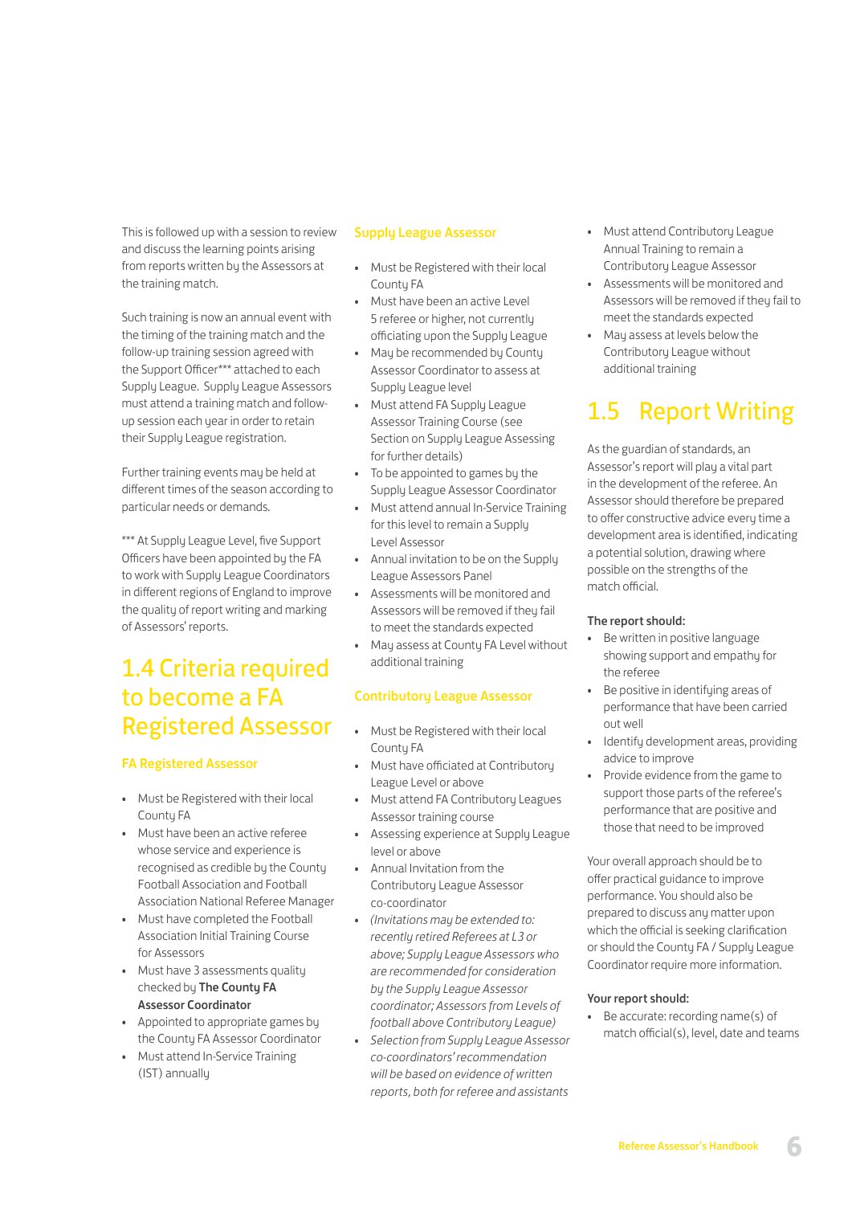This is followed up with a session to review and discuss the learning points arising from reports written by the Assessors at the training match.

Such training is now an annual event with the timing of the training match and the follow-up training session agreed with the Support Officer*** attached to each Supply League. Supply League Assessors must attend a training match and follow-up session each year in order to retain their Supply League registration.

Further training events may be held at different times of the season according to particular needs or demands.

*** At Supply League Level, five Support Officers have been appointed by the FA to work with Supply League Coordinators in different regions of England to improve the quality of report writing and marking of Assessors' reports.

## 1.4 Criteria required to become a FA Registered Assessor

### FA Registered Assessor

- Must be Registered with their local County FA
- Must have been an active referee whose service and experience is recognised as credible by the County Football Association and Football Association National Referee Manager
- Must have completed the Football Association Initial Training Course for Assessors
- Must have 3 assessments quality checked by **The County FA Assessor Coordinator**
- Appointed to appropriate games by the County FA Assessor Coordinator
- Must attend In-Service Training (IST) annually

### Supply League Assessor

- Must be Registered with their local County FA
- Must have been an active Level 5 referee or higher, not currently officiating upon the Supply League
- May be recommended by County Assessor Coordinator to assess at Supply League level
- Must attend FA Supply League Assessor Training Course (see Section on Supply League Assessing for further details)
- To be appointed to games by the Supply League Assessor Coordinator
- Must attend annual In-Service Training for this level to remain a Supply Level Assessor
- Annual invitation to be on the Supply League Assessors Panel
- Assessments will be monitored and Assessors will be removed if they fail to meet the standards expected
- May assess at County FA Level without additional training

### Contributory League Assessor

- Must be Registered with their local County FA
- Must have officiated at Contributory League Level or above
- Must attend FA Contributory Leagues Assessor training course
- Assessing experience at Supply League level or above
- Annual Invitation from the Contributory League Assessor co-coordinator
- *(Invitations may be extended to: recently retired Referees at L3 or above; Supply League Assessors who are recommended for consideration by the Supply League Assessor coordinator; Assessors from Levels of football above Contributory League)*
- *Selection from Supply League Assessor co-coordinators' recommendation will be based on evidence of written reports, both for referee and assistants*
- Must attend Contributory League Annual Training to remain a Contributory League Assessor
- Assessments will be monitored and Assessors will be removed if they fail to meet the standards expected
- May assess at levels below the Contributory League without additional training

## 1.5 Report Writing

As the guardian of standards, an Assessor's report will play a vital part in the development of the referee. An Assessor should therefore be prepared to offer constructive advice every time a development area is identified, indicating a potential solution, drawing where possible on the strengths of the match official.

**The report should:**

- Be written in positive language showing support and empathy for the referee
- Be positive in identifying areas of performance that have been carried out well
- Identify development areas, providing advice to improve
- Provide evidence from the game to support those parts of the referee's performance that are positive and those that need to be improved

Your overall approach should be to offer practical guidance to improve performance. You should also be prepared to discuss any matter upon which the official is seeking clarification or should the County FA / Supply League Coordinator require more information.

**Your report should:**

- Be accurate: recording name(s) of match official(s), level, date and teams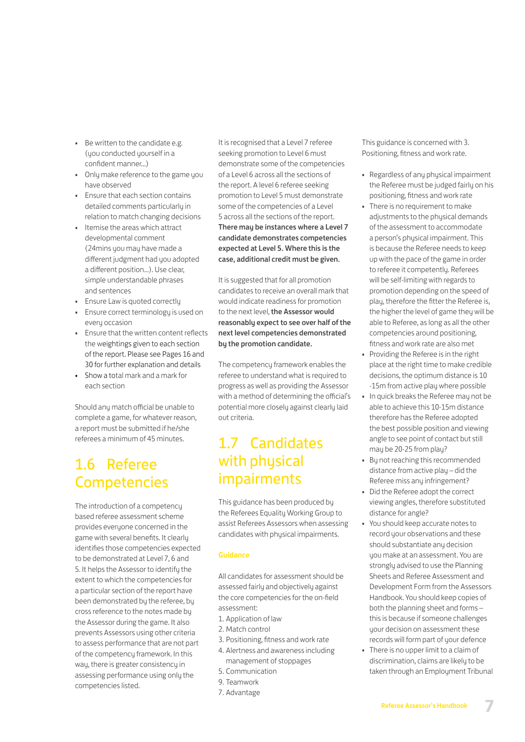- Be written to the candidate e.g. (you conducted yourself in a confident manner...)
- Only make reference to the game you have observed
- Ensure that each section contains detailed comments particularly in relation to match changing decisions
- Itemise the areas which attract developmental comment (24mins you may have made a different judgment had you adopted a different position...). Use clear, simple understandable phrases and sentences
- Ensure Law is quoted correctly
- Ensure correct terminology is used on every occasion
- Ensure that the written content reflects the weightings given to each section of the report. Please see Pages 16 and 30 for further explanation and details
- Show a total mark and a mark for each section

Should any match official be unable to complete a game, for whatever reason, a report must be submitted if he/she referees a minimum of 45 minutes.

## 1.6 Referee Competencies

The introduction of a competency based referee assessment scheme provides everyone concerned in the game with several benefits. It clearly identifies those competencies expected to be demonstrated at Level 7, 6 and 5. It helps the Assessor to identify the extent to which the competencies for a particular section of the report have been demonstrated by the referee, by cross reference to the notes made by the Assessor during the game. It also prevents Assessors using other criteria to assess performance that are not part of the competency framework. In this way, there is greater consistency in assessing performance using only the competencies listed.

It is recognised that a Level 7 referee seeking promotion to Level 6 must demonstrate some of the competencies of a Level 6 across all the sections of the report. A level 6 referee seeking promotion to Level 5 must demonstrate some of the competencies of a Level 5 across all the sections of the report. **There may be instances where a Level 7 candidate demonstrates competencies expected at Level 5. Where this is the case, additional credit must be given.**

It is suggested that for all promotion candidates to receive an overall mark that would indicate readiness for promotion to the next level, **the Assessor would reasonably expect to see over half of the next level competencies demonstrated by the promotion candidate.**

The competency framework enables the referee to understand what is required to progress as well as providing the Assessor with a method of determining the official's potential more closely against clearly laid out criteria.

## 1.7 Candidates with physical impairments

This guidance has been produced by the Referees Equality Working Group to assist Referees Assessors when assessing candidates with physical impairments.

### Guidance

All candidates for assessment should be assessed fairly and objectively against the core competencies for the on-field assessment:

1. Application of law
2. Match control
3. Positioning, fitness and work rate
4. Alertness and awareness including management of stoppages
5. Communication
9. Teamwork
7. Advantage

This guidance is concerned with 3. Positioning, fitness and work rate.

- Regardless of any physical impairment the Referee must be judged fairly on his positioning, fitness and work rate
- There is no requirement to make adjustments to the physical demands of the assessment to accommodate a person's physical impairment. This is because the Referee needs to keep up with the pace of the game in order to referee it competently. Referees will be self-limiting with regards to promotion depending on the speed of play, therefore the fitter the Referee is, the higher the level of game they will be able to Referee, as long as all the other competencies around positioning, fitness and work rate are also met
- Providing the Referee is in the right place at the right time to make credible decisions, the optimum distance is 10 -15m from active play where possible
- In quick breaks the Referee may not be able to achieve this 10-15m distance therefore has the Referee adopted the best possible position and viewing angle to see point of contact but still may be 20-25 from play?
- By not reaching this recommended distance from active play – did the Referee miss any infringement?
- Did the Referee adopt the correct viewing angles, therefore substituted distance for angle?
- You should keep accurate notes to record your observations and these should substantiate any decision you make at an assessment. You are strongly advised to use the Planning Sheets and Referee Assessment and Development Form from the Assessors Handbook. You should keep copies of both the planning sheet and forms – this is because if someone challenges your decision on assessment these records will form part of your defence
- There is no upper limit to a claim of discrimination, claims are likely to be taken through an Employment Tribunal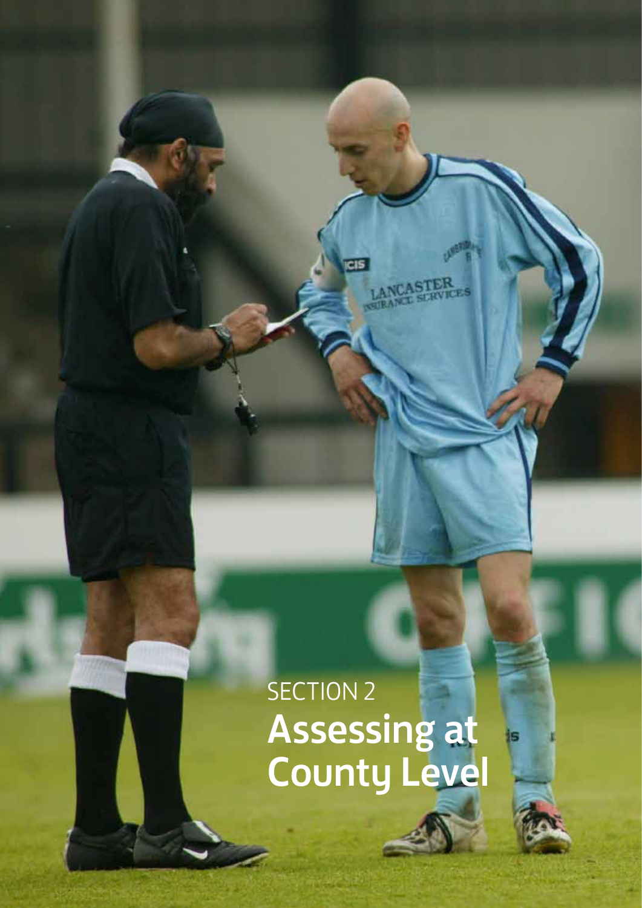SECTION 2

# Assessing at County Level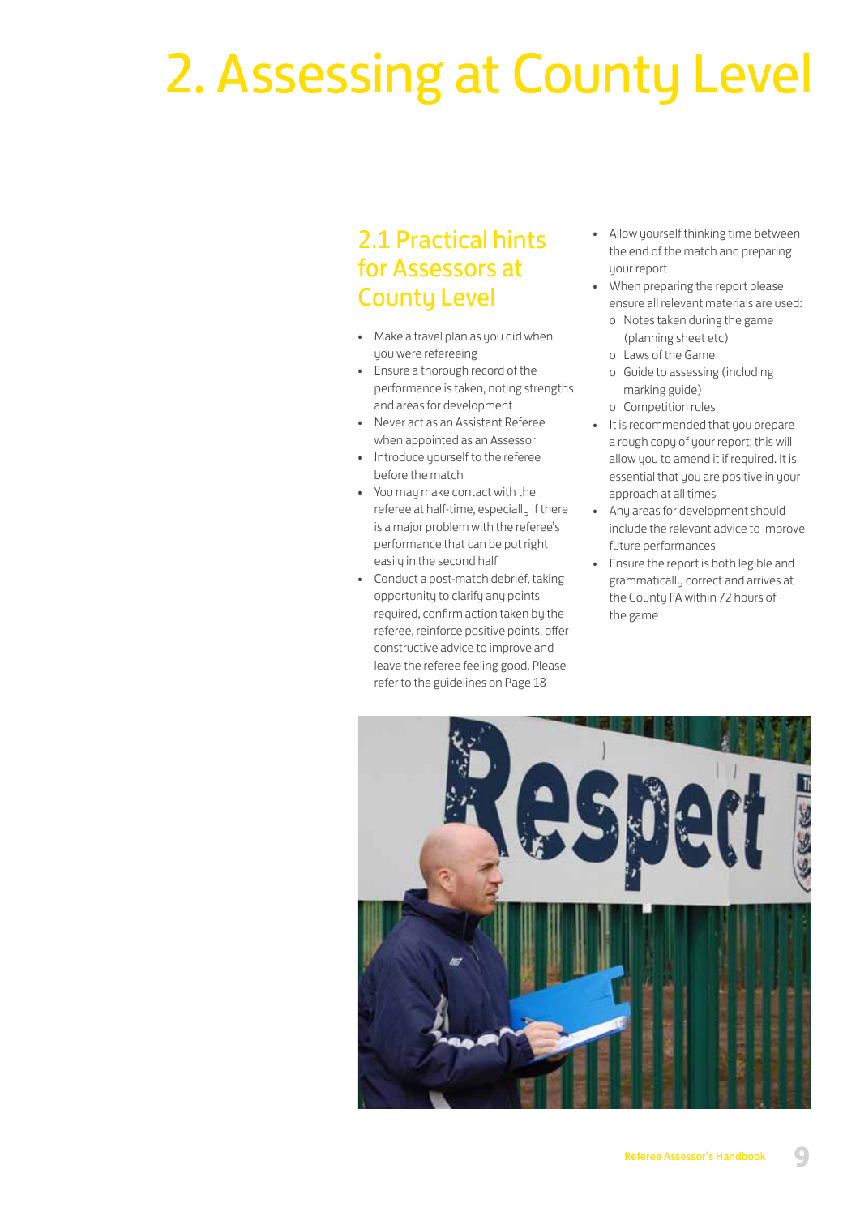# 2. Assessing at County Level

## 2.1 Practical hints for Assessors at County Level

- Make a travel plan as you did when you were refereeing
- Ensure a thorough record of the performance is taken, noting strengths and areas for development
- Never act as an Assistant Referee when appointed as an Assessor
- Introduce yourself to the referee before the match
- You may make contact with the referee at half-time, especially if there is a major problem with the referee's performance that can be put right easily in the second half
- Conduct a post-match debrief, taking opportunity to clarify any points required, confirm action taken by the referee, reinforce positive points, offer constructive advice to improve and leave the referee feeling good. Please refer to the guidelines on Page 18
- Allow yourself thinking time between the end of the match and preparing your report
- When preparing the report please ensure all relevant materials are used:
  - Notes taken during the game (planning sheet etc)
  - Laws of the Game
  - Guide to assessing (including marking guide)
  - Competition rules
- It is recommended that you prepare a rough copy of your report; this will allow you to amend it if required. It is essential that you are positive in your approach at all times
- Any areas for development should include the relevant advice to improve future performances
- Ensure the report is both legible and grammatically correct and arrives at the County FA within 72 hours of the game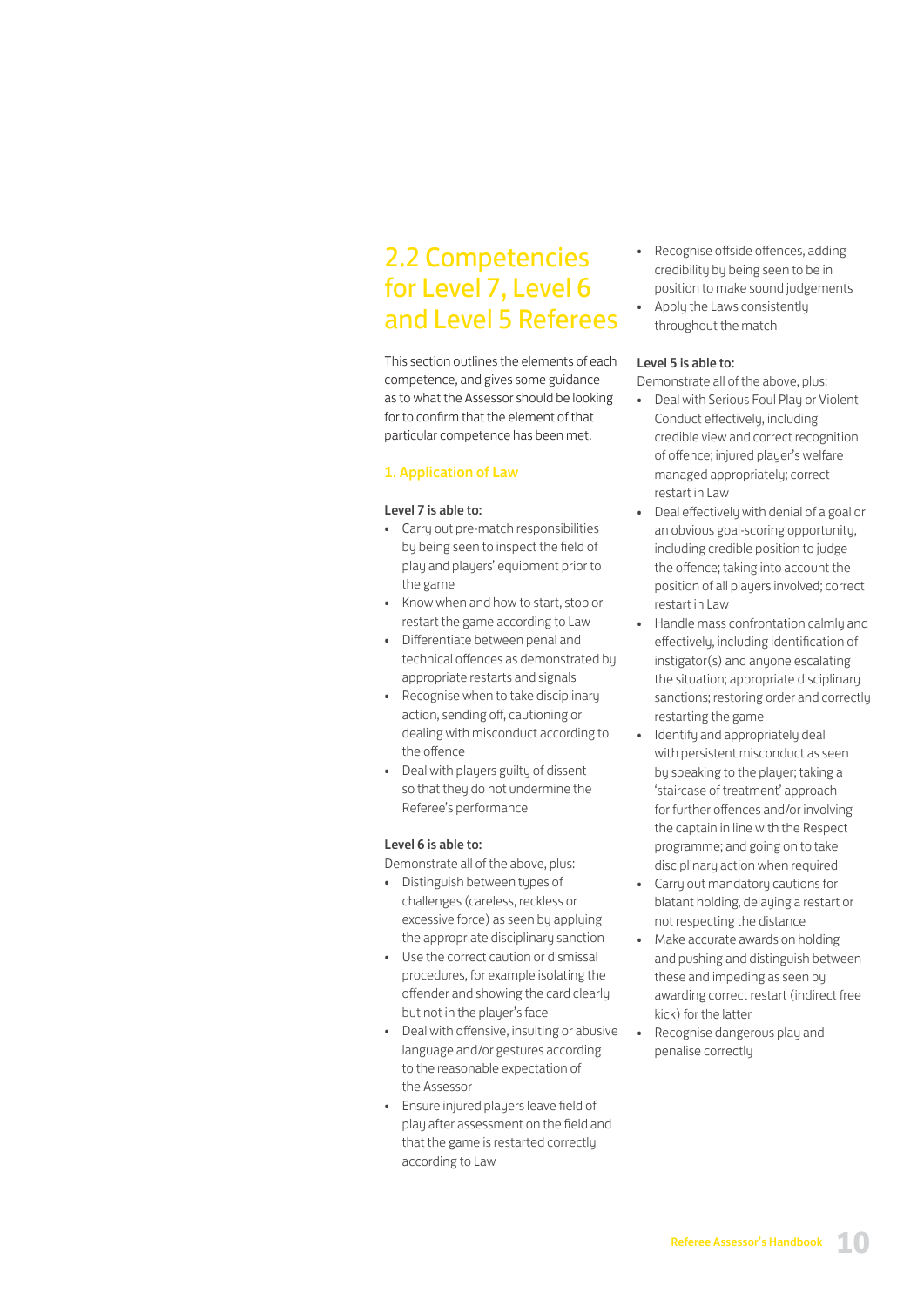## 2.2 Competencies for Level 7, Level 6 and Level 5 Referees

This section outlines the elements of each competence, and gives some guidance as to what the Assessor should be looking for to confirm that the element of that particular competence has been met.

### 1. Application of Law

**Level 7 is able to:**

- Carry out pre-match responsibilities by being seen to inspect the field of play and players' equipment prior to the game
- Know when and how to start, stop or restart the game according to Law
- Differentiate between penal and technical offences as demonstrated by appropriate restarts and signals
- Recognise when to take disciplinary action, sending off, cautioning or dealing with misconduct according to the offence
- Deal with players guilty of dissent so that they do not undermine the Referee's performance

**Level 6 is able to:**

Demonstrate all of the above, plus:

- Distinguish between types of challenges (careless, reckless or excessive force) as seen by applying the appropriate disciplinary sanction
- Use the correct caution or dismissal procedures, for example isolating the offender and showing the card clearly but not in the player's face
- Deal with offensive, insulting or abusive language and/or gestures according to the reasonable expectation of the Assessor
- Ensure injured players leave field of play after assessment on the field and that the game is restarted correctly according to Law
- Recognise offside offences, adding credibility by being seen to be in position to make sound judgements
- Apply the Laws consistently throughout the match

**Level 5 is able to:**

Demonstrate all of the above, plus:

- Deal with Serious Foul Play or Violent Conduct effectively, including credible view and correct recognition of offence; injured player's welfare managed appropriately; correct restart in Law
- Deal effectively with denial of a goal or an obvious goal-scoring opportunity, including credible position to judge the offence; taking into account the position of all players involved; correct restart in Law
- Handle mass confrontation calmly and effectively, including identification of instigator(s) and anyone escalating the situation; appropriate disciplinary sanctions; restoring order and correctly restarting the game
- Identify and appropriately deal with persistent misconduct as seen by speaking to the player; taking a 'staircase of treatment' approach for further offences and/or involving the captain in line with the Respect programme; and going on to take disciplinary action when required
- Carry out mandatory cautions for blatant holding, delaying a restart or not respecting the distance
- Make accurate awards on holding and pushing and distinguish between these and impeding as seen by awarding correct restart (indirect free kick) for the latter
- Recognise dangerous play and penalise correctly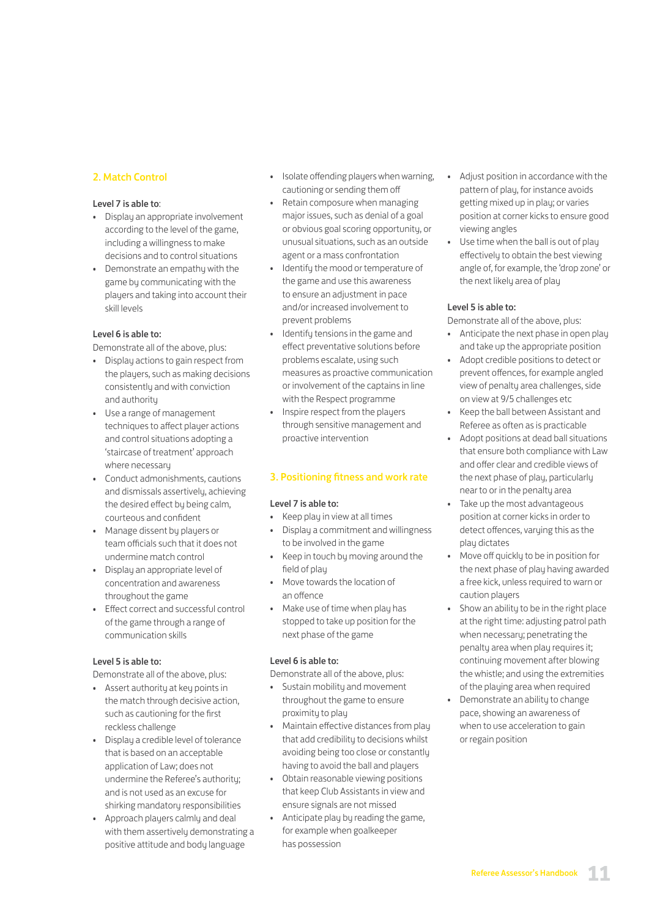## 2. Match Control

**Level 7 is able to**:

- Display an appropriate involvement according to the level of the game, including a willingness to make decisions and to control situations
- Demonstrate an empathy with the game by communicating with the players and taking into account their skill levels

**Level 6 is able to:**

Demonstrate all of the above, plus:

- Display actions to gain respect from the players, such as making decisions consistently and with conviction and authority
- Use a range of management techniques to affect player actions and control situations adopting a 'staircase of treatment' approach where necessary
- Conduct admonishments, cautions and dismissals assertively, achieving the desired effect by being calm, courteous and confident
- Manage dissent by players or team officials such that it does not undermine match control
- Display an appropriate level of concentration and awareness throughout the game
- Effect correct and successful control of the game through a range of communication skills

**Level 5 is able to:**

Demonstrate all of the above, plus:

- Assert authority at key points in the match through decisive action, such as cautioning for the first reckless challenge
- Display a credible level of tolerance that is based on an acceptable application of Law; does not undermine the Referee's authority; and is not used as an excuse for shirking mandatory responsibilities
- Approach players calmly and deal with them assertively demonstrating a positive attitude and body language
- Isolate offending players when warning, cautioning or sending them off
- Retain composure when managing major issues, such as denial of a goal or obvious goal scoring opportunity, or unusual situations, such as an outside agent or a mass confrontation
- Identify the mood or temperature of the game and use this awareness to ensure an adjustment in pace and/or increased involvement to prevent problems
- Identify tensions in the game and effect preventative solutions before problems escalate, using such measures as proactive communication or involvement of the captains in line with the Respect programme
- Inspire respect from the players through sensitive management and proactive intervention

## 3. Positioning fitness and work rate

**Level 7 is able to:**

- Keep play in view at all times
- Display a commitment and willingness to be involved in the game
- Keep in touch by moving around the field of play
- Move towards the location of an offence
- Make use of time when play has stopped to take up position for the next phase of the game

**Level 6 is able to:**

Demonstrate all of the above, plus:

- Sustain mobility and movement throughout the game to ensure proximity to play
- Maintain effective distances from play that add credibility to decisions whilst avoiding being too close or constantly having to avoid the ball and players
- Obtain reasonable viewing positions that keep Club Assistants in view and ensure signals are not missed
- Anticipate play by reading the game, for example when goalkeeper has possession
- Adjust position in accordance with the pattern of play, for instance avoids getting mixed up in play; or varies position at corner kicks to ensure good viewing angles
- Use time when the ball is out of play effectively to obtain the best viewing angle of, for example, the 'drop zone' or the next likely area of play

**Level 5 is able to:**

Demonstrate all of the above, plus:

- Anticipate the next phase in open play and take up the appropriate position
- Adopt credible positions to detect or prevent offences, for example angled view of penalty area challenges, side on view at 9/5 challenges etc
- Keep the ball between Assistant and Referee as often as is practicable
- Adopt positions at dead ball situations that ensure both compliance with Law and offer clear and credible views of the next phase of play, particularly near to or in the penalty area
- Take up the most advantageous position at corner kicks in order to detect offences, varying this as the play dictates
- Move off quickly to be in position for the next phase of play having awarded a free kick, unless required to warn or caution players
- Show an ability to be in the right place at the right time: adjusting patrol path when necessary; penetrating the penalty area when play requires it; continuing movement after blowing the whistle; and using the extremities of the playing area when required
- Demonstrate an ability to change pace, showing an awareness of when to use acceleration to gain or regain position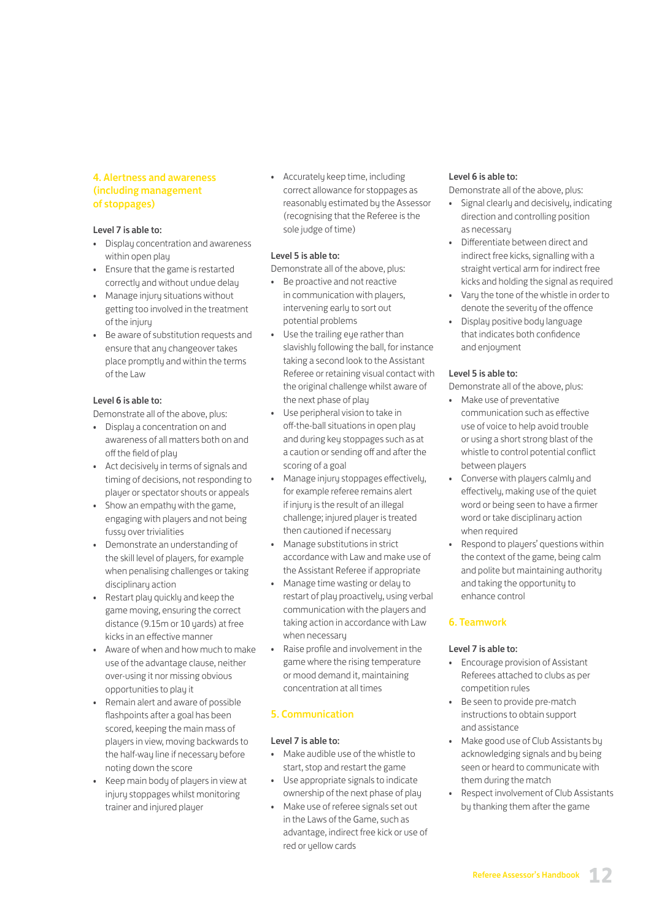## 4. Alertness and awareness (including management of stoppages)

**Level 7 is able to:**

- Display concentration and awareness within open play
- Ensure that the game is restarted correctly and without undue delay
- Manage injury situations without getting too involved in the treatment of the injury
- Be aware of substitution requests and ensure that any changeover takes place promptly and within the terms of the Law

**Level 6 is able to:**

Demonstrate all of the above, plus:

- Display a concentration on and awareness of all matters both on and off the field of play
- Act decisively in terms of signals and timing of decisions, not responding to player or spectator shouts or appeals
- Show an empathy with the game, engaging with players and not being fussy over trivialities
- Demonstrate an understanding of the skill level of players, for example when penalising challenges or taking disciplinary action
- Restart play quickly and keep the game moving, ensuring the correct distance (9.15m or 10 yards) at free kicks in an effective manner
- Aware of when and how much to make use of the advantage clause, neither over-using it nor missing obvious opportunities to play it
- Remain alert and aware of possible flashpoints after a goal has been scored, keeping the main mass of players in view, moving backwards to the half-way line if necessary before noting down the score
- Keep main body of players in view at injury stoppages whilst monitoring trainer and injured player
- Accurately keep time, including correct allowance for stoppages as reasonably estimated by the Assessor (recognising that the Referee is the sole judge of time)

**Level 5 is able to:**

Demonstrate all of the above, plus:

- Be proactive and not reactive in communication with players, intervening early to sort out potential problems
- Use the trailing eye rather than slavishly following the ball, for instance taking a second look to the Assistant Referee or retaining visual contact with the original challenge whilst aware of the next phase of play
- Use peripheral vision to take in off-the-ball situations in open play and during key stoppages such as at a caution or sending off and after the scoring of a goal
- Manage injury stoppages effectively, for example referee remains alert if injury is the result of an illegal challenge; injured player is treated then cautioned if necessary
- Manage substitutions in strict accordance with Law and make use of the Assistant Referee if appropriate
- Manage time wasting or delay to restart of play proactively, using verbal communication with the players and taking action in accordance with Law when necessary
- Raise profile and involvement in the game where the rising temperature or mood demand it, maintaining concentration at all times

## 5. Communication

**Level 7 is able to:**

- Make audible use of the whistle to start, stop and restart the game
- Use appropriate signals to indicate ownership of the next phase of play
- Make use of referee signals set out in the Laws of the Game, such as advantage, indirect free kick or use of red or yellow cards

**Level 6 is able to:**

Demonstrate all of the above, plus:

- Signal clearly and decisively, indicating direction and controlling position as necessary
- Differentiate between direct and indirect free kicks, signalling with a straight vertical arm for indirect free kicks and holding the signal as required
- Vary the tone of the whistle in order to denote the severity of the offence
- Display positive body language that indicates both confidence and enjoyment

**Level 5 is able to:**

Demonstrate all of the above, plus:

- Make use of preventative communication such as effective use of voice to help avoid trouble or using a short strong blast of the whistle to control potential conflict between players
- Converse with players calmly and effectively, making use of the quiet word or being seen to have a firmer word or take disciplinary action when required
- Respond to players' questions within the context of the game, being calm and polite but maintaining authority and taking the opportunity to enhance control

## 6. Teamwork

**Level 7 is able to:**

- Encourage provision of Assistant Referees attached to clubs as per competition rules
- Be seen to provide pre-match instructions to obtain support and assistance
- Make good use of Club Assistants by acknowledging signals and by being seen or heard to communicate with them during the match
- Respect involvement of Club Assistants by thanking them after the game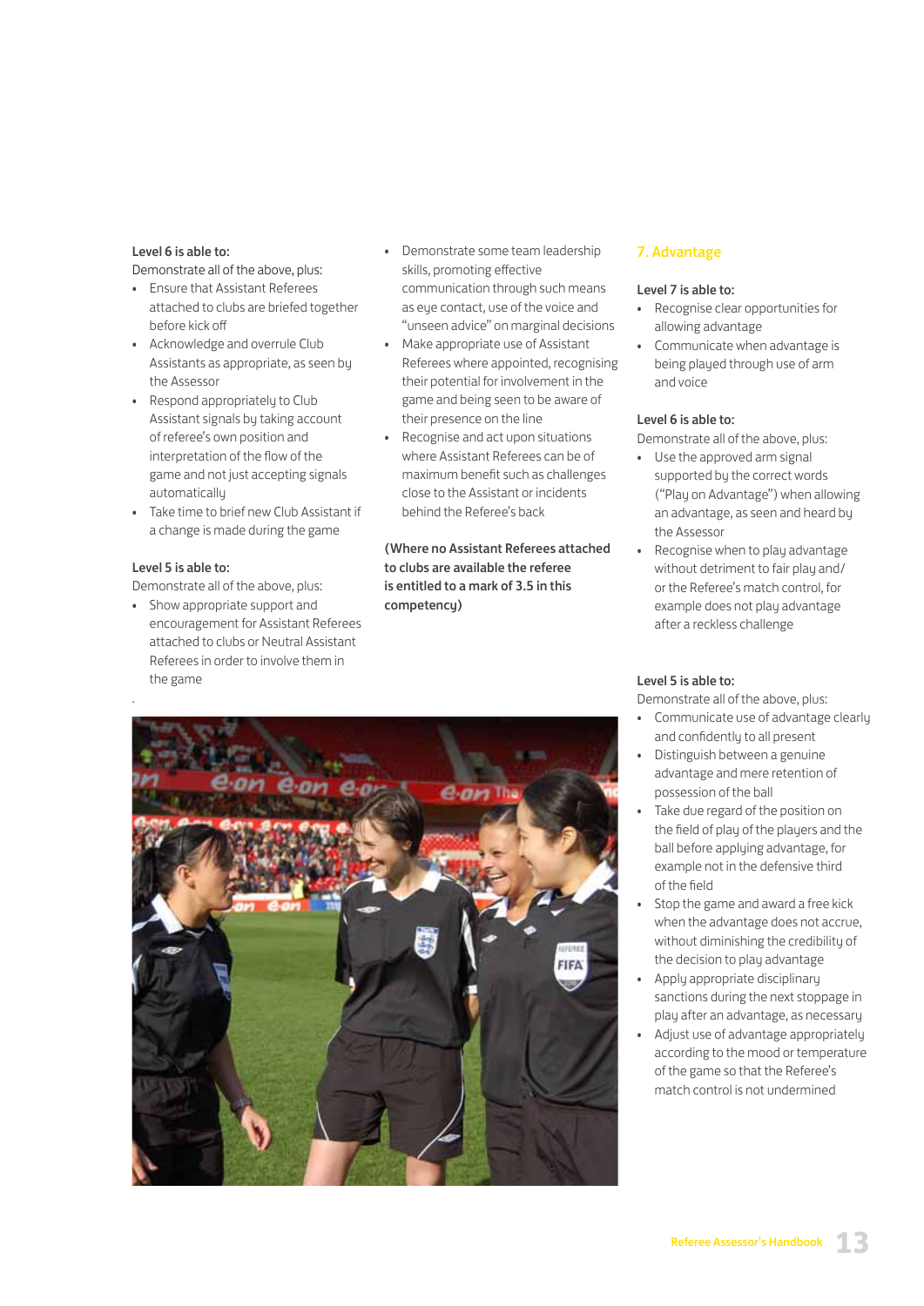**Level 6 is able to:**

Demonstrate all of the above, plus:

- Ensure that Assistant Referees attached to clubs are briefed together before kick off
- Acknowledge and overrule Club Assistants as appropriate, as seen by the Assessor
- Respond appropriately to Club Assistant signals by taking account of referee's own position and interpretation of the flow of the game and not just accepting signals automatically
- Take time to brief new Club Assistant if a change is made during the game

**Level 5 is able to:**

Demonstrate all of the above, plus:

- Show appropriate support and encouragement for Assistant Referees attached to clubs or Neutral Assistant Referees in order to involve them in the game
- Demonstrate some team leadership skills, promoting effective communication through such means as eye contact, use of the voice and "unseen advice" on marginal decisions
- Make appropriate use of Assistant Referees where appointed, recognising their potential for involvement in the game and being seen to be aware of their presence on the line
- Recognise and act upon situations where Assistant Referees can be of maximum benefit such as challenges close to the Assistant or incidents behind the Referee's back

**(Where no Assistant Referees attached to clubs are available the referee is entitled to a mark of 3.5 in this competency)**

## 7. Advantage

**Level 7 is able to:**

- Recognise clear opportunities for allowing advantage
- Communicate when advantage is being played through use of arm and voice

**Level 6 is able to:**

Demonstrate all of the above, plus:

- Use the approved arm signal supported by the correct words ("Play on Advantage") when allowing an advantage, as seen and heard by the Assessor
- Recognise when to play advantage without detriment to fair play and/ or the Referee's match control, for example does not play advantage after a reckless challenge

**Level 5 is able to:**

Demonstrate all of the above, plus:

- Communicate use of advantage clearly and confidently to all present
- Distinguish between a genuine advantage and mere retention of possession of the ball
- Take due regard of the position on the field of play of the players and the ball before applying advantage, for example not in the defensive third of the field
- Stop the game and award a free kick when the advantage does not accrue, without diminishing the credibility of the decision to play advantage
- Apply appropriate disciplinary sanctions during the next stoppage in play after an advantage, as necessary
- Adjust use of advantage appropriately according to the mood or temperature of the game so that the Referee's match control is not undermined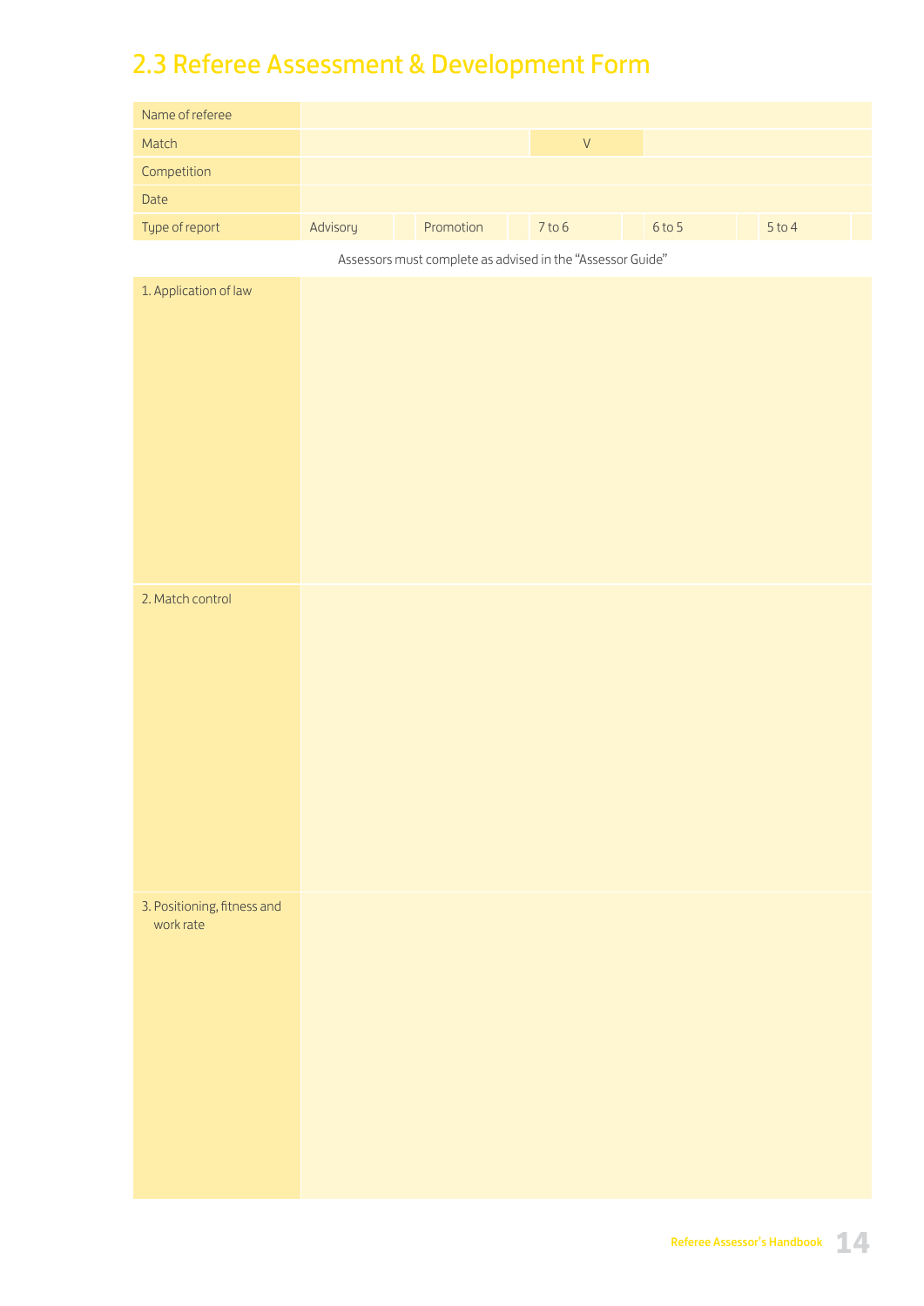## 2.3 Referee Assessment & Development Form

| Name of referee | | | | | | | | | | |
|---|---|---|---|---|---|---|---|---|---|---|
| Match | | | | V | | | | | | |
| Competition | | | | | | | | | | |
| Date | | | | | | | | | | |
| Type of report | Advisory | | Promotion | | 7 to 6 | | 6 to 5 | | 5 to 4 | |

Assessors must complete as advised in the "Assessor Guide"

| | |
|---|---|
| 1. Application of law | |
| 2. Match control | |
| 3. Positioning, fitness and work rate | |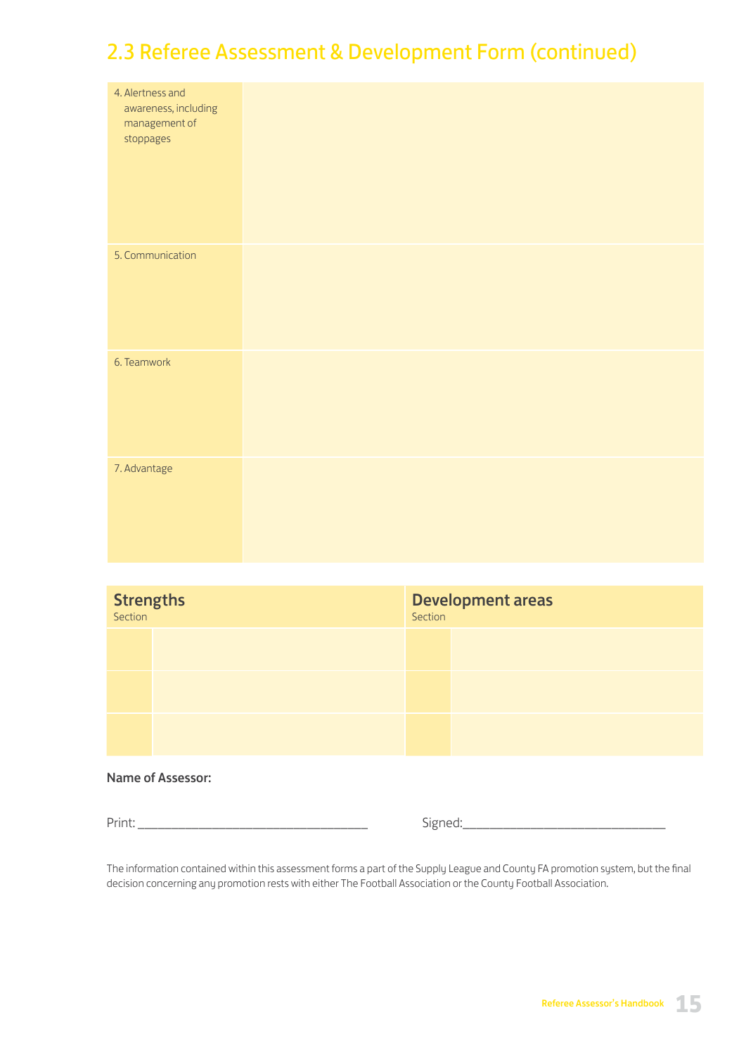## 2.3 Referee Assessment & Development Form (continued)

| | |
|---|---|
| 4. Alertness and awareness, including management of stoppages | |
| 5. Communication | |
| 6. Teamwork | |
| 7. Advantage | |

| **Strengths** Section | | **Development areas** Section | |
|---|---|---|---|
| | | | |
| | | | |
| | | | |

**Name of Assessor:**

Print: ________________________________ Signed:_____________________________

The information contained within this assessment forms a part of the Supply League and County FA promotion system, but the final decision concerning any promotion rests with either The Football Association or the County Football Association.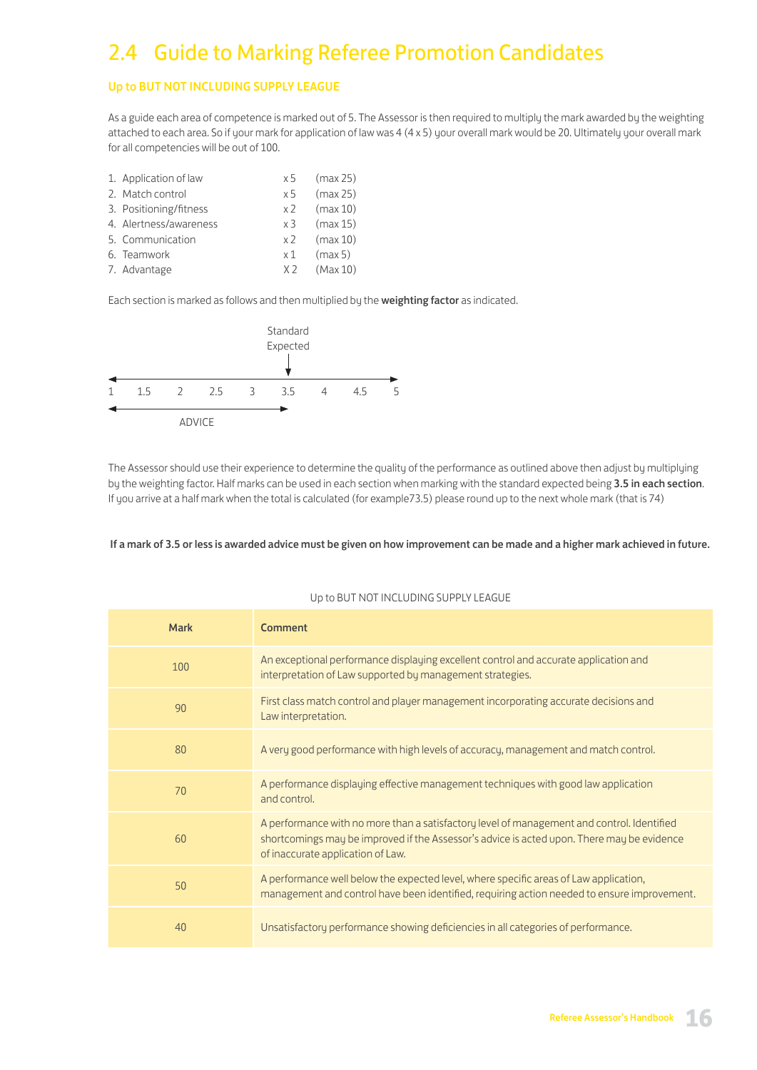## 2.4 Guide to Marking Referee Promotion Candidates

### Up to BUT NOT INCLUDING SUPPLY LEAGUE

As a guide each area of competence is marked out of 5. The Assessor is then required to multiply the mark awarded by the weighting attached to each area. So if your mark for application of law was 4 (4 x 5) your overall mark would be 20. Ultimately your overall mark for all competencies will be out of 100.

1. Application of law x 5 (max 25)
2. Match control x 5 (max 25)
3. Positioning/fitness x 2 (max 10)
4. Alertness/awareness x 3 (max 15)
5. Communication x 2 (max 10)
6. Teamwork x 1 (max 5)
7. Advantage X 2 (Max 10)

Each section is marked as follows and then multiplied by the **weighting factor** as indicated.

Standard Expected → 3.5

1 1.5 2 2.5 3 3.5 4 4.5 5

ADVICE (1 – 3.5)

The Assessor should use their experience to determine the quality of the performance as outlined above then adjust by multiplying by the weighting factor. Half marks can be used in each section when marking with the standard expected being **3.5 in each section**. If you arrive at a half mark when the total is calculated (for example73.5) please round up to the next whole mark (that is 74)

**If a mark of 3.5 or less is awarded advice must be given on how improvement can be made and a higher mark achieved in future.**

Up to BUT NOT INCLUDING SUPPLY LEAGUE

| Mark | Comment |
|---|---|
| 100 | An exceptional performance displaying excellent control and accurate application and interpretation of Law supported by management strategies. |
| 90 | First class match control and player management incorporating accurate decisions and Law interpretation. |
| 80 | A very good performance with high levels of accuracy, management and match control. |
| 70 | A performance displaying effective management techniques with good law application and control. |
| 60 | A performance with no more than a satisfactory level of management and control. Identified shortcomings may be improved if the Assessor's advice is acted upon. There may be evidence of inaccurate application of Law. |
| 50 | A performance well below the expected level, where specific areas of Law application, management and control have been identified, requiring action needed to ensure improvement. |
| 40 | Unsatisfactory performance showing deficiencies in all categories of performance. |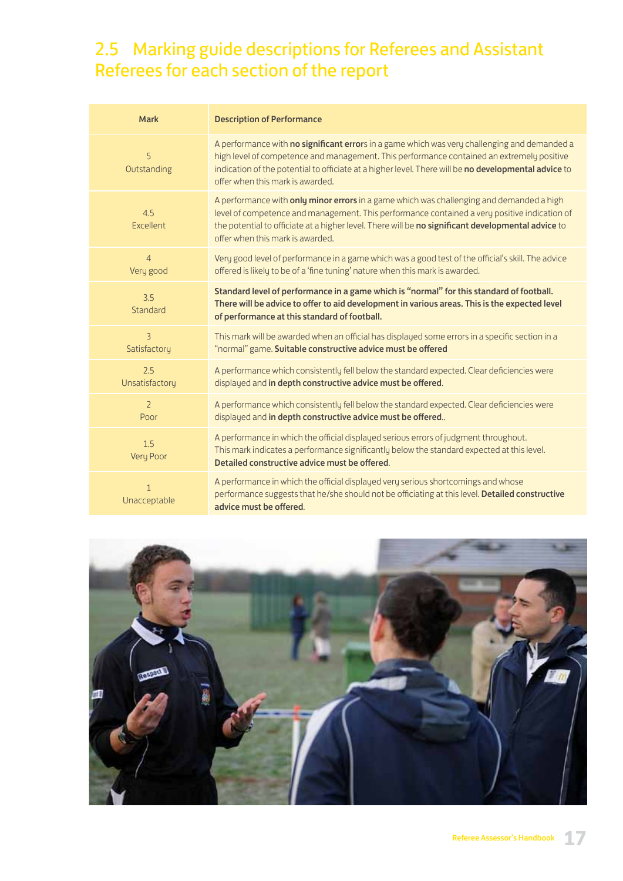## 2.5 Marking guide descriptions for Referees and Assistant Referees for each section of the report

| Mark | Description of Performance |
|---|---|
| 5<br>Outstanding | A performance with **no significant errors** in a game which was very challenging and demanded a high level of competence and management. This performance contained an extremely positive indication of the potential to officiate at a higher level. There will be **no developmental advice** to offer when this mark is awarded. |
| 4.5<br>Excellent | A performance with **only minor errors** in a game which was challenging and demanded a high level of competence and management. This performance contained a very positive indication of the potential to officiate at a higher level. There will be **no significant developmental advice** to offer when this mark is awarded. |
| 4<br>Very good | Very good level of performance in a game which was a good test of the official's skill. The advice offered is likely to be of a 'fine tuning' nature when this mark is awarded. |
| 3.5<br>Standard | **Standard level of performance in a game which is "normal" for this standard of football. There will be advice to offer to aid development in various areas. This is the expected level of performance at this standard of football.** |
| 3<br>Satisfactory | This mark will be awarded when an official has displayed some errors in a specific section in a "normal" game. **Suitable constructive advice must be offered** |
| 2.5<br>Unsatisfactory | A performance which consistently fell below the standard expected. Clear deficiencies were displayed and **in depth constructive advice must be offered**. |
| 2<br>Poor | A performance which consistently fell below the standard expected. Clear deficiencies were displayed and **in depth constructive advice must be offered**.. |
| 1.5<br>Very Poor | A performance in which the official displayed serious errors of judgment throughout. This mark indicates a performance significantly below the standard expected at this level. **Detailed constructive advice must be offered**. |
| 1<br>Unacceptable | A performance in which the official displayed very serious shortcomings and whose performance suggests that he/she should not be officiating at this level. **Detailed constructive advice must be offered**. |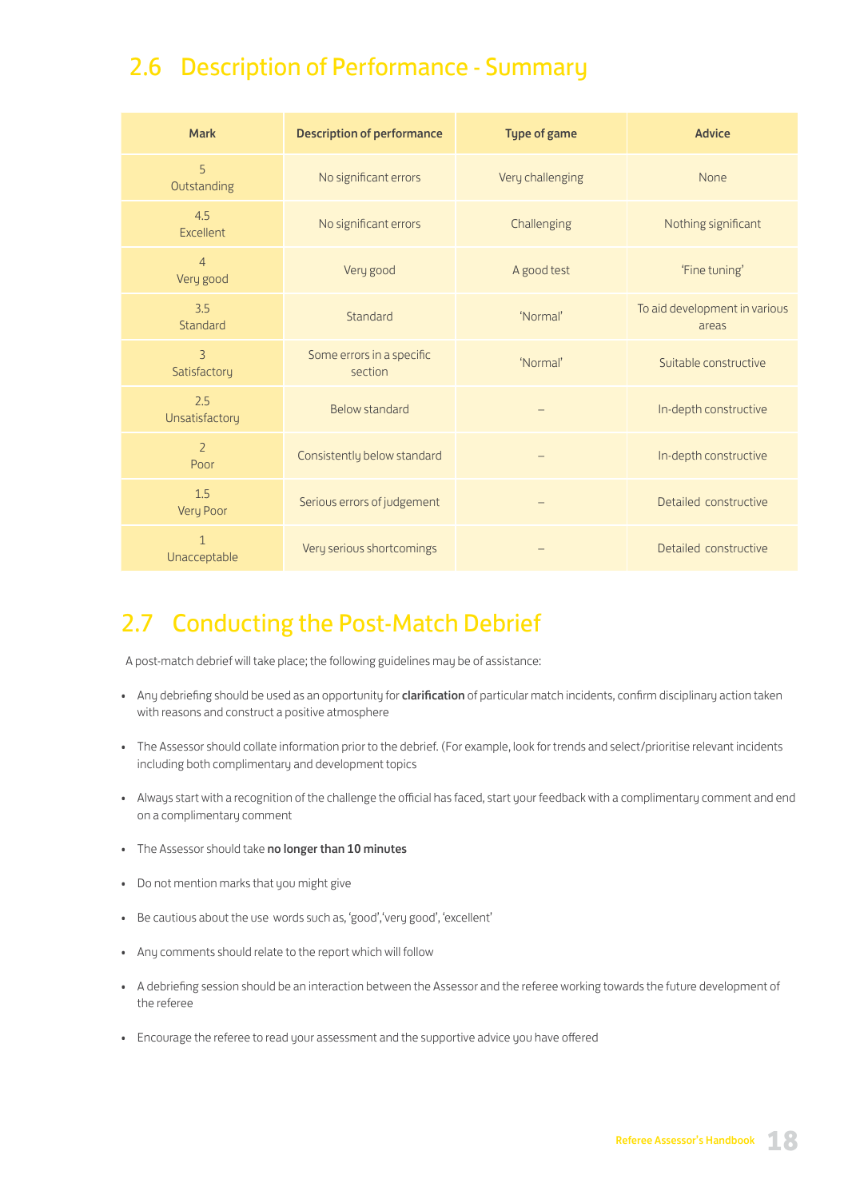## 2.6 Description of Performance - Summary

| Mark | Description of performance | Type of game | Advice |
|---|---|---|---|
| 5 Outstanding | No significant errors | Very challenging | None |
| 4.5 Excellent | No significant errors | Challenging | Nothing significant |
| 4 Very good | Very good | A good test | 'Fine tuning' |
| 3.5 Standard | Standard | 'Normal' | To aid development in various areas |
| 3 Satisfactory | Some errors in a specific section | 'Normal' | Suitable constructive |
| 2.5 Unsatisfactory | Below standard | – | In-depth constructive |
| 2 Poor | Consistently below standard | – | In-depth constructive |
| 1.5 Very Poor | Serious errors of judgement | – | Detailed constructive |
| 1 Unacceptable | Very serious shortcomings | – | Detailed constructive |

## 2.7 Conducting the Post-Match Debrief

A post-match debrief will take place; the following guidelines may be of assistance:

- Any debriefing should be used as an opportunity for **clarification** of particular match incidents, confirm disciplinary action taken with reasons and construct a positive atmosphere
- The Assessor should collate information prior to the debrief. (For example, look for trends and select/prioritise relevant incidents including both complimentary and development topics
- Always start with a recognition of the challenge the official has faced, start your feedback with a complimentary comment and end on a complimentary comment
- The Assessor should take **no longer than 10 minutes**
- Do not mention marks that you might give
- Be cautious about the use words such as, 'good','very good', 'excellent'
- Any comments should relate to the report which will follow
- A debriefing session should be an interaction between the Assessor and the referee working towards the future development of the referee
- Encourage the referee to read your assessment and the supportive advice you have offered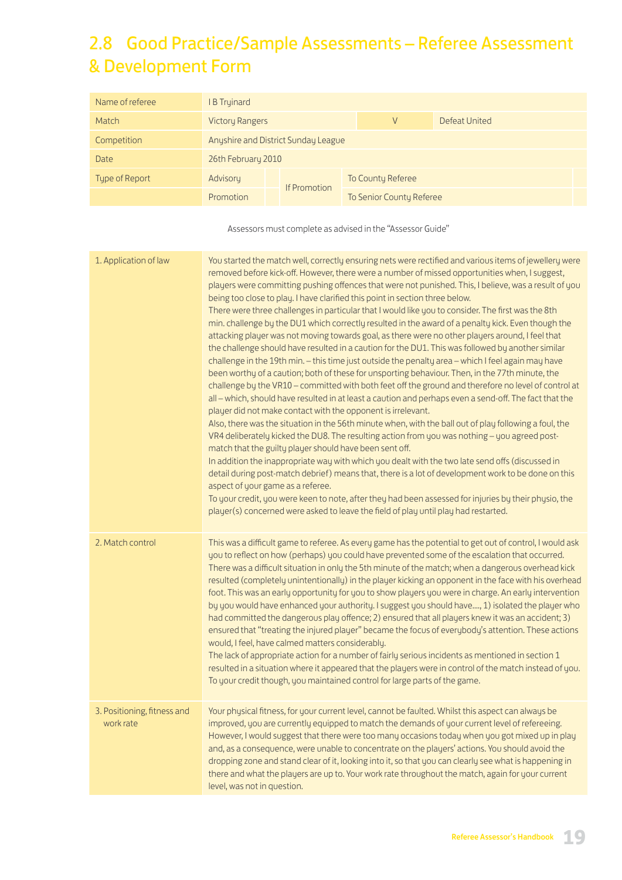## 2.8 Good Practice/Sample Assessments – Referee Assessment & Development Form

| Name of referee | I B Tryinard | | | | |
|---|---|---|---|---|---|
| Match | Victory Rangers | | V | Defeat United | |
| Competition | Anyshire and District Sunday League | | | | |
| Date | 26th February 2010 | | | | |
| Type of Report | Advisory | | If Promotion | To County Referee | |
| | Promotion | | | To Senior County Referee | |

Assessors must complete as advised in the "Assessor Guide"

| | |
|---|---|
| 1. Application of law | You started the match well, correctly ensuring nets were rectified and various items of jewellery were removed before kick-off. However, there were a number of missed opportunities when, I suggest, players were committing pushing offences that were not punished. This, I believe, was a result of you being too close to play. I have clarified this point in section three below.<br>There were three challenges in particular that I would like you to consider. The first was the 8th min. challenge by the DU1 which correctly resulted in the award of a penalty kick. Even though the attacking player was not moving towards goal, as there were no other players around, I feel that the challenge should have resulted in a caution for the DU1. This was followed by another similar challenge in the 19th min. – this time just outside the penalty area – which I feel again may have been worthy of a caution; both of these for unsporting behaviour. Then, in the 77th minute, the challenge by the VR10 – committed with both feet off the ground and therefore no level of control at all – which, should have resulted in at least a caution and perhaps even a send-off. The fact that the player did not make contact with the opponent is irrelevant.<br>Also, there was the situation in the 56th minute when, with the ball out of play following a foul, the VR4 deliberately kicked the DU8. The resulting action from you was nothing – you agreed post-match that the guilty player should have been sent off.<br>In addition the inappropriate way with which you dealt with the two late send offs (discussed in detail during post-match debrief) means that, there is a lot of development work to be done on this aspect of your game as a referee.<br>To your credit, you were keen to note, after they had been assessed for injuries by their physio, the player(s) concerned were asked to leave the field of play until play had restarted. |
| 2. Match control | This was a difficult game to referee. As every game has the potential to get out of control, I would ask you to reflect on how (perhaps) you could have prevented some of the escalation that occurred.<br>There was a difficult situation in only the 5th minute of the match; when a dangerous overhead kick resulted (completely unintentionally) in the player kicking an opponent in the face with his overhead foot. This was an early opportunity for you to show players you were in charge. An early intervention by you would have enhanced your authority. I suggest you should have...., 1) isolated the player who had committed the dangerous play offence; 2) ensured that all players knew it was an accident; 3) ensured that "treating the injured player" became the focus of everybody's attention. These actions would, I feel, have calmed matters considerably.<br>The lack of appropriate action for a number of fairly serious incidents as mentioned in section 1 resulted in a situation where it appeared that the players were in control of the match instead of you. To your credit though, you maintained control for large parts of the game. |
| 3. Positioning, fitness and work rate | Your physical fitness, for your current level, cannot be faulted. Whilst this aspect can always be improved, you are currently equipped to match the demands of your current level of refereeing. However, I would suggest that there were too many occasions today when you got mixed up in play and, as a consequence, were unable to concentrate on the players' actions. You should avoid the dropping zone and stand clear of it, looking into it, so that you can clearly see what is happening in there and what the players are up to. Your work rate throughout the match, again for your current level, was not in question. |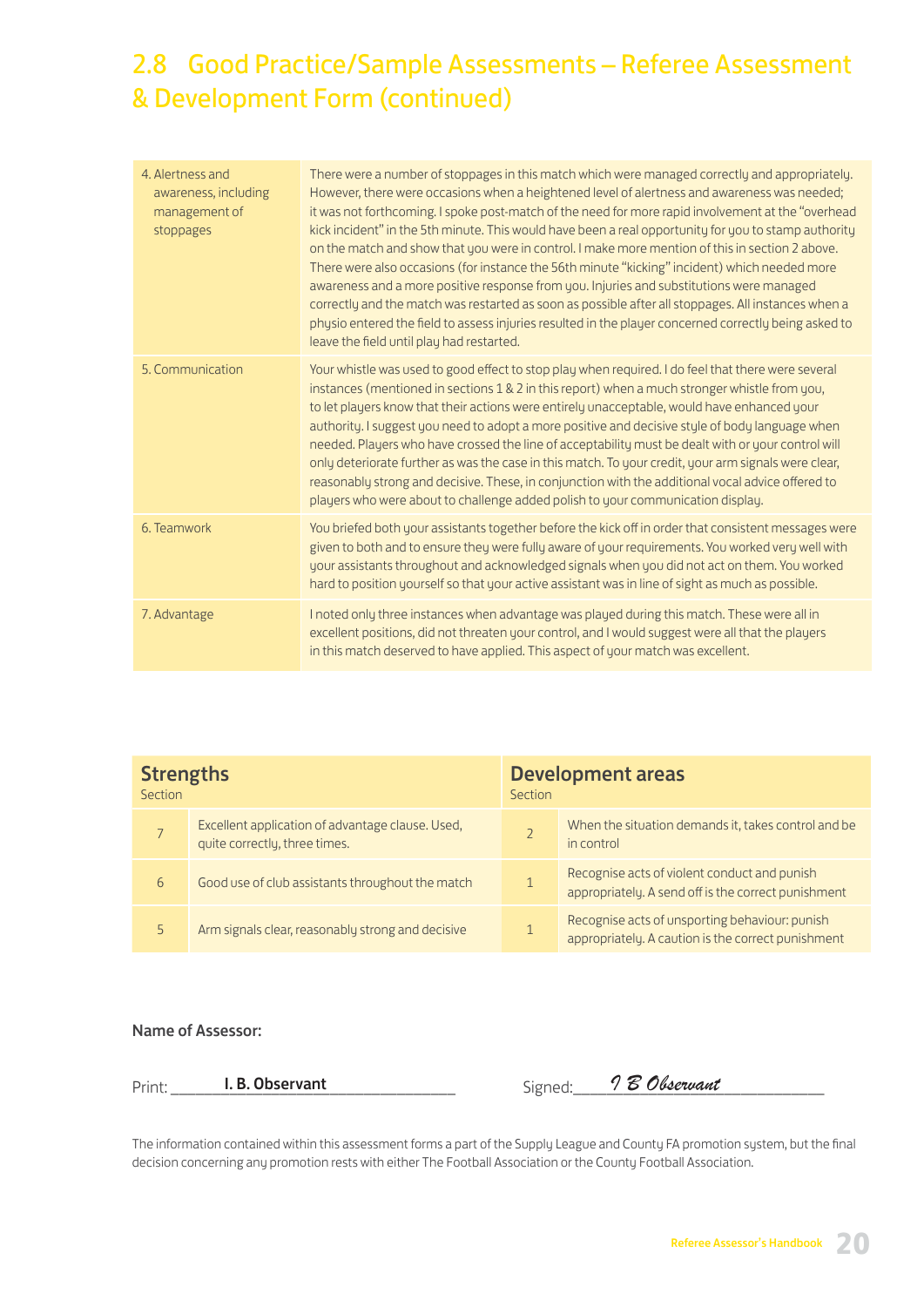## 2.8 Good Practice/Sample Assessments – Referee Assessment & Development Form (continued)

| | |
|---|---|
| 4. Alertness and awareness, including management of stoppages | There were a number of stoppages in this match which were managed correctly and appropriately. However, there were occasions when a heightened level of alertness and awareness was needed; it was not forthcoming. I spoke post-match of the need for more rapid involvement at the "overhead kick incident" in the 5th minute. This would have been a real opportunity for you to stamp authority on the match and show that you were in control. I make more mention of this in section 2 above. There were also occasions (for instance the 56th minute "kicking" incident) which needed more awareness and a more positive response from you. Injuries and substitutions were managed correctly and the match was restarted as soon as possible after all stoppages. All instances when a physio entered the field to assess injuries resulted in the player concerned correctly being asked to leave the field until play had restarted. |
| 5. Communication | Your whistle was used to good effect to stop play when required. I do feel that there were several instances (mentioned in sections 1 & 2 in this report) when a much stronger whistle from you, to let players know that their actions were entirely unacceptable, would have enhanced your authority. I suggest you need to adopt a more positive and decisive style of body language when needed. Players who have crossed the line of acceptability must be dealt with or your control will only deteriorate further as was the case in this match. To your credit, your arm signals were clear, reasonably strong and decisive. These, in conjunction with the additional vocal advice offered to players who were about to challenge added polish to your communication display. |
| 6. Teamwork | You briefed both your assistants together before the kick off in order that consistent messages were given to both and to ensure they were fully aware of your requirements. You worked very well with your assistants throughout and acknowledged signals when you did not act on them. You worked hard to position yourself so that your active assistant was in line of sight as much as possible. |
| 7. Advantage | I noted only three instances when advantage was played during this match. These were all in excellent positions, did not threaten your control, and I would suggest were all that the players in this match deserved to have applied. This aspect of your match was excellent. |

| **Strengths** Section | | **Development areas** Section | |
|---|---|---|---|
| 7 | Excellent application of advantage clause. Used, quite correctly, three times. | 2 | When the situation demands it, takes control and be in control |
| 6 | Good use of club assistants throughout the match | 1 | Recognise acts of violent conduct and punish appropriately. A send off is the correct punishment |
| 5 | Arm signals clear, reasonably strong and decisive | 1 | Recognise acts of unsporting behaviour: punish appropriately. A caution is the correct punishment |

**Name of Assessor:**

Print: **I. B. Observant** Signed: *I B Observant*

The information contained within this assessment forms a part of the Supply League and County FA promotion system, but the final decision concerning any promotion rests with either The Football Association or the County Football Association.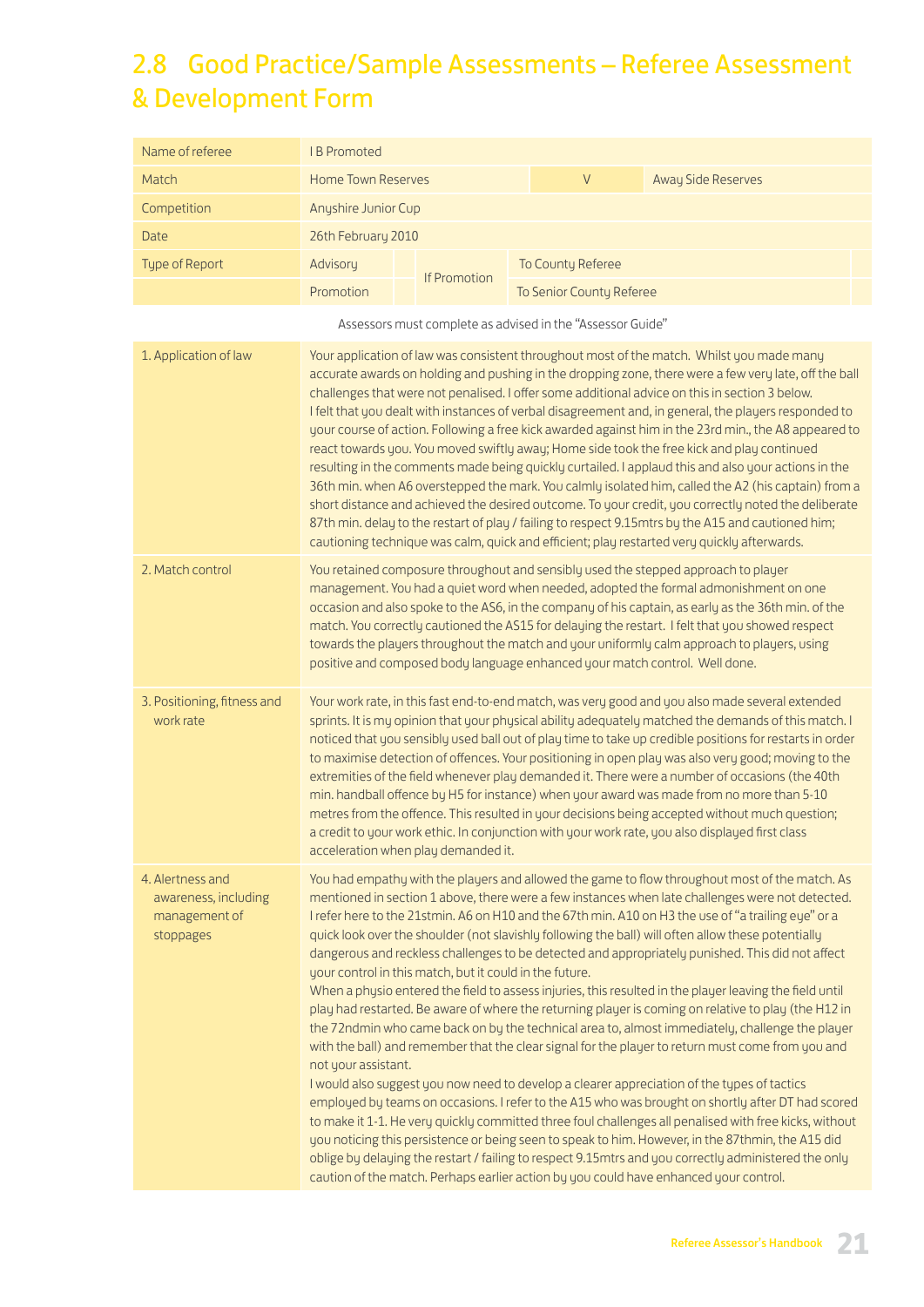# 2.8 Good Practice/Sample Assessments – Referee Assessment & Development Form

| Name of referee | I B Promoted | | | | |
|---|---|---|---|---|---|
| Match | Home Town Reserves | | V | Away Side Reserves | |
| Competition | Anyshire Junior Cup | | | | |
| Date | 26th February 2010 | | | | |
| Type of Report | Advisory | | If Promotion | To County Referee | |
| | Promotion | | | To Senior County Referee | |

Assessors must complete as advised in the "Assessor Guide"

| | |
|---|---|
| 1. Application of law | Your application of law was consistent throughout most of the match. Whilst you made many accurate awards on holding and pushing in the dropping zone, there were a few very late, off the ball challenges that were not penalised. I offer some additional advice on this in section 3 below.<br>I felt that you dealt with instances of verbal disagreement and, in general, the players responded to your course of action. Following a free kick awarded against him in the 23rd min., the A8 appeared to react towards you. You moved swiftly away; Home side took the free kick and play continued resulting in the comments made being quickly curtailed. I applaud this and also your actions in the 36th min. when A6 overstepped the mark. You calmly isolated him, called the A2 (his captain) from a short distance and achieved the desired outcome. To your credit, you correctly noted the deliberate 87th min. delay to the restart of play / failing to respect 9.15mtrs by the A15 and cautioned him; cautioning technique was calm, quick and efficient; play restarted very quickly afterwards. |
| 2. Match control | You retained composure throughout and sensibly used the stepped approach to player management. You had a quiet word when needed, adopted the formal admonishment on one occasion and also spoke to the AS6, in the company of his captain, as early as the 36th min. of the match. You correctly cautioned the AS15 for delaying the restart. I felt that you showed respect towards the players throughout the match and your uniformly calm approach to players, using positive and composed body language enhanced your match control. Well done. |
| 3. Positioning, fitness and work rate | Your work rate, in this fast end-to-end match, was very good and you also made several extended sprints. It is my opinion that your physical ability adequately matched the demands of this match. I noticed that you sensibly used ball out of play time to take up credible positions for restarts in order to maximise detection of offences. Your positioning in open play was also very good; moving to the extremities of the field whenever play demanded it. There were a number of occasions (the 40th min. handball offence by H5 for instance) when your award was made from no more than 5-10 metres from the offence. This resulted in your decisions being accepted without much question; a credit to your work ethic. In conjunction with your work rate, you also displayed first class acceleration when play demanded it. |
| 4. Alertness and awareness, including management of stoppages | You had empathy with the players and allowed the game to flow throughout most of the match. As mentioned in section 1 above, there were a few instances when late challenges were not detected. I refer here to the 21stmin. A6 on H10 and the 67th min. A10 on H3 the use of "a trailing eye" or a quick look over the shoulder (not slavishly following the ball) will often allow these potentially dangerous and reckless challenges to be detected and appropriately punished. This did not affect your control in this match, but it could in the future.<br>When a physio entered the field to assess injuries, this resulted in the player leaving the field until play had restarted. Be aware of where the returning player is coming on relative to play (the H12 in the 72ndmin who came back on by the technical area to, almost immediately, challenge the player with the ball) and remember that the clear signal for the player to return must come from you and not your assistant.<br>I would also suggest you now need to develop a clearer appreciation of the types of tactics employed by teams on occasions. I refer to the A15 who was brought on shortly after DT had scored to make it 1-1. He very quickly committed three foul challenges all penalised with free kicks, without you noticing this persistence or being seen to speak to him. However, in the 87thmin, the A15 did oblige by delaying the restart / failing to respect 9.15mtrs and you correctly administered the only caution of the match. Perhaps earlier action by you could have enhanced your control. |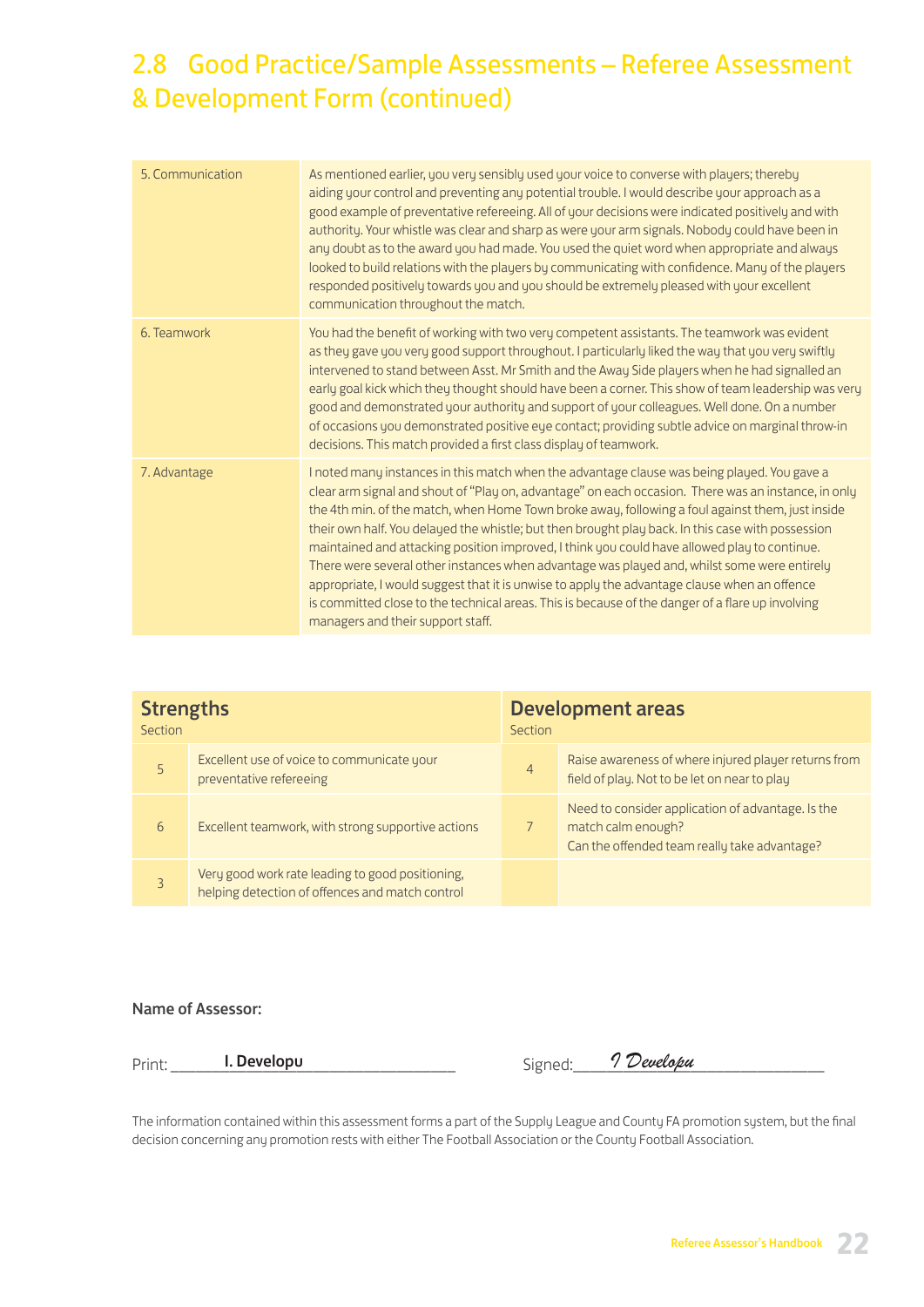## 2.8 Good Practice/Sample Assessments – Referee Assessment & Development Form (continued)

| | |
|---|---|
| 5. Communication | As mentioned earlier, you very sensibly used your voice to converse with players; thereby aiding your control and preventing any potential trouble. I would describe your approach as a good example of preventative refereeing. All of your decisions were indicated positively and with authority. Your whistle was clear and sharp as were your arm signals. Nobody could have been in any doubt as to the award you had made. You used the quiet word when appropriate and always looked to build relations with the players by communicating with confidence. Many of the players responded positively towards you and you should be extremely pleased with your excellent communication throughout the match. |
| 6. Teamwork | You had the benefit of working with two very competent assistants. The teamwork was evident as they gave you very good support throughout. I particularly liked the way that you very swiftly intervened to stand between Asst. Mr Smith and the Away Side players when he had signalled an early goal kick which they thought should have been a corner. This show of team leadership was very good and demonstrated your authority and support of your colleagues. Well done. On a number of occasions you demonstrated positive eye contact; providing subtle advice on marginal throw-in decisions. This match provided a first class display of teamwork. |
| 7. Advantage | I noted many instances in this match when the advantage clause was being played. You gave a clear arm signal and shout of "Play on, advantage" on each occasion. There was an instance, in only the 4th min. of the match, when Home Town broke away, following a foul against them, just inside their own half. You delayed the whistle; but then brought play back. In this case with possession maintained and attacking position improved, I think you could have allowed play to continue. There were several other instances when advantage was played and, whilst some were entirely appropriate, I would suggest that it is unwise to apply the advantage clause when an offence is committed close to the technical areas. This is because of the danger of a flare up involving managers and their support staff. |

| **Strengths** Section | | **Development areas** Section | |
|---|---|---|---|
| 5 | Excellent use of voice to communicate your preventative refereeing | 4 | Raise awareness of where injured player returns from field of play. Not to be let on near to play |
| 6 | Excellent teamwork, with strong supportive actions | 7 | Need to consider application of advantage. Is the match calm enough? Can the offended team really take advantage? |
| 3 | Very good work rate leading to good positioning, helping detection of offences and match control | | |

**Name of Assessor:**

Print: I. Developu　　　　Signed: *I Developu*

The information contained within this assessment forms a part of the Supply League and County FA promotion system, but the final decision concerning any promotion rests with either The Football Association or the County Football Association.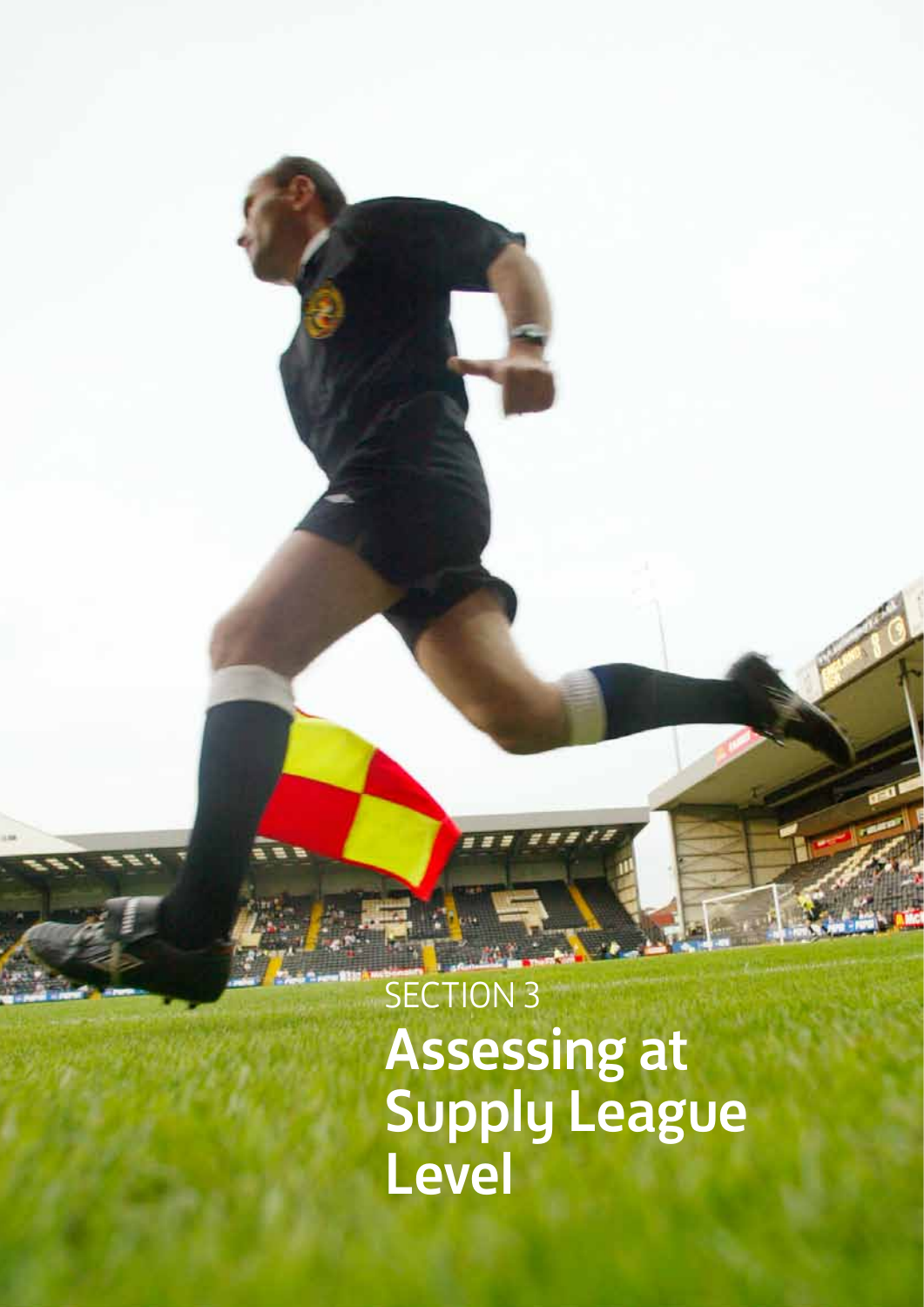SECTION 3

# Assessing at Supply League Level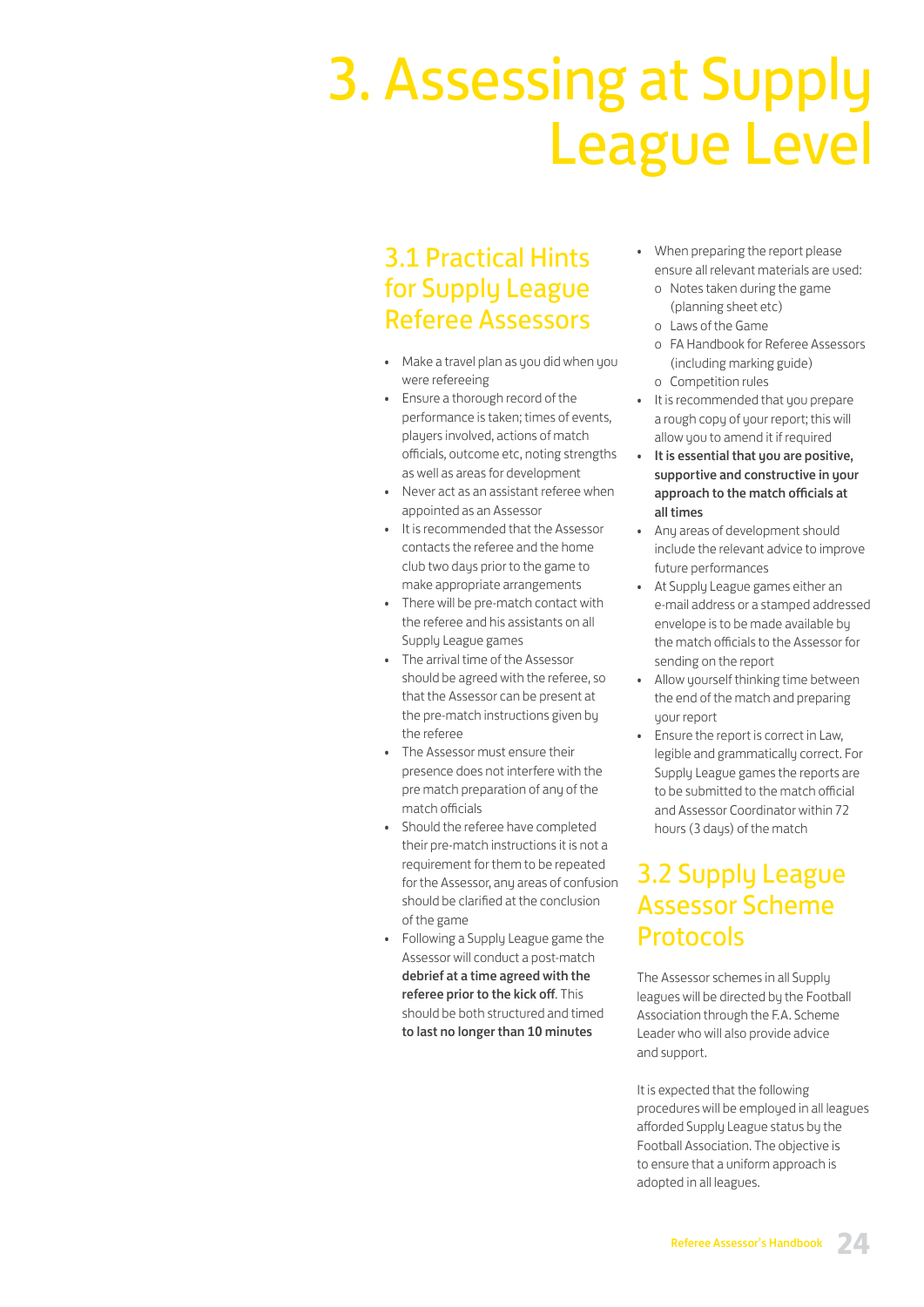# 3. Assessing at Supply League Level

## 3.1 Practical Hints for Supply League Referee Assessors

- Make a travel plan as you did when you were refereeing
- Ensure a thorough record of the performance is taken; times of events, players involved, actions of match officials, outcome etc, noting strengths as well as areas for development
- Never act as an assistant referee when appointed as an Assessor
- It is recommended that the Assessor contacts the referee and the home club two days prior to the game to make appropriate arrangements
- There will be pre-match contact with the referee and his assistants on all Supply League games
- The arrival time of the Assessor should be agreed with the referee, so that the Assessor can be present at the pre-match instructions given by the referee
- The Assessor must ensure their presence does not interfere with the pre match preparation of any of the match officials
- Should the referee have completed their pre-match instructions it is not a requirement for them to be repeated for the Assessor, any areas of confusion should be clarified at the conclusion of the game
- Following a Supply League game the Assessor will conduct a post-match **debrief at a time agreed with the referee prior to the kick off**. This should be both structured and timed **to last no longer than 10 minutes**
- When preparing the report please ensure all relevant materials are used:
  - Notes taken during the game (planning sheet etc)
  - Laws of the Game
  - FA Handbook for Referee Assessors (including marking guide)
  - Competition rules
- It is recommended that you prepare a rough copy of your report; this will allow you to amend it if required
- **It is essential that you are positive, supportive and constructive in your approach to the match officials at all times**
- Any areas of development should include the relevant advice to improve future performances
- At Supply League games either an e-mail address or a stamped addressed envelope is to be made available by the match officials to the Assessor for sending on the report
- Allow yourself thinking time between the end of the match and preparing your report
- Ensure the report is correct in Law, legible and grammatically correct. For Supply League games the reports are to be submitted to the match official and Assessor Coordinator within 72 hours (3 days) of the match

## 3.2 Supply League Assessor Scheme Protocols

The Assessor schemes in all Supply leagues will be directed by the Football Association through the F.A. Scheme Leader who will also provide advice and support.

It is expected that the following procedures will be employed in all leagues afforded Supply League status by the Football Association. The objective is to ensure that a uniform approach is adopted in all leagues.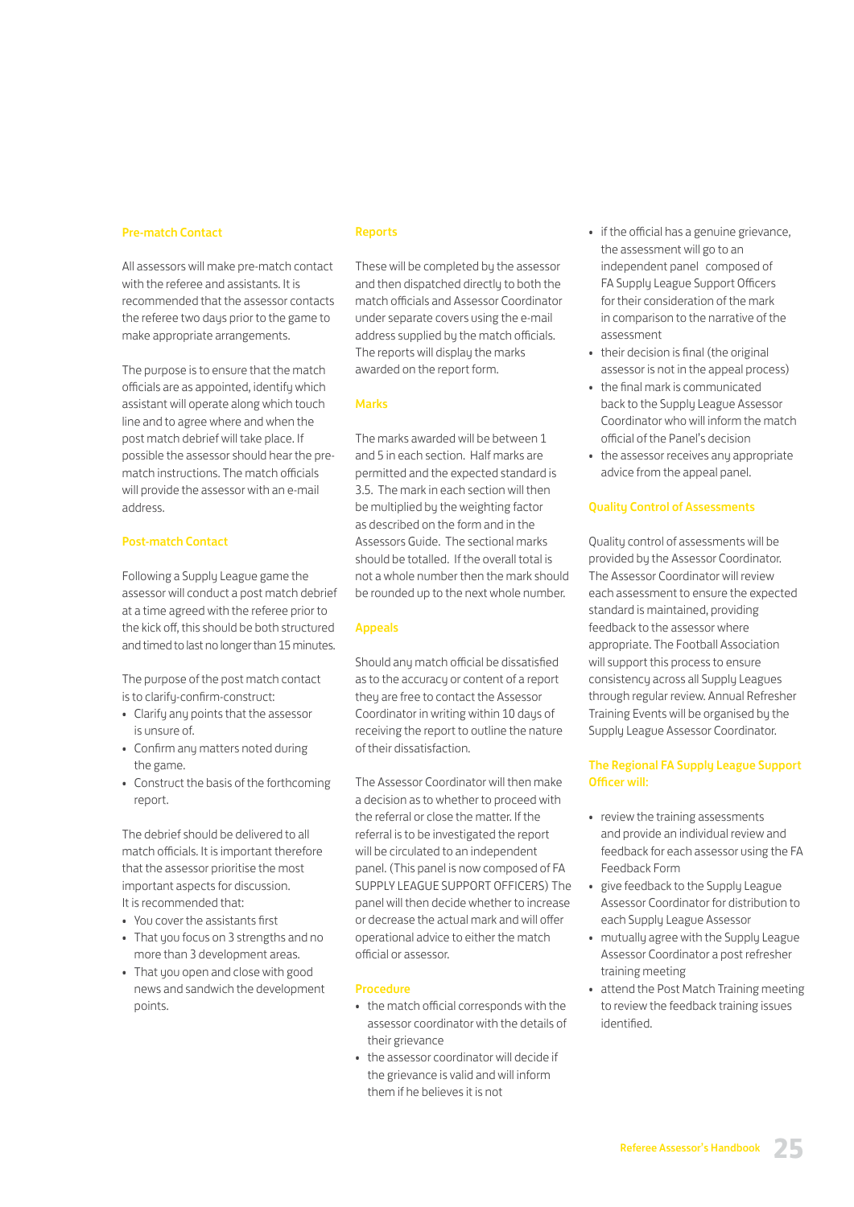## Pre-match Contact

All assessors will make pre-match contact with the referee and assistants. It is recommended that the assessor contacts the referee two days prior to the game to make appropriate arrangements.

The purpose is to ensure that the match officials are as appointed, identify which assistant will operate along which touch line and to agree where and when the post match debrief will take place. If possible the assessor should hear the pre-match instructions. The match officials will provide the assessor with an e-mail address.

## Post-match Contact

Following a Supply League game the assessor will conduct a post match debrief at a time agreed with the referee prior to the kick off, this should be both structured and timed to last no longer than 15 minutes.

The purpose of the post match contact is to clarify-confirm-construct:

- Clarify any points that the assessor is unsure of.
- Confirm any matters noted during the game.
- Construct the basis of the forthcoming report.

The debrief should be delivered to all match officials. It is important therefore that the assessor prioritise the most important aspects for discussion.
It is recommended that:

- You cover the assistants first
- That you focus on 3 strengths and no more than 3 development areas.
- That you open and close with good news and sandwich the development points.

## Reports

These will be completed by the assessor and then dispatched directly to both the match officials and Assessor Coordinator under separate covers using the e-mail address supplied by the match officials. The reports will display the marks awarded on the report form.

## Marks

The marks awarded will be between 1 and 5 in each section. Half marks are permitted and the expected standard is 3.5. The mark in each section will then be multiplied by the weighting factor as described on the form and in the Assessors Guide. The sectional marks should be totalled. If the overall total is not a whole number then the mark should be rounded up to the next whole number.

## Appeals

Should any match official be dissatisfied as to the accuracy or content of a report they are free to contact the Assessor Coordinator in writing within 10 days of receiving the report to outline the nature of their dissatisfaction.

The Assessor Coordinator will then make a decision as to whether to proceed with the referral or close the matter. If the referral is to be investigated the report will be circulated to an independent panel. (This panel is now composed of FA SUPPLY LEAGUE SUPPORT OFFICERS) The panel will then decide whether to increase or decrease the actual mark and will offer operational advice to either the match official or assessor.

## Procedure

- the match official corresponds with the assessor coordinator with the details of their grievance
- the assessor coordinator will decide if the grievance is valid and will inform them if he believes it is not
- if the official has a genuine grievance, the assessment will go to an independent panel composed of FA Supply League Support Officers for their consideration of the mark in comparison to the narrative of the assessment
- their decision is final (the original assessor is not in the appeal process)
- the final mark is communicated back to the Supply League Assessor Coordinator who will inform the match official of the Panel's decision
- the assessor receives any appropriate advice from the appeal panel.

## Quality Control of Assessments

Quality control of assessments will be provided by the Assessor Coordinator. The Assessor Coordinator will review each assessment to ensure the expected standard is maintained, providing feedback to the assessor where appropriate. The Football Association will support this process to ensure consistency across all Supply Leagues through regular review. Annual Refresher Training Events will be organised by the Supply League Assessor Coordinator.

## The Regional FA Supply League Support Officer will:

- review the training assessments and provide an individual review and feedback for each assessor using the FA Feedback Form
- give feedback to the Supply League Assessor Coordinator for distribution to each Supply League Assessor
- mutually agree with the Supply League Assessor Coordinator a post refresher training meeting
- attend the Post Match Training meeting to review the feedback training issues identified.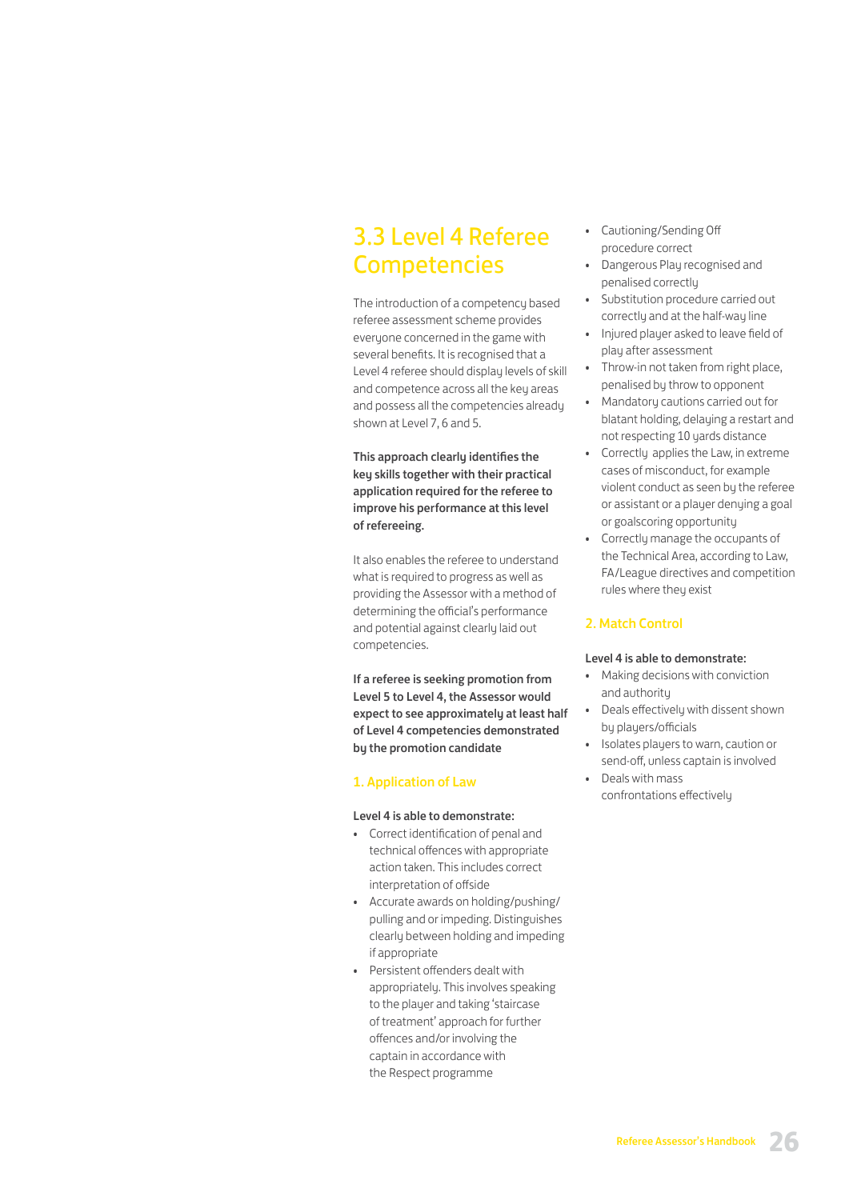## 3.3 Level 4 Referee Competencies

The introduction of a competency based referee assessment scheme provides everyone concerned in the game with several benefits. It is recognised that a Level 4 referee should display levels of skill and competence across all the key areas and possess all the competencies already shown at Level 7, 6 and 5.

**This approach clearly identifies the key skills together with their practical application required for the referee to improve his performance at this level of refereeing.**

It also enables the referee to understand what is required to progress as well as providing the Assessor with a method of determining the official's performance and potential against clearly laid out competencies.

**If a referee is seeking promotion from Level 5 to Level 4, the Assessor would expect to see approximately at least half of Level 4 competencies demonstrated by the promotion candidate**

### 1. Application of Law

**Level 4 is able to demonstrate:**

- Correct identification of penal and technical offences with appropriate action taken. This includes correct interpretation of offside
- Accurate awards on holding/pushing/pulling and or impeding. Distinguishes clearly between holding and impeding if appropriate
- Persistent offenders dealt with appropriately. This involves speaking to the player and taking 'staircase of treatment' approach for further offences and/or involving the captain in accordance with the Respect programme
- Cautioning/Sending Off procedure correct
- Dangerous Play recognised and penalised correctly
- Substitution procedure carried out correctly and at the half-way line
- Injured player asked to leave field of play after assessment
- Throw-in not taken from right place, penalised by throw to opponent
- Mandatory cautions carried out for blatant holding, delaying a restart and not respecting 10 yards distance
- Correctly applies the Law, in extreme cases of misconduct, for example violent conduct as seen by the referee or assistant or a player denying a goal or goalscoring opportunity
- Correctly manage the occupants of the Technical Area, according to Law, FA/League directives and competition rules where they exist

### 2. Match Control

**Level 4 is able to demonstrate:**

- Making decisions with conviction and authority
- Deals effectively with dissent shown by players/officials
- Isolates players to warn, caution or send-off, unless captain is involved
- Deals with mass confrontations effectively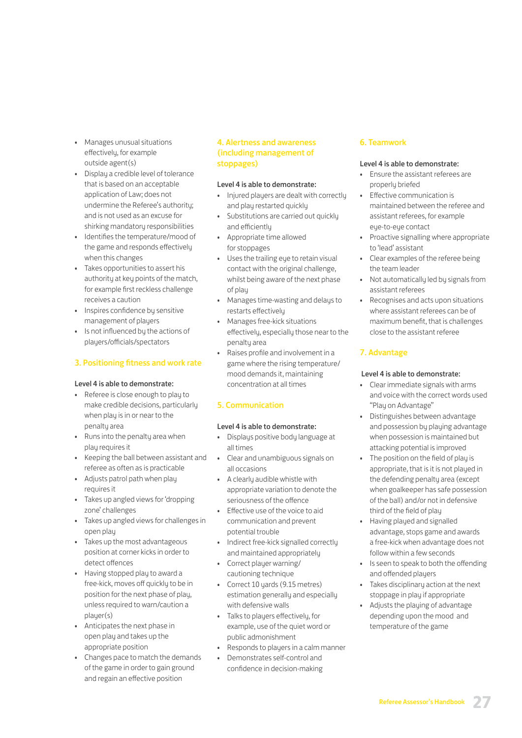- Manages unusual situations effectively, for example outside agent(s)
- Display a credible level of tolerance that is based on an acceptable application of Law; does not undermine the Referee's authority; and is not used as an excuse for shirking mandatory responsibilities
- Identifies the temperature/mood of the game and responds effectively when this changes
- Takes opportunities to assert his authority at key points of the match, for example first reckless challenge receives a caution
- Inspires confidence by sensitive management of players
- Is not influenced by the actions of players/officials/spectators

## 3. Positioning fitness and work rate

**Level 4 is able to demonstrate:**

- Referee is close enough to play to make credible decisions, particularly when play is in or near to the penalty area
- Runs into the penalty area when play requires it
- Keeping the ball between assistant and referee as often as is practicable
- Adjusts patrol path when play requires it
- Takes up angled views for 'dropping zone' challenges
- Takes up angled views for challenges in open play
- Takes up the most advantageous position at corner kicks in order to detect offences
- Having stopped play to award a free-kick, moves off quickly to be in position for the next phase of play, unless required to warn/caution a player(s)
- Anticipates the next phase in open play and takes up the appropriate position
- Changes pace to match the demands of the game in order to gain ground and regain an effective position

## 4. Alertness and awareness (including management of stoppages)

**Level 4 is able to demonstrate:**

- Injured players are dealt with correctly and play restarted quickly
- Substitutions are carried out quickly and efficiently
- Appropriate time allowed for stoppages
- Uses the trailing eye to retain visual contact with the original challenge, whilst being aware of the next phase of play
- Manages time-wasting and delays to restarts effectively
- Manages free-kick situations effectively, especially those near to the penalty area
- Raises profile and involvement in a game where the rising temperature/mood demands it, maintaining concentration at all times

## 5. Communication

**Level 4 is able to demonstrate:**

- Displays positive body language at all times
- Clear and unambiguous signals on all occasions
- A clearly audible whistle with appropriate variation to denote the seriousness of the offence
- Effective use of the voice to aid communication and prevent potential trouble
- Indirect free-kick signalled correctly and maintained appropriately
- Correct player warning/cautioning technique
- Correct 10 yards (9.15 metres) estimation generally and especially with defensive walls
- Talks to players effectively, for example, use of the quiet word or public admonishment
- Responds to players in a calm manner
- Demonstrates self-control and confidence in decision-making

## 6. Teamwork

**Level 4 is able to demonstrate:**

- Ensure the assistant referees are properly briefed
- Effective communication is maintained between the referee and assistant referees, for example eye-to-eye contact
- Proactive signalling where appropriate to 'lead' assistant
- Clear examples of the referee being the team leader
- Not automatically led by signals from assistant referees
- Recognises and acts upon situations where assistant referees can be of maximum benefit, that is challenges close to the assistant referee

## 7. Advantage

**Level 4 is able to demonstrate:**

- Clear immediate signals with arms and voice with the correct words used "Play on Advantage"
- Distinguishes between advantage and possession by playing advantage when possession is maintained but attacking potential is improved
- The position on the field of play is appropriate, that is it is not played in the defending penalty area (except when goalkeeper has safe possession of the ball) and/or not in defensive third of the field of play
- Having played and signalled advantage, stops game and awards a free-kick when advantage does not follow within a few seconds
- Is seen to speak to both the offending and offended players
- Takes disciplinary action at the next stoppage in play if appropriate
- Adjusts the playing of advantage depending upon the mood and temperature of the game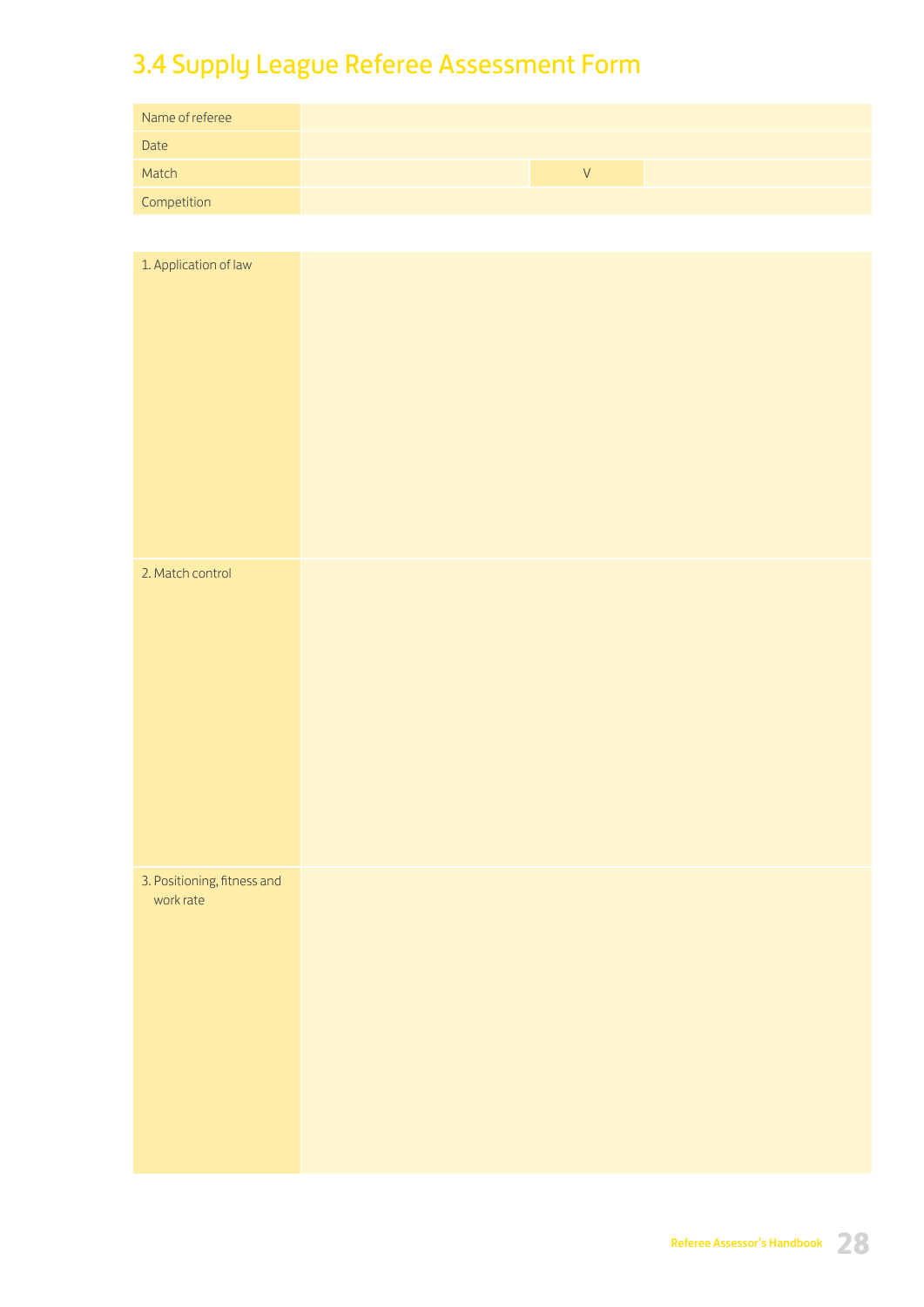## 3.4 Supply League Referee Assessment Form

| Name of referee | | | |
|---|---|---|---|
| Date | | | |
| Match | | V | |
| Competition | | | |

| 1. Application of law | |
|---|---|
| 2. Match control | |
| 3. Positioning, fitness and work rate | |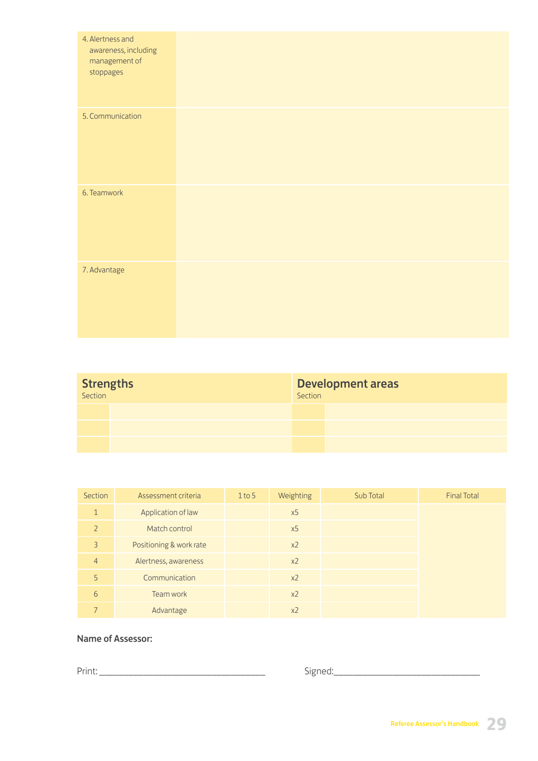| | |
|---|---|
| 4. Alertness and awareness, including management of stoppages | |
| 5. Communication | |
| 6. Teamwork | |
| 7. Advantage | |

| **Strengths** Section | | **Development areas** Section | |
|---|---|---|---|
| | | | |
| | | | |
| | | | |

| Section | Assessment criteria | 1 to 5 | Weighting | Sub Total | Final Total |
|---|---|---|---|---|---|
| 1 | Application of law | | x5 | | |
| 2 | Match control | | x5 | | |
| 3 | Positioning & work rate | | x2 | | |
| 4 | Alertness, awareness | | x2 | | |
| 5 | Communication | | x2 | | |
| 6 | Team work | | x2 | | |
| 7 | Advantage | | x2 | | |

**Name of Assessor:**

Print: ___________________________________ Signed:_______________________________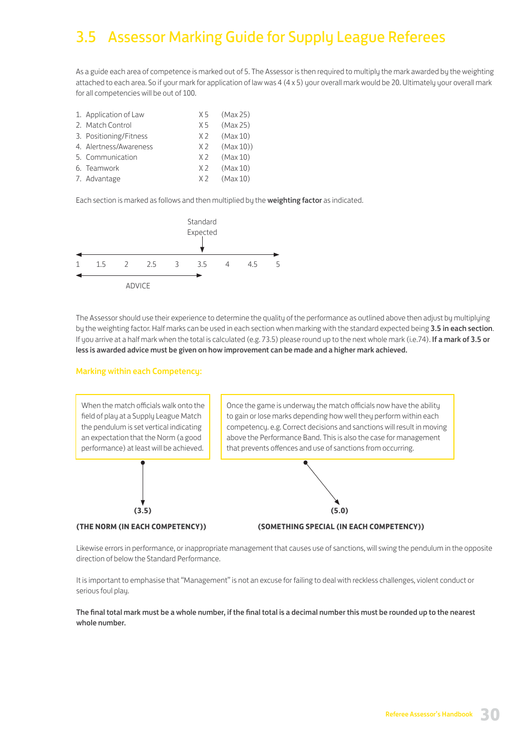# 3.5 Assessor Marking Guide for Supply League Referees

As a guide each area of competence is marked out of 5. The Assessor is then required to multiply the mark awarded by the weighting attached to each area. So if your mark for application of law was 4 (4 x 5) your overall mark would be 20. Ultimately your overall mark for all competencies will be out of 100.

| | | |
|---|---|---|
| 1. Application of Law | X 5 | (Max 25) |
| 2. Match Control | X 5 | (Max 25) |
| 3. Positioning/Fitness | X 2 | (Max 10) |
| 4. Alertness/Awareness | X 2 | (Max 10)) |
| 5. Communication | X 2 | (Max 10) |
| 6. Teamwork | X 2 | (Max 10) |
| 7. Advantage | X 2 | (Max 10) |

Each section is marked as follows and then multiplied by the **weighting factor** as indicated.

Standard Expected (at 3.5)

1 — 1.5 — 2 — 2.5 — 3 — 3.5 — 4 — 4.5 — 5

ADVICE (1 to 3.5)

The Assessor should use their experience to determine the quality of the performance as outlined above then adjust by multiplying by the weighting factor. Half marks can be used in each section when marking with the standard expected being **3.5 in each section**. If you arrive at a half mark when the total is calculated (e.g. 73.5) please round up to the next whole mark (i.e.74). **If a mark of 3.5 or less is awarded advice must be given on how improvement can be made and a higher mark achieved.**

### Marking within each Competency:

When the match officials walk onto the field of play at a Supply League Match the pendulum is set vertical indicating an expectation that the Norm (a good performance) at least will be achieved.

**(3.5)**

**(THE NORM (IN EACH COMPETENCY))**

Once the game is underway the match officials now have the ability to gain or lose marks depending how well they perform within each competency. e.g. Correct decisions and sanctions will result in moving above the Performance Band. This is also the case for management that prevents offences and use of sanctions from occurring.

**(5.0)**

**(SOMETHING SPECIAL (IN EACH COMPETENCY))**

Likewise errors in performance, or inappropriate management that causes use of sanctions, will swing the pendulum in the opposite direction of below the Standard Performance.

It is important to emphasise that "Management" is not an excuse for failing to deal with reckless challenges, violent conduct or serious foul play.

**The final total mark must be a whole number, if the final total is a decimal number this must be rounded up to the nearest whole number.**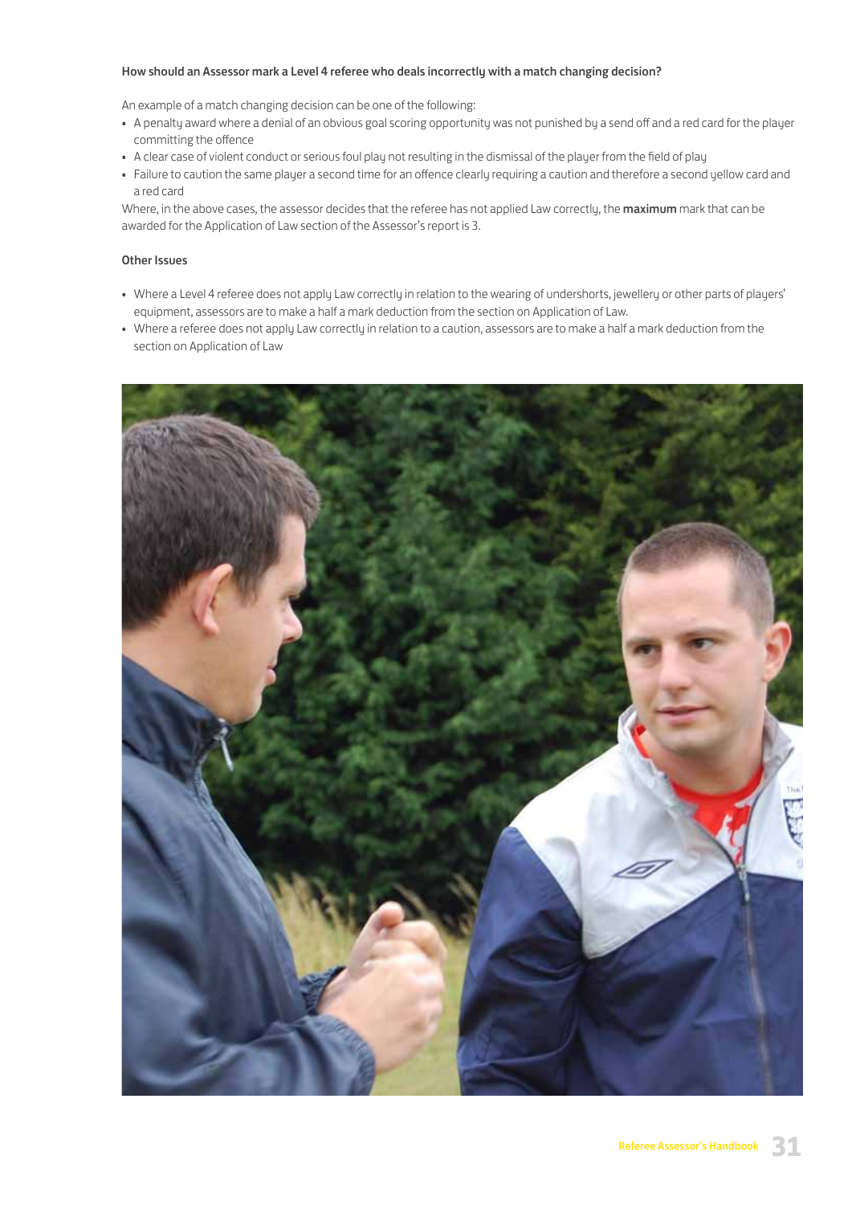### How should an Assessor mark a Level 4 referee who deals incorrectly with a match changing decision?

An example of a match changing decision can be one of the following:

- A penalty award where a denial of an obvious goal scoring opportunity was not punished by a send off and a red card for the player committing the offence
- A clear case of violent conduct or serious foul play not resulting in the dismissal of the player from the field of play
- Failure to caution the same player a second time for an offence clearly requiring a caution and therefore a second yellow card and a red card

Where, in the above cases, the assessor decides that the referee has not applied Law correctly, the **maximum** mark that can be awarded for the Application of Law section of the Assessor's report is 3.

### Other Issues

- Where a Level 4 referee does not apply Law correctly in relation to the wearing of undershorts, jewellery or other parts of players' equipment, assessors are to make a half a mark deduction from the section on Application of Law.
- Where a referee does not apply Law correctly in relation to a caution, assessors are to make a half a mark deduction from the section on Application of Law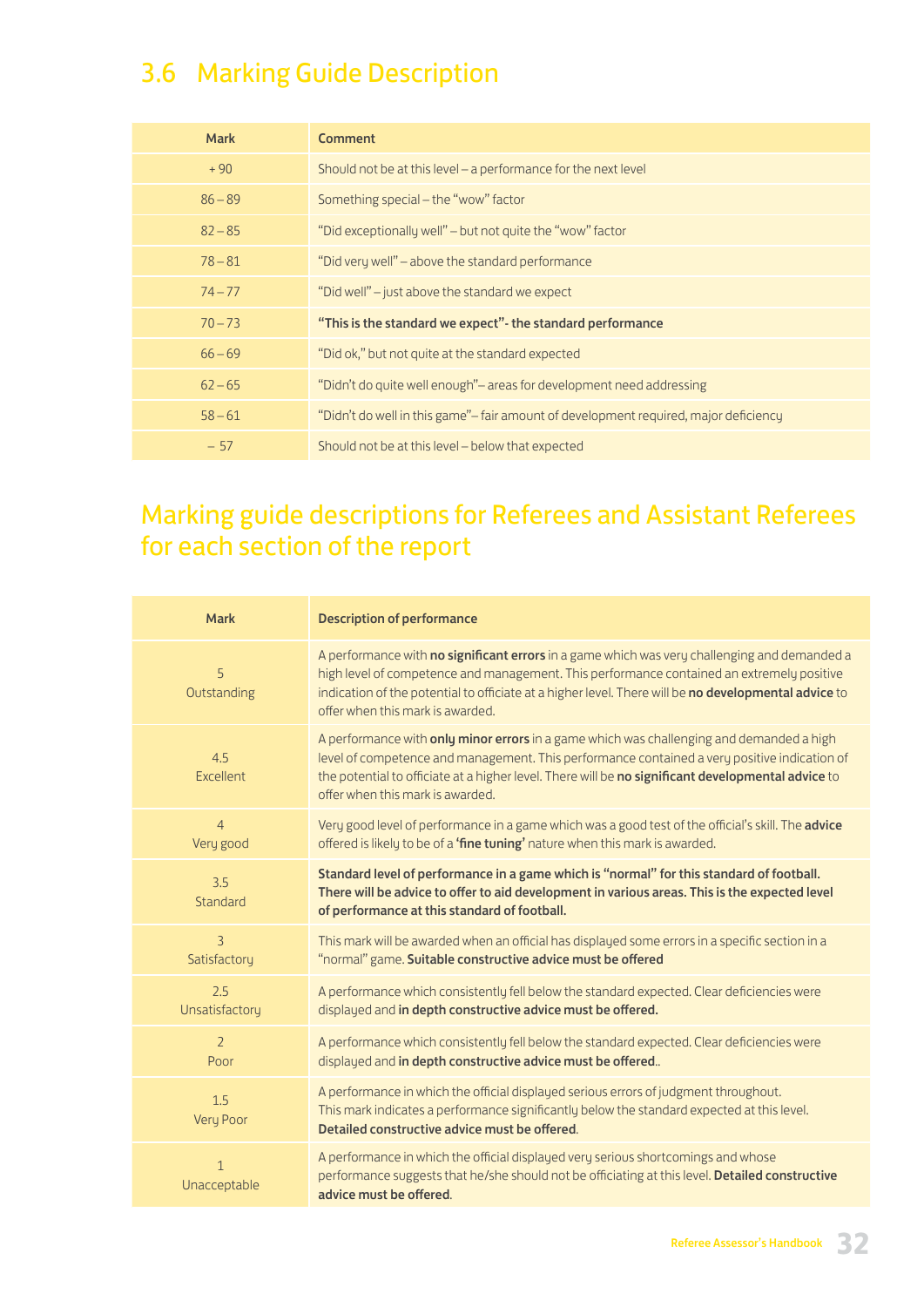## 3.6 Marking Guide Description

| Mark | Comment |
| --- | --- |
| + 90 | Should not be at this level – a performance for the next level |
| 86 – 89 | Something special – the "wow" factor |
| 82 – 85 | "Did exceptionally well" – but not quite the "wow" factor |
| 78 – 81 | "Did very well" – above the standard performance |
| 74 – 77 | "Did well" – just above the standard we expect |
| 70 – 73 | **"This is the standard we expect"- the standard performance** |
| 66 – 69 | "Did ok," but not quite at the standard expected |
| 62 – 65 | "Didn't do quite well enough"– areas for development need addressing |
| 58 – 61 | "Didn't do well in this game"– fair amount of development required, major deficiency |
| – 57 | Should not be at this level – below that expected |

## Marking guide descriptions for Referees and Assistant Referees for each section of the report

| Mark | Description of performance |
| --- | --- |
| 5 Outstanding | A performance with **no significant errors** in a game which was very challenging and demanded a high level of competence and management. This performance contained an extremely positive indication of the potential to officiate at a higher level. There will be **no developmental advice** to offer when this mark is awarded. |
| 4.5 Excellent | A performance with **only minor errors** in a game which was challenging and demanded a high level of competence and management. This performance contained a very positive indication of the potential to officiate at a higher level. There will be **no significant developmental advice** to offer when this mark is awarded. |
| 4 Very good | Very good level of performance in a game which was a good test of the official's skill. The **advice** offered is likely to be of a **'fine tuning'** nature when this mark is awarded. |
| 3.5 Standard | **Standard level of performance in a game which is "normal" for this standard of football. There will be advice to offer to aid development in various areas. This is the expected level of performance at this standard of football.** |
| 3 Satisfactory | This mark will be awarded when an official has displayed some errors in a specific section in a "normal" game. **Suitable constructive advice must be offered** |
| 2.5 Unsatisfactory | A performance which consistently fell below the standard expected. Clear deficiencies were displayed and **in depth constructive advice must be offered.** |
| 2 Poor | A performance which consistently fell below the standard expected. Clear deficiencies were displayed and **in depth constructive advice must be offered.**. |
| 1.5 Very Poor | A performance in which the official displayed serious errors of judgment throughout. This mark indicates a performance significantly below the standard expected at this level. **Detailed constructive advice must be offered**. |
| 1 Unacceptable | A performance in which the official displayed very serious shortcomings and whose performance suggests that he/she should not be officiating at this level. **Detailed constructive advice must be offered**. |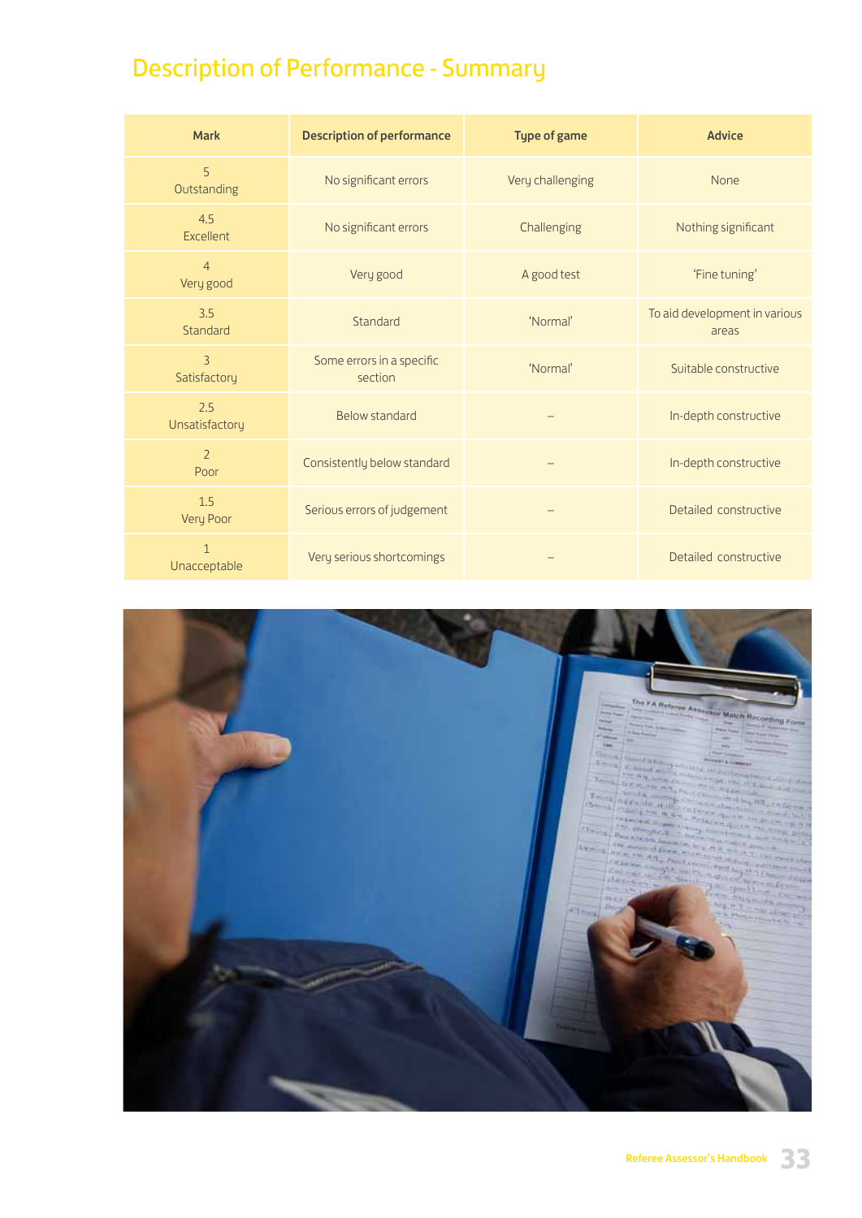# Description of Performance - Summary

| Mark | Description of performance | Type of game | Advice |
|---|---|---|---|
| 5 Outstanding | No significant errors | Very challenging | None |
| 4.5 Excellent | No significant errors | Challenging | Nothing significant |
| 4 Very good | Very good | A good test | 'Fine tuning' |
| 3.5 Standard | Standard | 'Normal' | To aid development in various areas |
| 3 Satisfactory | Some errors in a specific section | 'Normal' | Suitable constructive |
| 2.5 Unsatisfactory | Below standard | – | In-depth constructive |
| 2 Poor | Consistently below standard | – | In-depth constructive |
| 1.5 Very Poor | Serious errors of judgement | – | Detailed constructive |
| 1 Unacceptable | Very serious shortcomings | – | Detailed constructive |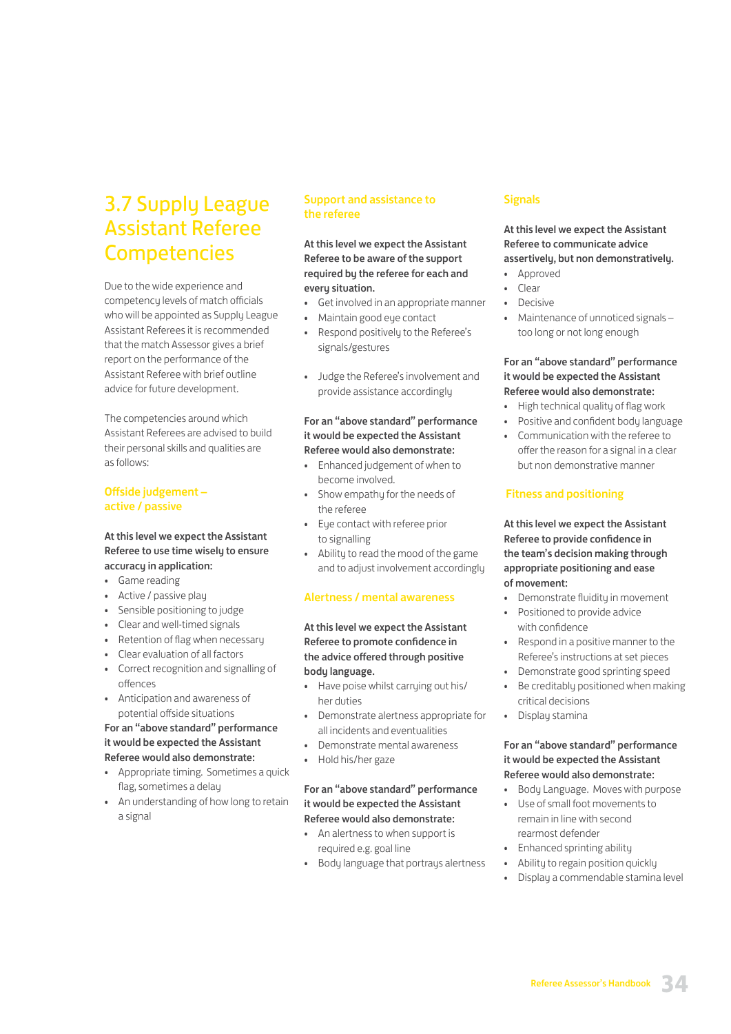## 3.7 Supply League Assistant Referee Competencies

Due to the wide experience and competency levels of match officials who will be appointed as Supply League Assistant Referees it is recommended that the match Assessor gives a brief report on the performance of the Assistant Referee with brief outline advice for future development.

The competencies around which Assistant Referees are advised to build their personal skills and qualities are as follows:

### Offside judgement – active / passive

**At this level we expect the Assistant Referee to use time wisely to ensure accuracy in application:**

- Game reading
- Active / passive play
- Sensible positioning to judge
- Clear and well-timed signals
- Retention of flag when necessary
- Clear evaluation of all factors
- Correct recognition and signalling of offences
- Anticipation and awareness of potential offside situations

**For an "above standard" performance it would be expected the Assistant Referee would also demonstrate:**

- Appropriate timing. Sometimes a quick flag, sometimes a delay
- An understanding of how long to retain a signal

### Support and assistance to the referee

**At this level we expect the Assistant Referee to be aware of the support required by the referee for each and every situation.**

- Get involved in an appropriate manner
- Maintain good eye contact
- Respond positively to the Referee's signals/gestures
- Judge the Referee's involvement and provide assistance accordingly

**For an "above standard" performance it would be expected the Assistant Referee would also demonstrate:**

- Enhanced judgement of when to become involved.
- Show empathy for the needs of the referee
- Eye contact with referee prior to signalling
- Ability to read the mood of the game and to adjust involvement accordingly

### Alertness / mental awareness

**At this level we expect the Assistant Referee to promote confidence in the advice offered through positive body language.**

- Have poise whilst carrying out his/her duties
- Demonstrate alertness appropriate for all incidents and eventualities
- Demonstrate mental awareness
- Hold his/her gaze

**For an "above standard" performance it would be expected the Assistant Referee would also demonstrate:**

- An alertness to when support is required e.g. goal line
- Body language that portrays alertness

### Signals

**At this level we expect the Assistant Referee to communicate advice assertively, but non demonstratively.**

- Approved
- Clear
- Decisive
- Maintenance of unnoticed signals – too long or not long enough

**For an "above standard" performance it would be expected the Assistant Referee would also demonstrate:**

- High technical quality of flag work
- Positive and confident body language
- Communication with the referee to offer the reason for a signal in a clear but non demonstrative manner

### Fitness and positioning

**At this level we expect the Assistant Referee to provide confidence in the team's decision making through appropriate positioning and ease of movement:**

- Demonstrate fluidity in movement
- Positioned to provide advice with confidence
- Respond in a positive manner to the Referee's instructions at set pieces
- Demonstrate good sprinting speed
- Be creditably positioned when making critical decisions
- Display stamina

**For an "above standard" performance it would be expected the Assistant Referee would also demonstrate:**

- Body Language. Moves with purpose
- Use of small foot movements to remain in line with second rearmost defender
- Enhanced sprinting ability
- Ability to regain position quickly
- Display a commendable stamina level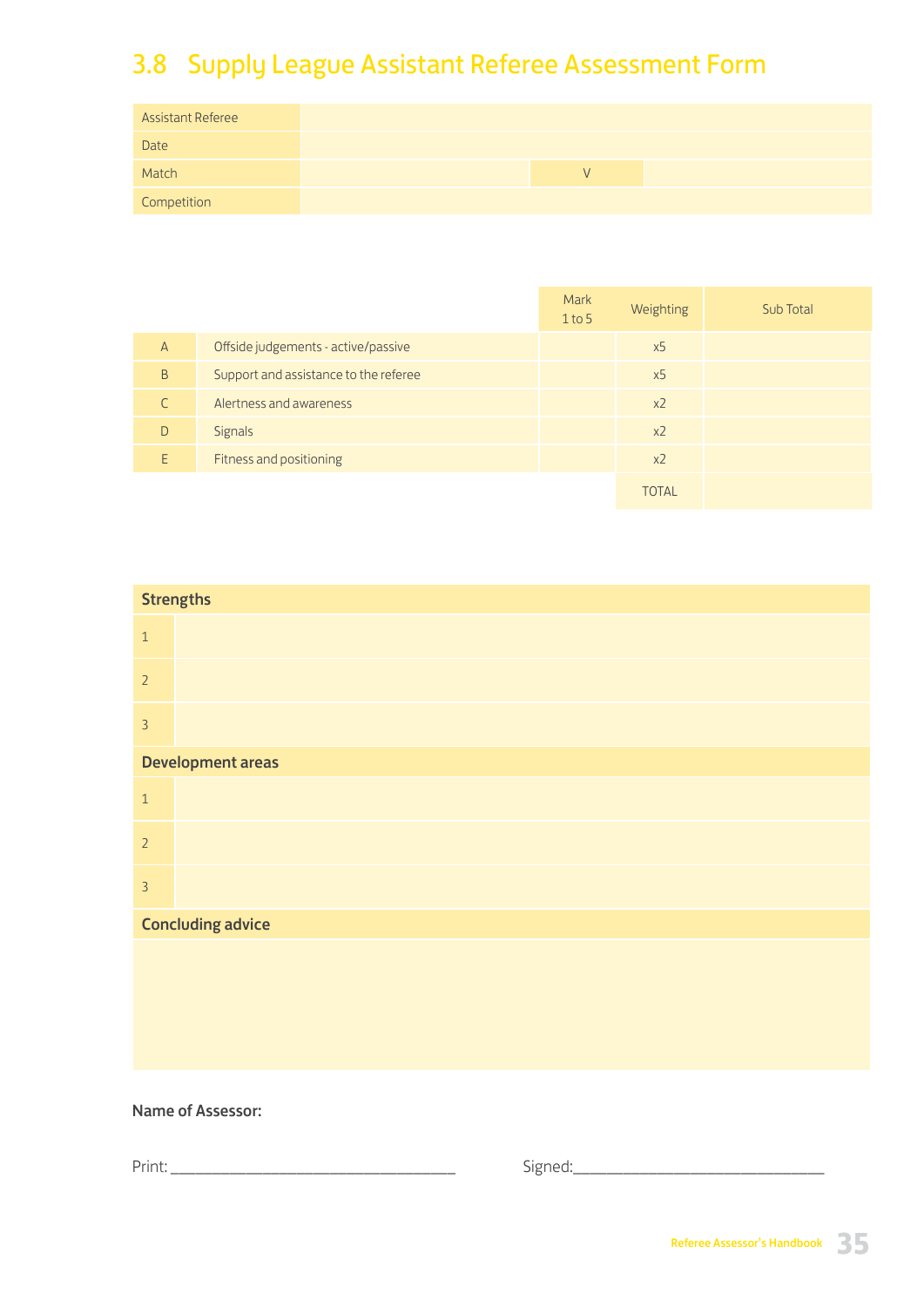## 3.8 Supply League Assistant Referee Assessment Form

| | | | |
|---|---|---|---|
| Assistant Referee | | | |
| Date | | | |
| Match | | V | |
| Competition | | | |

| | | Mark 1 to 5 | Weighting | Sub Total |
|---|---|---|---|---|
| A | Offside judgements - active/passive | | x5 | |
| B | Support and assistance to the referee | | x5 | |
| C | Alertness and awareness | | x2 | |
| D | Signals | | x2 | |
| E | Fitness and positioning | | x2 | |
| | | | TOTAL | |

| **Strengths** | |
|---|---|
| 1 | |
| 2 | |
| 3 | |
| **Development areas** | |
| 1 | |
| 2 | |
| 3 | |
| **Concluding advice** | |
| | |

**Name of Assessor:**

Print: ______________________________ Signed: ___________________________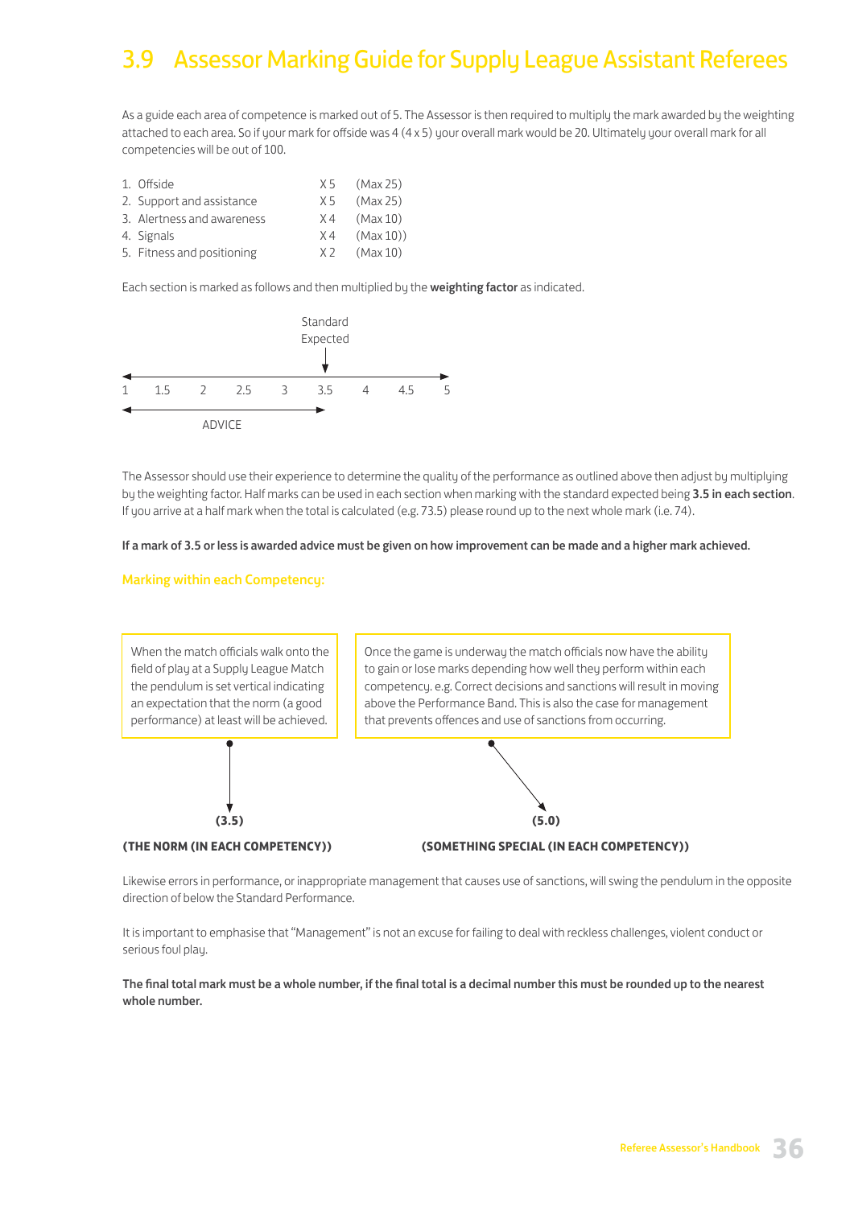# 3.9 Assessor Marking Guide for Supply League Assistant Referees

As a guide each area of competence is marked out of 5. The Assessor is then required to multiply the mark awarded by the weighting attached to each area. So if your mark for offside was 4 (4 x 5) your overall mark would be 20. Ultimately your overall mark for all competencies will be out of 100.

| | | |
|---|---|---|
| 1. Offside | X 5 | (Max 25) |
| 2. Support and assistance | X 5 | (Max 25) |
| 3. Alertness and awareness | X 4 | (Max 10) |
| 4. Signals | X 4 | (Max 10)) |
| 5. Fitness and positioning | X 2 | (Max 10) |

Each section is marked as follows and then multiplied by the **weighting factor** as indicated.

Standard Expected

1 1.5 2 2.5 3 3.5 4 4.5 5

ADVICE

The Assessor should use their experience to determine the quality of the performance as outlined above then adjust by multiplying by the weighting factor. Half marks can be used in each section when marking with the standard expected being **3.5 in each section**. If you arrive at a half mark when the total is calculated (e.g. 73.5) please round up to the next whole mark (i.e. 74).

**If a mark of 3.5 or less is awarded advice must be given on how improvement can be made and a higher mark achieved.**

### Marking within each Competency:

When the match officials walk onto the field of play at a Supply League Match the pendulum is set vertical indicating an expectation that the norm (a good performance) at least will be achieved.

**(3.5)**

**(THE NORM (IN EACH COMPETENCY))**

Once the game is underway the match officials now have the ability to gain or lose marks depending how well they perform within each competency. e.g. Correct decisions and sanctions will result in moving above the Performance Band. This is also the case for management that prevents offences and use of sanctions from occurring.

**(5.0)**

**(SOMETHING SPECIAL (IN EACH COMPETENCY))**

Likewise errors in performance, or inappropriate management that causes use of sanctions, will swing the pendulum in the opposite direction of below the Standard Performance.

It is important to emphasise that "Management" is not an excuse for failing to deal with reckless challenges, violent conduct or serious foul play.

**The final total mark must be a whole number, if the final total is a decimal number this must be rounded up to the nearest whole number.**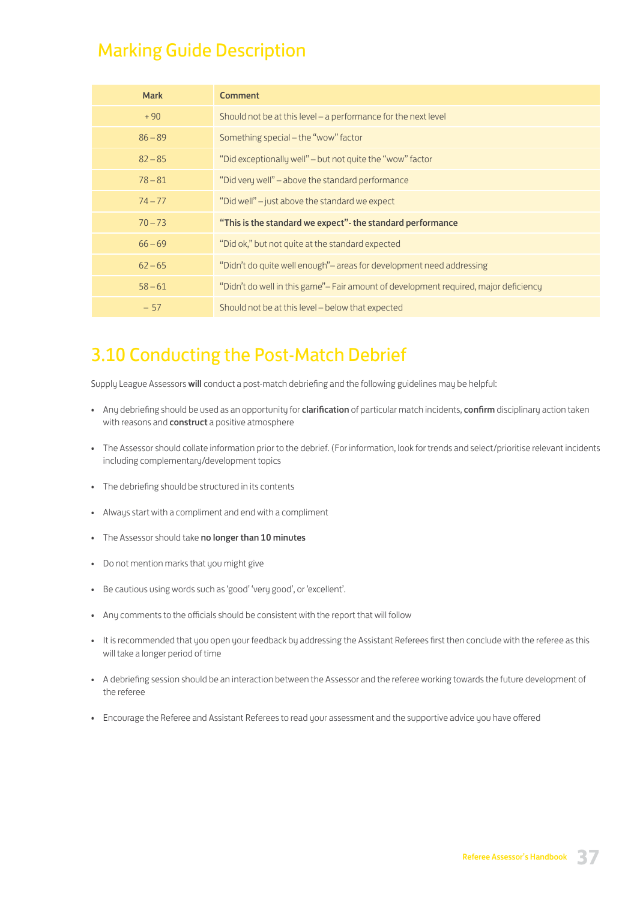## Marking Guide Description

| Mark | Comment |
|---|---|
| + 90 | Should not be at this level – a performance for the next level |
| 86 – 89 | Something special – the "wow" factor |
| 82 – 85 | "Did exceptionally well" – but not quite the "wow" factor |
| 78 – 81 | "Did very well" – above the standard performance |
| 74 – 77 | "Did well" – just above the standard we expect |
| 70 – 73 | **"This is the standard we expect"- the standard performance** |
| 66 – 69 | "Did ok," but not quite at the standard expected |
| 62 – 65 | "Didn't do quite well enough"– areas for development need addressing |
| 58 – 61 | "Didn't do well in this game"– Fair amount of development required, major deficiency |
| – 57 | Should not be at this level – below that expected |

## 3.10 Conducting the Post-Match Debrief

Supply League Assessors **will** conduct a post-match debriefing and the following guidelines may be helpful:

- Any debriefing should be used as an opportunity for **clarification** of particular match incidents, **confirm** disciplinary action taken with reasons and **construct** a positive atmosphere
- The Assessor should collate information prior to the debrief. (For information, look for trends and select/prioritise relevant incidents including complementary/development topics
- The debriefing should be structured in its contents
- Always start with a compliment and end with a compliment
- The Assessor should take **no longer than 10 minutes**
- Do not mention marks that you might give
- Be cautious using words such as 'good' 'very good', or 'excellent'.
- Any comments to the officials should be consistent with the report that will follow
- It is recommended that you open your feedback by addressing the Assistant Referees first then conclude with the referee as this will take a longer period of time
- A debriefing session should be an interaction between the Assessor and the referee working towards the future development of the referee
- Encourage the Referee and Assistant Referees to read your assessment and the supportive advice you have offered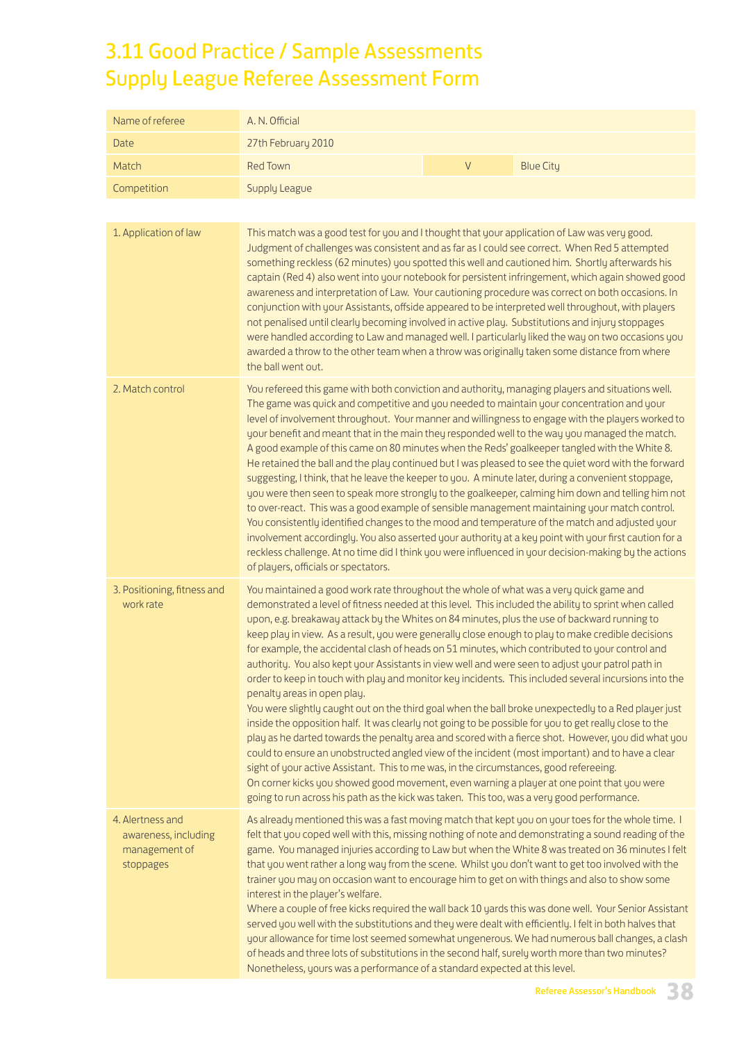# 3.11 Good Practice / Sample Assessments

## Supply League Referee Assessment Form

| Name of referee | A. N. Official | | |
|---|---|---|---|
| Date | 27th February 2010 | | |
| Match | Red Town | V | Blue City |
| Competition | Supply League | | |

| | |
|---|---|
| 1. Application of law | This match was a good test for you and I thought that your application of Law was very good. Judgment of challenges was consistent and as far as I could see correct. When Red 5 attempted something reckless (62 minutes) you spotted this well and cautioned him. Shortly afterwards his captain (Red 4) also went into your notebook for persistent infringement, which again showed good awareness and interpretation of Law. Your cautioning procedure was correct on both occasions. In conjunction with your Assistants, offside appeared to be interpreted well throughout, with players not penalised until clearly becoming involved in active play. Substitutions and injury stoppages were handled according to Law and managed well. I particularly liked the way on two occasions you awarded a throw to the other team when a throw was originally taken some distance from where the ball went out. |
| 2. Match control | You refereed this game with both conviction and authority, managing players and situations well. The game was quick and competitive and you needed to maintain your concentration and your level of involvement throughout. Your manner and willingness to engage with the players worked to your benefit and meant that in the main they responded well to the way you managed the match. A good example of this came on 80 minutes when the Reds' goalkeeper tangled with the White 8. He retained the ball and the play continued but I was pleased to see the quiet word with the forward suggesting, I think, that he leave the keeper to you. A minute later, during a convenient stoppage, you were then seen to speak more strongly to the goalkeeper, calming him down and telling him not to over-react. This was a good example of sensible management maintaining your match control. You consistently identified changes to the mood and temperature of the match and adjusted your involvement accordingly. You also asserted your authority at a key point with your first caution for a reckless challenge. At no time did I think you were influenced in your decision-making by the actions of players, officials or spectators. |
| 3. Positioning, fitness and work rate | You maintained a good work rate throughout the whole of what was a very quick game and demonstrated a level of fitness needed at this level. This included the ability to sprint when called upon, e.g. breakaway attack by the Whites on 84 minutes, plus the use of backward running to keep play in view. As a result, you were generally close enough to play to make credible decisions for example, the accidental clash of heads on 51 minutes, which contributed to your control and authority. You also kept your Assistants in view well and were seen to adjust your patrol path in order to keep in touch with play and monitor key incidents. This included several incursions into the penalty areas in open play.<br>You were slightly caught out on the third goal when the ball broke unexpectedly to a Red player just inside the opposition half. It was clearly not going to be possible for you to get really close to the play as he darted towards the penalty area and scored with a fierce shot. However, you did what you could to ensure an unobstructed angled view of the incident (most important) and to have a clear sight of your active Assistant. This to me was, in the circumstances, good refereeing.<br>On corner kicks you showed good movement, even warning a player at one point that you were going to run across his path as the kick was taken. This too, was a very good performance. |
| 4. Alertness and awareness, including management of stoppages | As already mentioned this was a fast moving match that kept you on your toes for the whole time. I felt that you coped well with this, missing nothing of note and demonstrating a sound reading of the game. You managed injuries according to Law but when the White 8 was treated on 36 minutes I felt that you went rather a long way from the scene. Whilst you don't want to get too involved with the trainer you may on occasion want to encourage him to get on with things and also to show some interest in the player's welfare.<br>Where a couple of free kicks required the wall back 10 yards this was done well. Your Senior Assistant served you well with the substitutions and they were dealt with efficiently. I felt in both halves that your allowance for time lost seemed somewhat ungenerous. We had numerous ball changes, a clash of heads and three lots of substitutions in the second half, surely worth more than two minutes? Nonetheless, yours was a performance of a standard expected at this level. |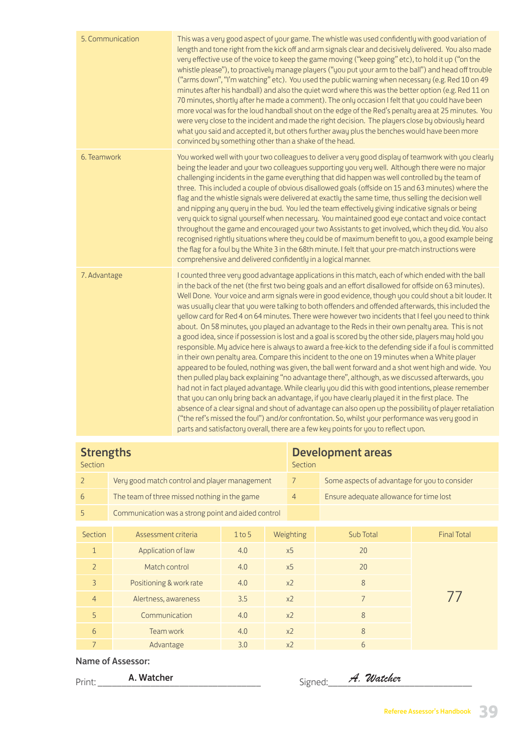| | |
|---|---|
| 5. Communication | This was a very good aspect of your game. The whistle was used confidently with good variation of length and tone right from the kick off and arm signals clear and decisively delivered. You also made very effective use of the voice to keep the game moving ("keep going" etc), to hold it up ("on the whistle please"), to proactively manage players ("you put your arm to the ball") and head off trouble ("arms down", "I'm watching" etc). You used the public warning when necessary (e.g. Red 10 on 49 minutes after his handball) and also the quiet word where this was the better option (e.g. Red 11 on 70 minutes, shortly after he made a comment). The only occasion I felt that you could have been more vocal was for the loud handball shout on the edge of the Red's penalty area at 25 minutes. You were very close to the incident and made the right decision. The players close by obviously heard what you said and accepted it, but others further away plus the benches would have been more convinced by something other than a shake of the head. |
| 6. Teamwork | You worked well with your two colleagues to deliver a very good display of teamwork with you clearly being the leader and your two colleagues supporting you very well. Although there were no major challenging incidents in the game everything that did happen was well controlled by the team of three. This included a couple of obvious disallowed goals (offside on 15 and 63 minutes) where the flag and the whistle signals were delivered at exactly the same time, thus selling the decision well and nipping any query in the bud. You led the team effectively giving indicative signals or being very quick to signal yourself when necessary. You maintained good eye contact and voice contact throughout the game and encouraged your two Assistants to get involved, which they did. You also recognised rightly situations where they could be of maximum benefit to you, a good example being the flag for a foul by the White 3 in the 68th minute. I felt that your pre-match instructions were comprehensive and delivered confidently in a logical manner. |
| 7. Advantage | I counted three very good advantage applications in this match, each of which ended with the ball in the back of the net (the first two being goals and an effort disallowed for offside on 63 minutes). Well Done. Your voice and arm signals were in good evidence, though you could shout a bit louder. It was usually clear that you were talking to both offenders and offended afterwards, this included the yellow card for Red 4 on 64 minutes. There were however two incidents that I feel you need to think about. On 58 minutes, you played an advantage to the Reds in their own penalty area. This is not a good idea, since if possession is lost and a goal is scored by the other side, players may hold you responsible. My advice here is always to award a free-kick to the defending side if a foul is committed in their own penalty area. Compare this incident to the one on 19 minutes when a White player appeared to be fouled, nothing was given, the ball went forward and a shot went high and wide. You then pulled play back explaining "no advantage there", although, as we discussed afterwards, you had not in fact played advantage. While clearly you did this with good intentions, please remember that you can only bring back an advantage, if you have clearly played it in the first place. The absence of a clear signal and shout of advantage can also open up the possibility of player retaliation ("the ref's missed the foul") and/or confrontation. So, whilst your performance was very good in parts and satisfactory overall, there are a few key points for you to reflect upon. |

| Strengths | | Development areas | |
|---|---|---|---|
| Section | | Section | |
| 2 | Very good match control and player management | 7 | Some aspects of advantage for you to consider |
| 6 | The team of three missed nothing in the game | 4 | Ensure adequate allowance for time lost |
| 5 | Communication was a strong point and aided control | | |

| Section | Assessment criteria | 1 to 5 | Weighting | Sub Total | Final Total |
|---|---|---|---|---|---|
| 1 | Application of law | 4.0 | x5 | 20 | 77 |
| 2 | Match control | 4.0 | x5 | 20 | |
| 3 | Positioning & work rate | 4.0 | x2 | 8 | |
| 4 | Alertness, awareness | 3.5 | x2 | 7 | |
| 5 | Communication | 4.0 | x2 | 8 | |
| 6 | Team work | 4.0 | x2 | 8 | |
| 7 | Advantage | 3.0 | x2 | 6 | |

**Name of Assessor:**

Print: **A. Watcher**

Signed: *A. Watcher*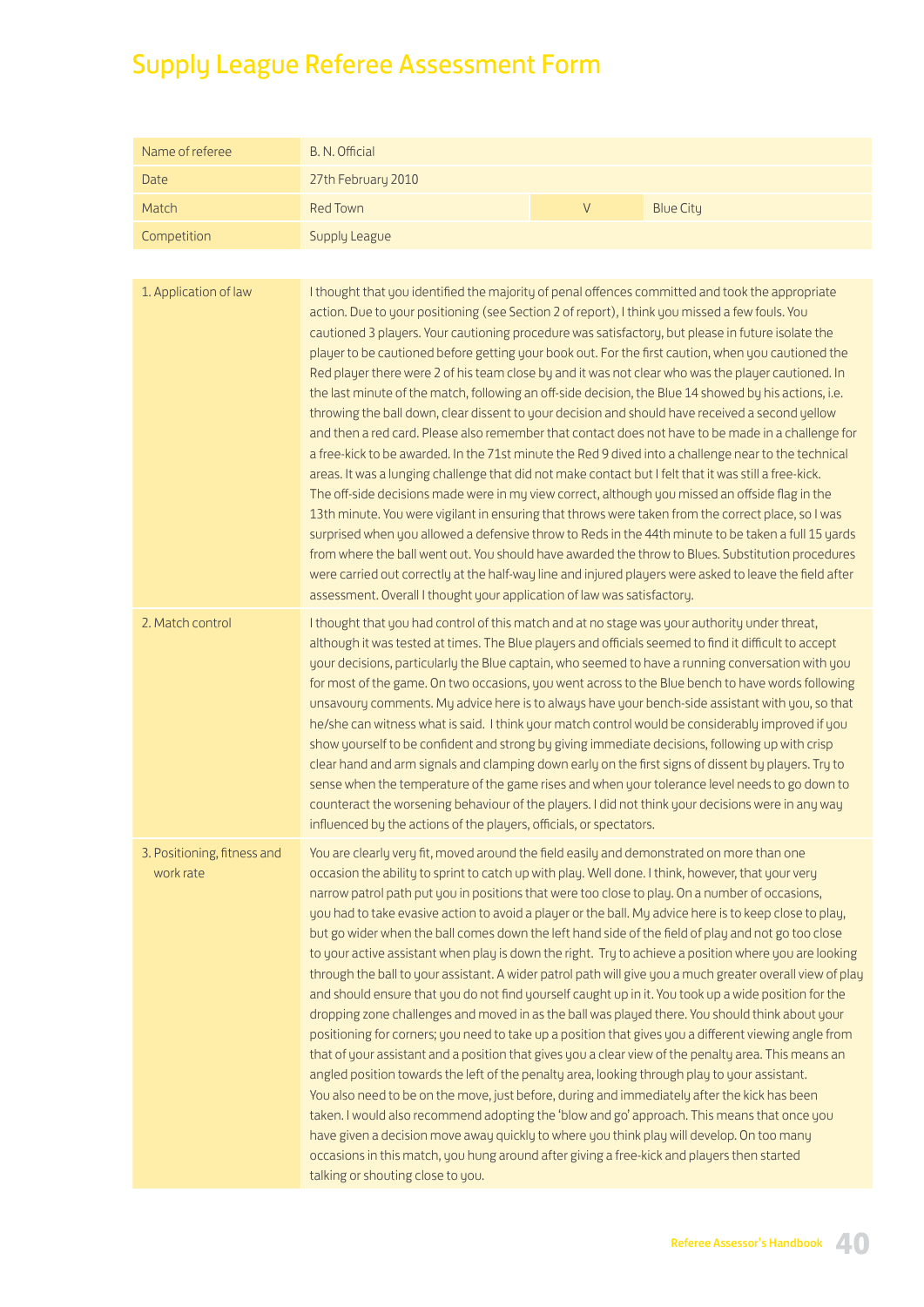# Supply League Referee Assessment Form

| | | | |
|---|---|---|---|
| Name of referee | B. N. Official | | |
| Date | 27th February 2010 | | |
| Match | Red Town | V | Blue City |
| Competition | Supply League | | |

| | |
|---|---|
| 1. Application of law | I thought that you identified the majority of penal offences committed and took the appropriate action. Due to your positioning (see Section 2 of report), I think you missed a few fouls. You cautioned 3 players. Your cautioning procedure was satisfactory, but please in future isolate the player to be cautioned before getting your book out. For the first caution, when you cautioned the Red player there were 2 of his team close by and it was not clear who was the player cautioned. In the last minute of the match, following an off-side decision, the Blue 14 showed by his actions, i.e. throwing the ball down, clear dissent to your decision and should have received a second yellow and then a red card. Please also remember that contact does not have to be made in a challenge for a free-kick to be awarded. In the 71st minute the Red 9 dived into a challenge near to the technical areas. It was a lunging challenge that did not make contact but I felt that it was still a free-kick. The off-side decisions made were in my view correct, although you missed an offside flag in the 13th minute. You were vigilant in ensuring that throws were taken from the correct place, so I was surprised when you allowed a defensive throw to Reds in the 44th minute to be taken a full 15 yards from where the ball went out. You should have awarded the throw to Blues. Substitution procedures were carried out correctly at the half-way line and injured players were asked to leave the field after assessment. Overall I thought your application of law was satisfactory. |
| 2. Match control | I thought that you had control of this match and at no stage was your authority under threat, although it was tested at times. The Blue players and officials seemed to find it difficult to accept your decisions, particularly the Blue captain, who seemed to have a running conversation with you for most of the game. On two occasions, you went across to the Blue bench to have words following unsavoury comments. My advice here is to always have your bench-side assistant with you, so that he/she can witness what is said. I think your match control would be considerably improved if you show yourself to be confident and strong by giving immediate decisions, following up with crisp clear hand and arm signals and clamping down early on the first signs of dissent by players. Try to sense when the temperature of the game rises and when your tolerance level needs to go down to counteract the worsening behaviour of the players. I did not think your decisions were in any way influenced by the actions of the players, officials, or spectators. |
| 3. Positioning, fitness and work rate | You are clearly very fit, moved around the field easily and demonstrated on more than one occasion the ability to sprint to catch up with play. Well done. I think, however, that your very narrow patrol path put you in positions that were too close to play. On a number of occasions, you had to take evasive action to avoid a player or the ball. My advice here is to keep close to play, but go wider when the ball comes down the left hand side of the field of play and not go too close to your active assistant when play is down the right. Try to achieve a position where you are looking through the ball to your assistant. A wider patrol path will give you a much greater overall view of play and should ensure that you do not find yourself caught up in it. You took up a wide position for the dropping zone challenges and moved in as the ball was played there. You should think about your positioning for corners; you need to take up a position that gives you a different viewing angle from that of your assistant and a position that gives you a clear view of the penalty area. This means an angled position towards the left of the penalty area, looking through play to your assistant. You also need to be on the move, just before, during and immediately after the kick has been taken. I would also recommend adopting the 'blow and go' approach. This means that once you have given a decision move away quickly to where you think play will develop. On too many occasions in this match, you hung around after giving a free-kick and players then started talking or shouting close to you. |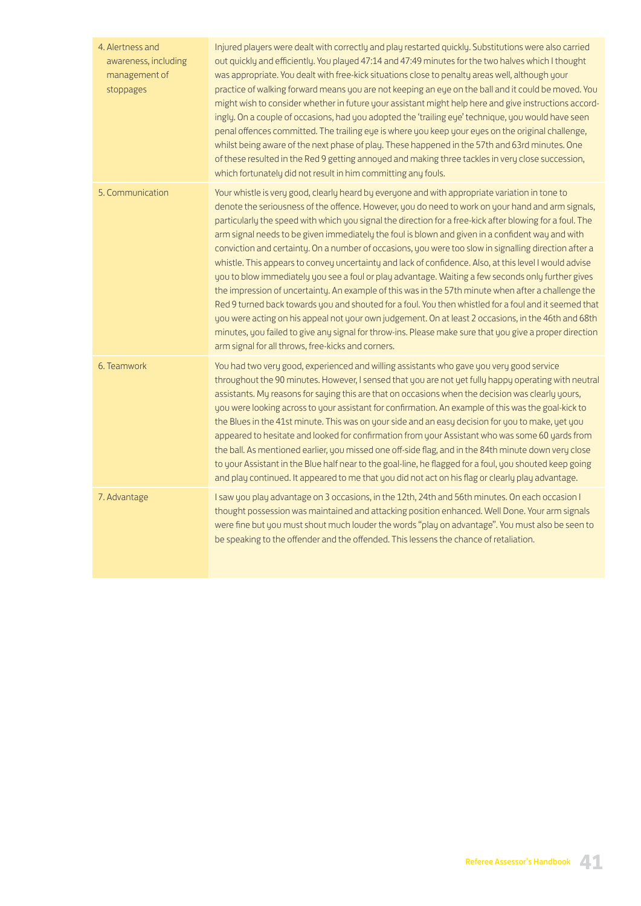| | |
|---|---|
| 4. Alertness and awareness, including management of stoppages | Injured players were dealt with correctly and play restarted quickly. Substitutions were also carried out quickly and efficiently. You played 47:14 and 47:49 minutes for the two halves which I thought was appropriate. You dealt with free-kick situations close to penalty areas well, although your practice of walking forward means you are not keeping an eye on the ball and it could be moved. You might wish to consider whether in future your assistant might help here and give instructions accordingly. On a couple of occasions, had you adopted the 'trailing eye' technique, you would have seen penal offences committed. The trailing eye is where you keep your eyes on the original challenge, whilst being aware of the next phase of play. These happened in the 57th and 63rd minutes. One of these resulted in the Red 9 getting annoyed and making three tackles in very close succession, which fortunately did not result in him committing any fouls. |
| 5. Communication | Your whistle is very good, clearly heard by everyone and with appropriate variation in tone to denote the seriousness of the offence. However, you do need to work on your hand and arm signals, particularly the speed with which you signal the direction for a free-kick after blowing for a foul. The arm signal needs to be given immediately the foul is blown and given in a confident way and with conviction and certainty. On a number of occasions, you were too slow in signalling direction after a whistle. This appears to convey uncertainty and lack of confidence. Also, at this level I would advise you to blow immediately you see a foul or play advantage. Waiting a few seconds only further gives the impression of uncertainty. An example of this was in the 57th minute when after a challenge the Red 9 turned back towards you and shouted for a foul. You then whistled for a foul and it seemed that you were acting on his appeal not your own judgement. On at least 2 occasions, in the 46th and 68th minutes, you failed to give any signal for throw-ins. Please make sure that you give a proper direction arm signal for all throws, free-kicks and corners. |
| 6. Teamwork | You had two very good, experienced and willing assistants who gave you very good service throughout the 90 minutes. However, I sensed that you are not yet fully happy operating with neutral assistants. My reasons for saying this are that on occasions when the decision was clearly yours, you were looking across to your assistant for confirmation. An example of this was the goal-kick to the Blues in the 41st minute. This was on your side and an easy decision for you to make, yet you appeared to hesitate and looked for confirmation from your Assistant who was some 60 yards from the ball. As mentioned earlier, you missed one off-side flag, and in the 84th minute down very close to your Assistant in the Blue half near to the goal-line, he flagged for a foul, you shouted keep going and play continued. It appeared to me that you did not act on his flag or clearly play advantage. |
| 7. Advantage | I saw you play advantage on 3 occasions, in the 12th, 24th and 56th minutes. On each occasion I thought possession was maintained and attacking position enhanced. Well Done. Your arm signals were fine but you must shout much louder the words "play on advantage". You must also be seen to be speaking to the offender and the offended. This lessens the chance of retaliation. |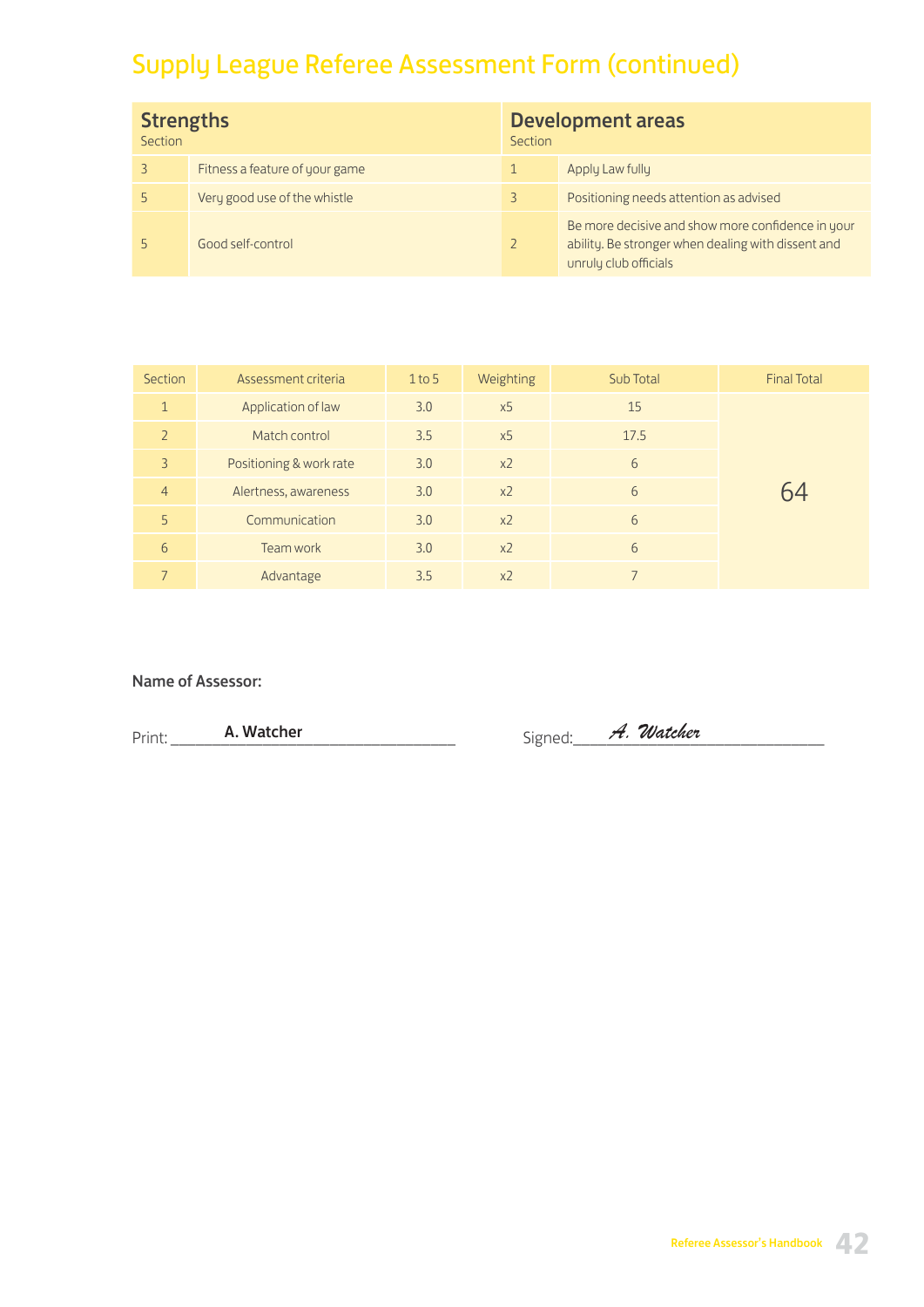# Supply League Referee Assessment Form (continued)

| Strengths Section | | Development areas Section | |
|---|---|---|---|
| 3 | Fitness a feature of your game | 1 | Apply Law fully |
| 5 | Very good use of the whistle | 3 | Positioning needs attention as advised |
| 5 | Good self-control | 2 | Be more decisive and show more confidence in your ability. Be stronger when dealing with dissent and unruly club officials |

| Section | Assessment criteria | 1 to 5 | Weighting | Sub Total | Final Total |
|---|---|---|---|---|---|
| 1 | Application of law | 3.0 | x5 | 15 | 64 |
| 2 | Match control | 3.5 | x5 | 17.5 | |
| 3 | Positioning & work rate | 3.0 | x2 | 6 | |
| 4 | Alertness, awareness | 3.0 | x2 | 6 | |
| 5 | Communication | 3.0 | x2 | 6 | |
| 6 | Team work | 3.0 | x2 | 6 | |
| 7 | Advantage | 3.5 | x2 | 7 | |

**Name of Assessor:**

Print: **A. Watcher**

Signed: *A. Watcher*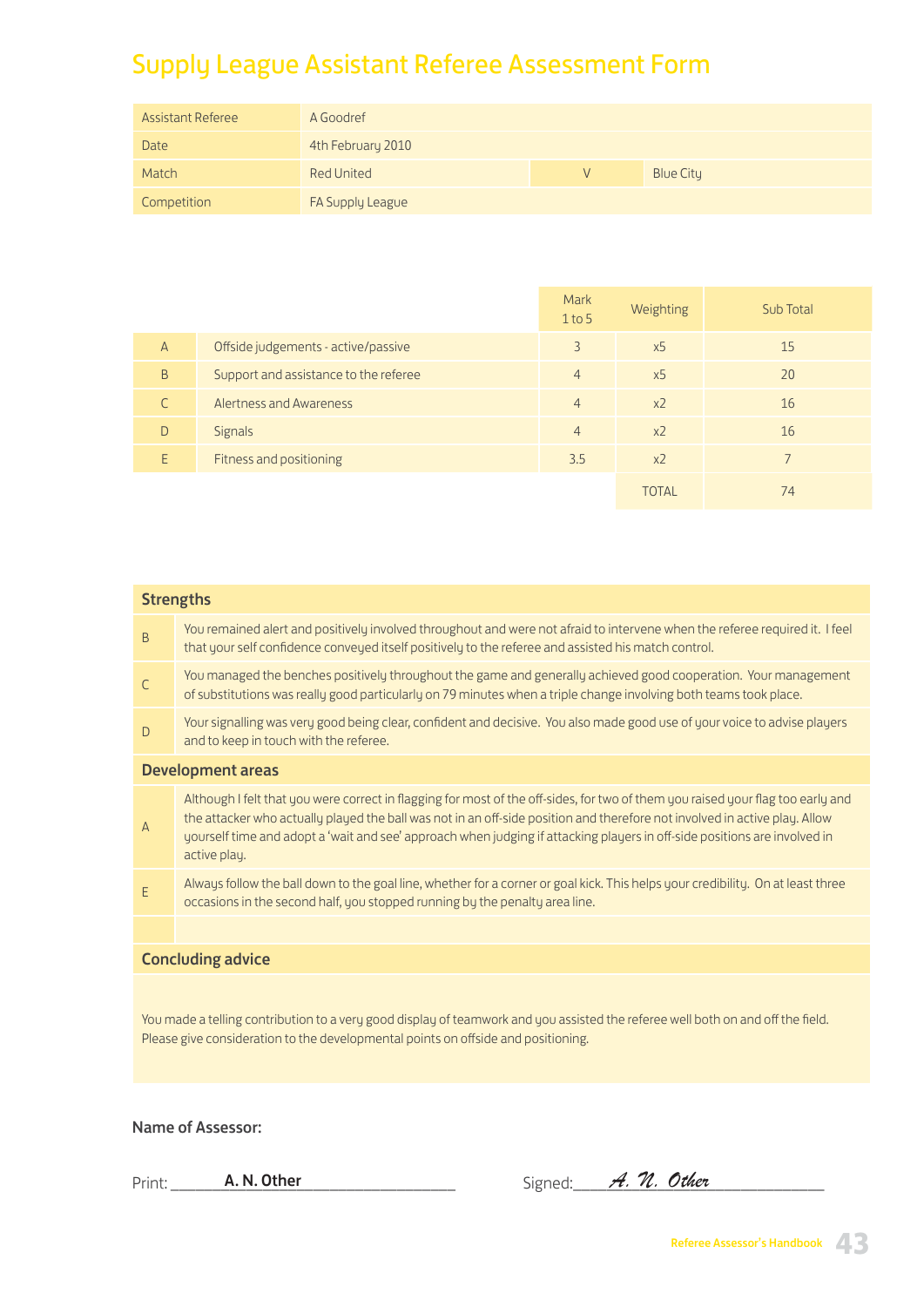# Supply League Assistant Referee Assessment Form

| Assistant Referee | A Goodref | | |
|---|---|---|---|
| Date | 4th February 2010 | | |
| Match | Red United | V | Blue City |
| Competition | FA Supply League | | |

| | | Mark 1 to 5 | Weighting | Sub Total |
|---|---|---|---|---|
| A | Offside judgements - active/passive | 3 | x5 | 15 |
| B | Support and assistance to the referee | 4 | x5 | 20 |
| C | Alertness and Awareness | 4 | x2 | 16 |
| D | Signals | 4 | x2 | 16 |
| E | Fitness and positioning | 3.5 | x2 | 7 |
| | | | TOTAL | 74 |

| **Strengths** | |
|---|---|
| B | You remained alert and positively involved throughout and were not afraid to intervene when the referee required it. I feel that your self confidence conveyed itself positively to the referee and assisted his match control. |
| C | You managed the benches positively throughout the game and generally achieved good cooperation. Your management of substitutions was really good particularly on 79 minutes when a triple change involving both teams took place. |
| D | Your signalling was very good being clear, confident and decisive. You also made good use of your voice to advise players and to keep in touch with the referee. |
| **Development areas** | |
| A | Although I felt that you were correct in flagging for most of the off-sides, for two of them you raised your flag too early and the attacker who actually played the ball was not in an off-side position and therefore not involved in active play. Allow yourself time and adopt a 'wait and see' approach when judging if attacking players in off-side positions are involved in active play. |
| E | Always follow the ball down to the goal line, whether for a corner or goal kick. This helps your credibility. On at least three occasions in the second half, you stopped running by the penalty area line. |
| | |

**Concluding advice**

You made a telling contribution to a very good display of teamwork and you assisted the referee well both on and off the field. Please give consideration to the developmental points on offside and positioning.

**Name of Assessor:**

Print: **A. N. Other** Signed: *A. N. Other*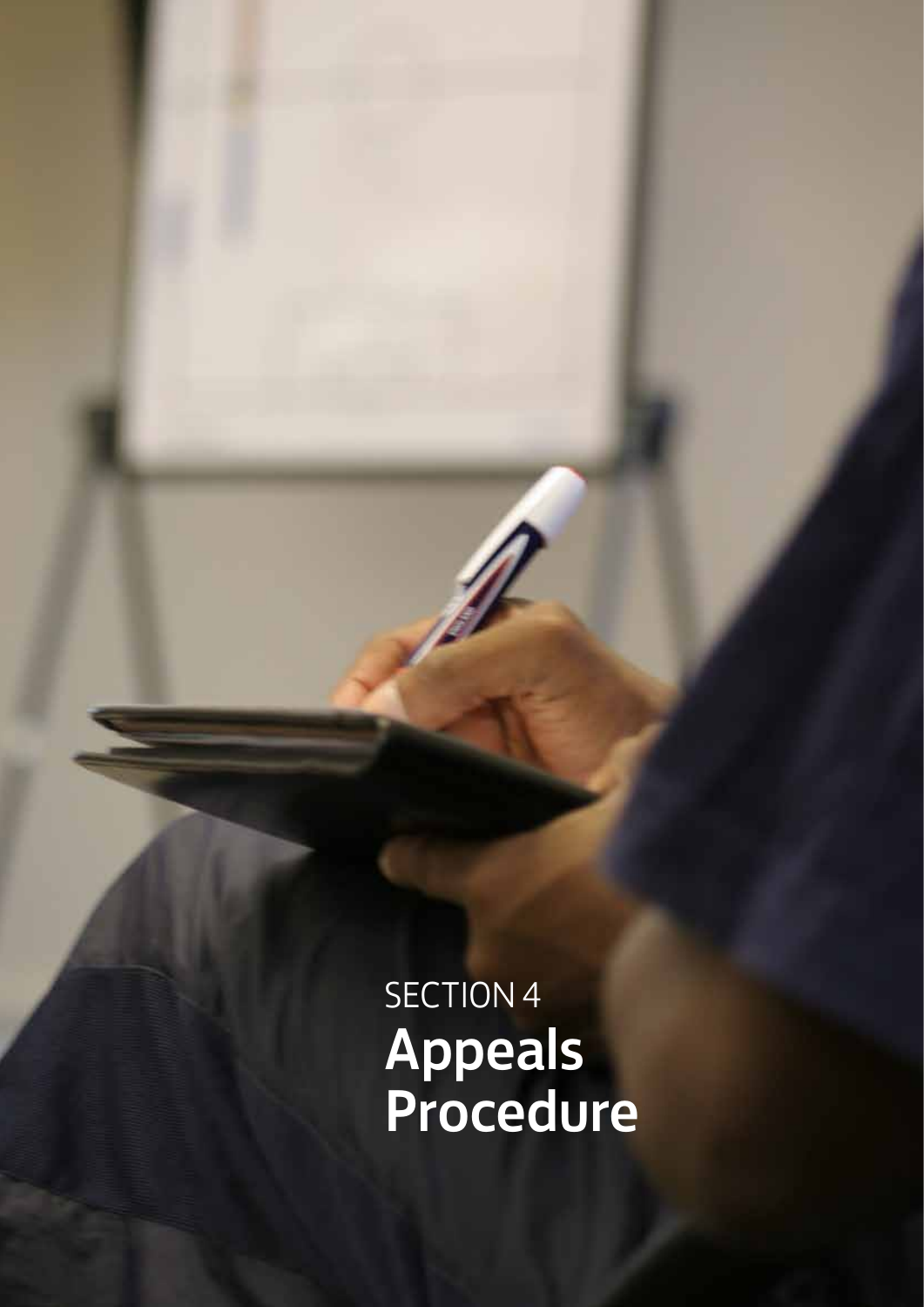SECTION 4

# Appeals Procedure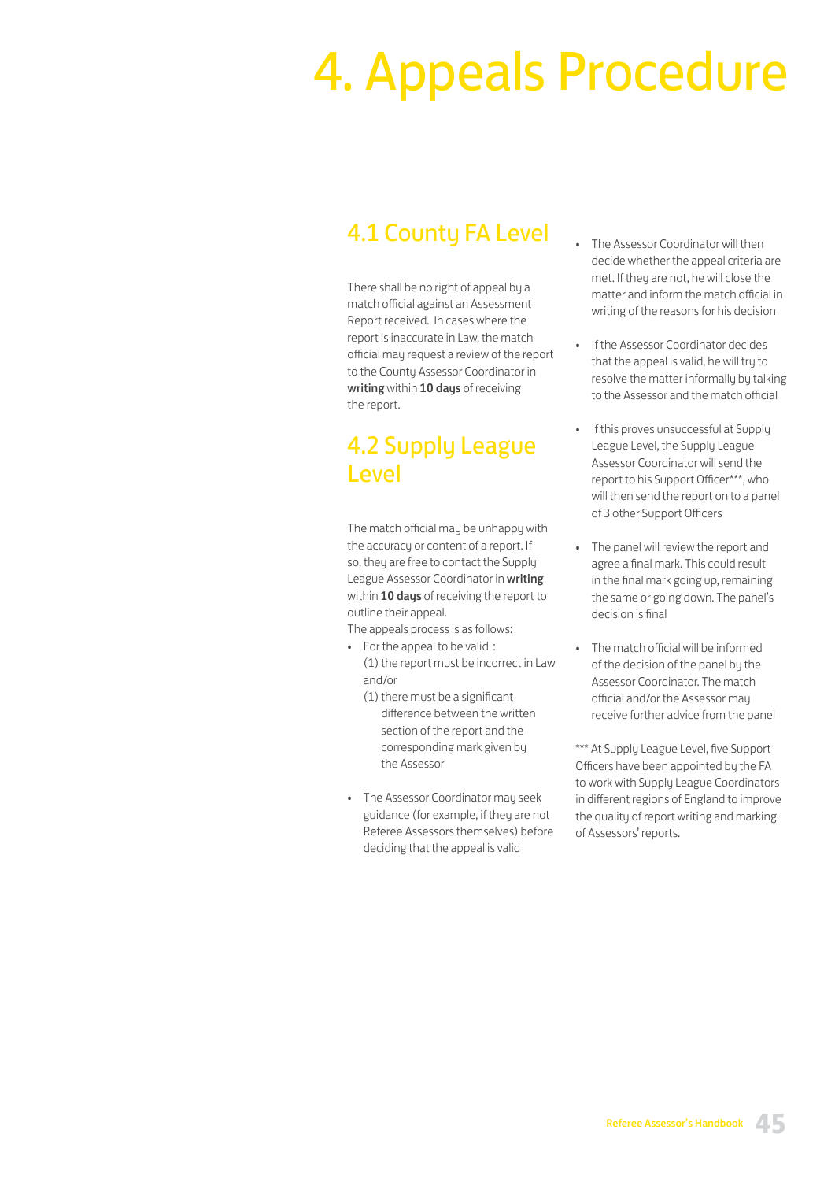# 4. Appeals Procedure

## 4.1 County FA Level

There shall be no right of appeal by a match official against an Assessment Report received. In cases where the report is inaccurate in Law, the match official may request a review of the report to the County Assessor Coordinator in **writing** within **10 days** of receiving the report.

## 4.2 Supply League Level

The match official may be unhappy with the accuracy or content of a report. If so, they are free to contact the Supply League Assessor Coordinator in **writing** within **10 days** of receiving the report to outline their appeal.

The appeals process is as follows:

- For the appeal to be valid :
  (1) the report must be incorrect in Law and/or
  (1) there must be a significant difference between the written section of the report and the corresponding mark given by the Assessor
- The Assessor Coordinator may seek guidance (for example, if they are not Referee Assessors themselves) before deciding that the appeal is valid
- The Assessor Coordinator will then decide whether the appeal criteria are met. If they are not, he will close the matter and inform the match official in writing of the reasons for his decision
- If the Assessor Coordinator decides that the appeal is valid, he will try to resolve the matter informally by talking to the Assessor and the match official
- If this proves unsuccessful at Supply League Level, the Supply League Assessor Coordinator will send the report to his Support Officer***, who will then send the report on to a panel of 3 other Support Officers
- The panel will review the report and agree a final mark. This could result in the final mark going up, remaining the same or going down. The panel's decision is final
- The match official will be informed of the decision of the panel by the Assessor Coordinator. The match official and/or the Assessor may receive further advice from the panel

*** At Supply League Level, five Support Officers have been appointed by the FA to work with Supply League Coordinators in different regions of England to improve the quality of report writing and marking of Assessors' reports.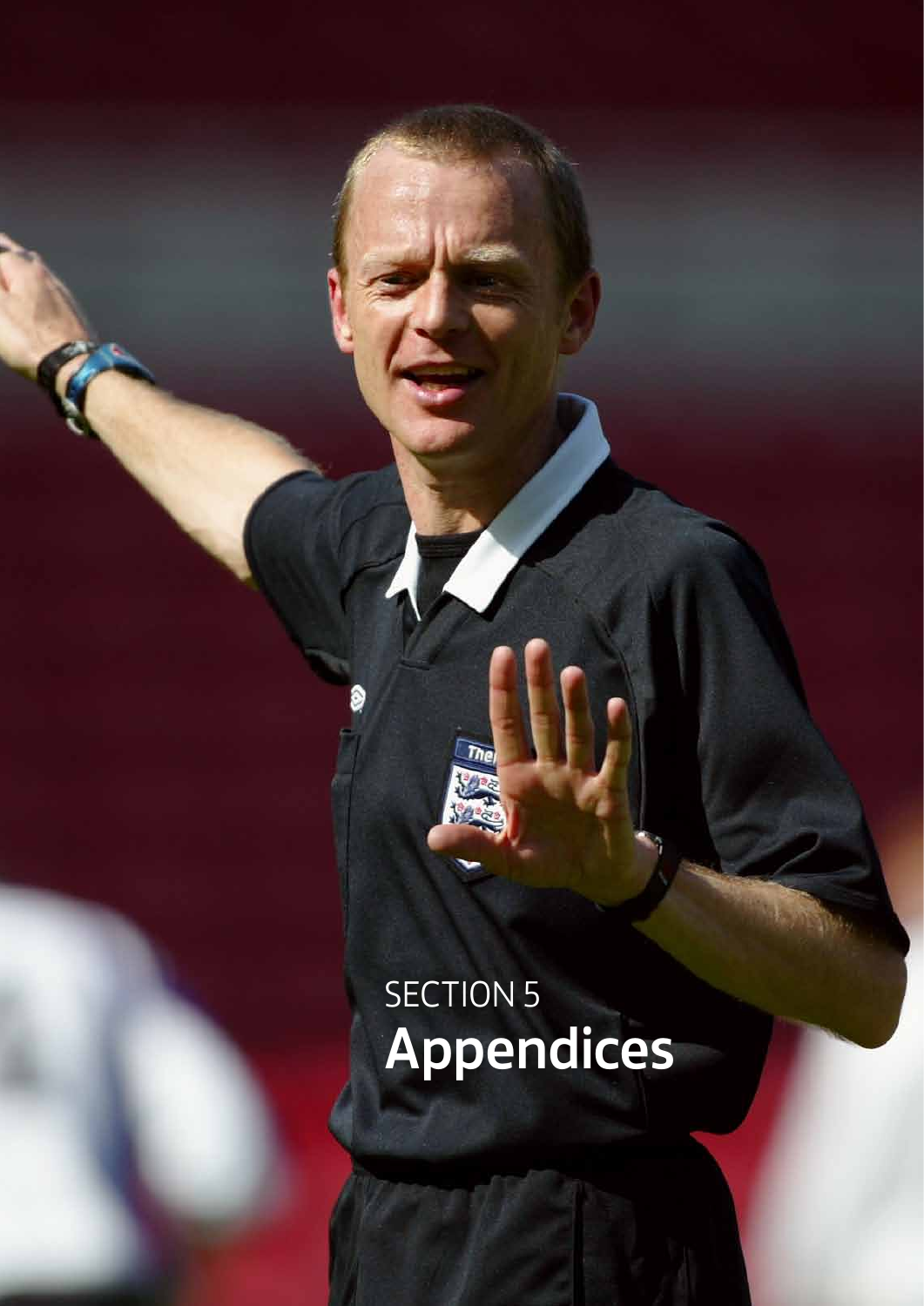SECTION 5

# Appendices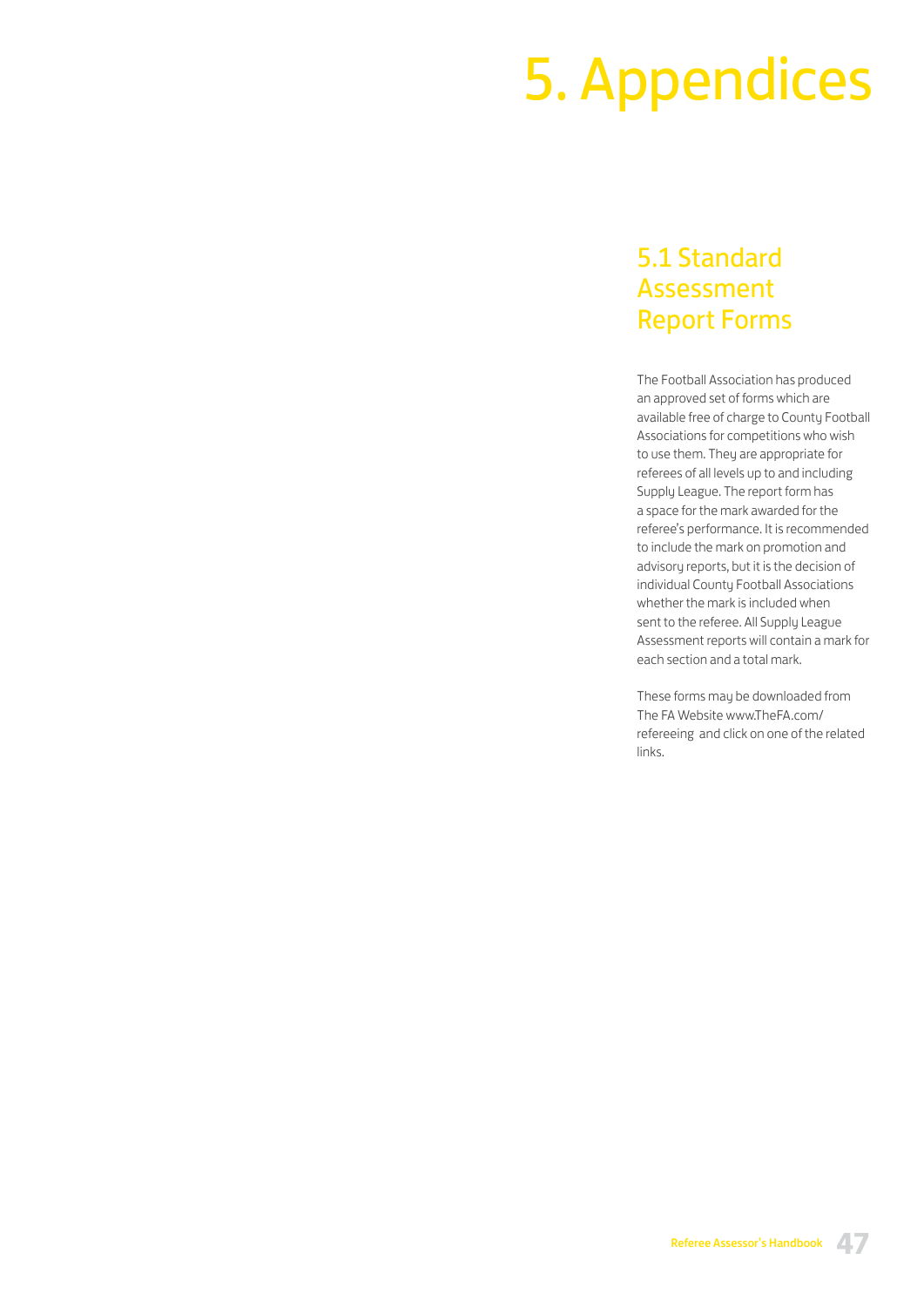# 5. Appendices

## 5.1 Standard Assessment Report Forms

The Football Association has produced an approved set of forms which are available free of charge to County Football Associations for competitions who wish to use them. They are appropriate for referees of all levels up to and including Supply League. The report form has a space for the mark awarded for the referee's performance. It is recommended to include the mark on promotion and advisory reports, but it is the decision of individual County Football Associations whether the mark is included when sent to the referee. All Supply League Assessment reports will contain a mark for each section and a total mark.

These forms may be downloaded from The FA Website www.TheFA.com/refereeing and click on one of the related links.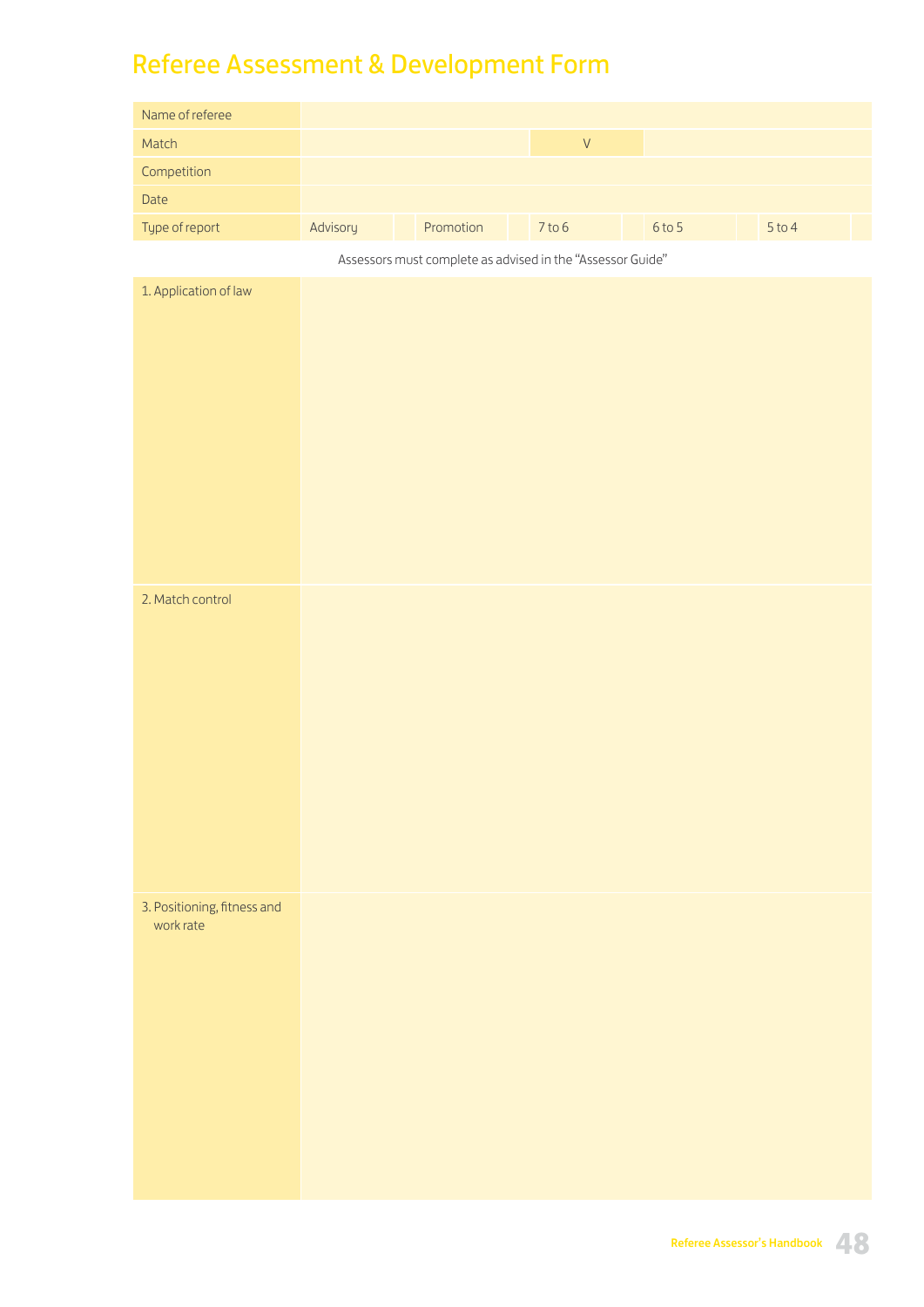# Referee Assessment & Development Form

| | | | | | | | | | | |
|---|---|---|---|---|---|---|---|---|---|---|
| Name of referee | | | | | | | | | | |
| Match | | | | V | | | | | | |
| Competition | | | | | | | | | | |
| Date | | | | | | | | | | |
| Type of report | Advisory | | Promotion | | 7 to 6 | | 6 to 5 | | 5 to 4 | |

Assessors must complete as advised in the "Assessor Guide"

| | |
|---|---|
| 1. Application of law | |
| 2. Match control | |
| 3. Positioning, fitness and work rate | |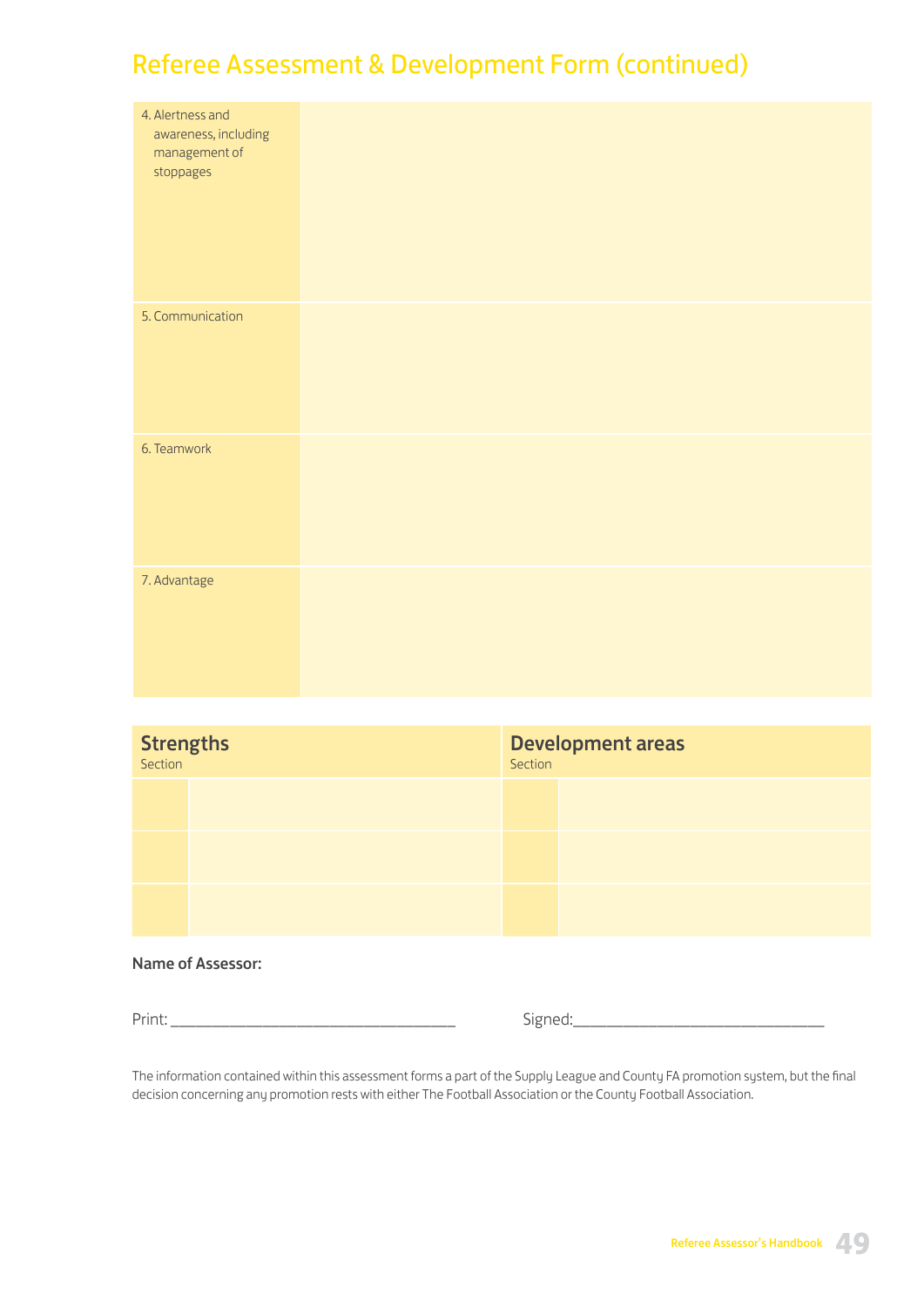# Referee Assessment & Development Form (continued)

| | |
|---|---|
| 4. Alertness and awareness, including management of stoppages | |
| 5. Communication | |
| 6. Teamwork | |
| 7. Advantage | |

| **Strengths** | | **Development areas** | |
|---|---|---|---|
| Section | | Section | |
| | | | |
| | | | |
| | | | |

**Name of Assessor:**

Print: ___________________________________ Signed:______________________________

The information contained within this assessment forms a part of the Supply League and County FA promotion system, but the final decision concerning any promotion rests with either The Football Association or the County Football Association.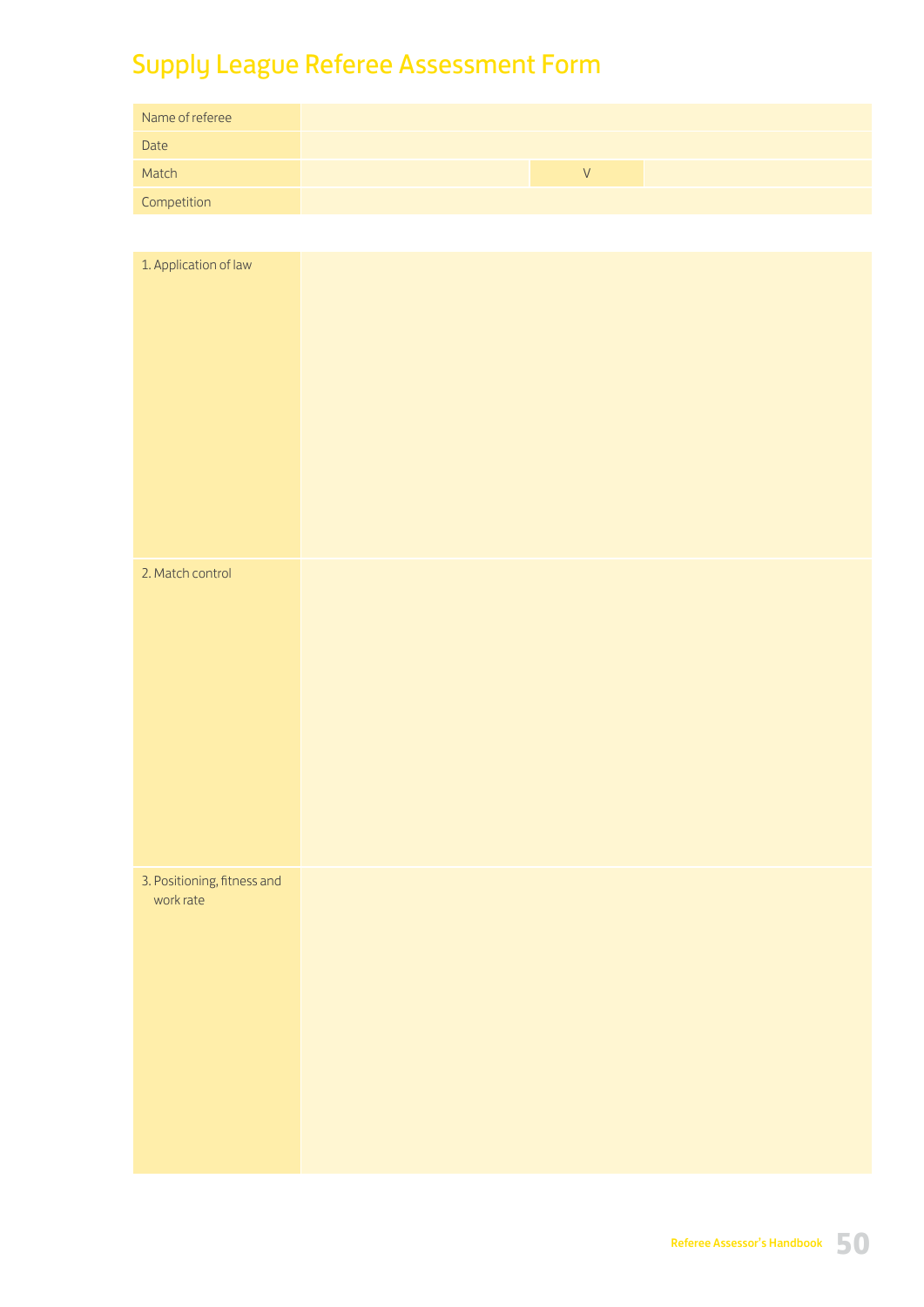# Supply League Referee Assessment Form

| | | | |
|---|---|---|---|
| Name of referee | | | |
| Date | | | |
| Match | | V | |
| Competition | | | |

| | |
|---|---|
| 1. Application of law | |
| 2. Match control | |
| 3. Positioning, fitness and work rate | |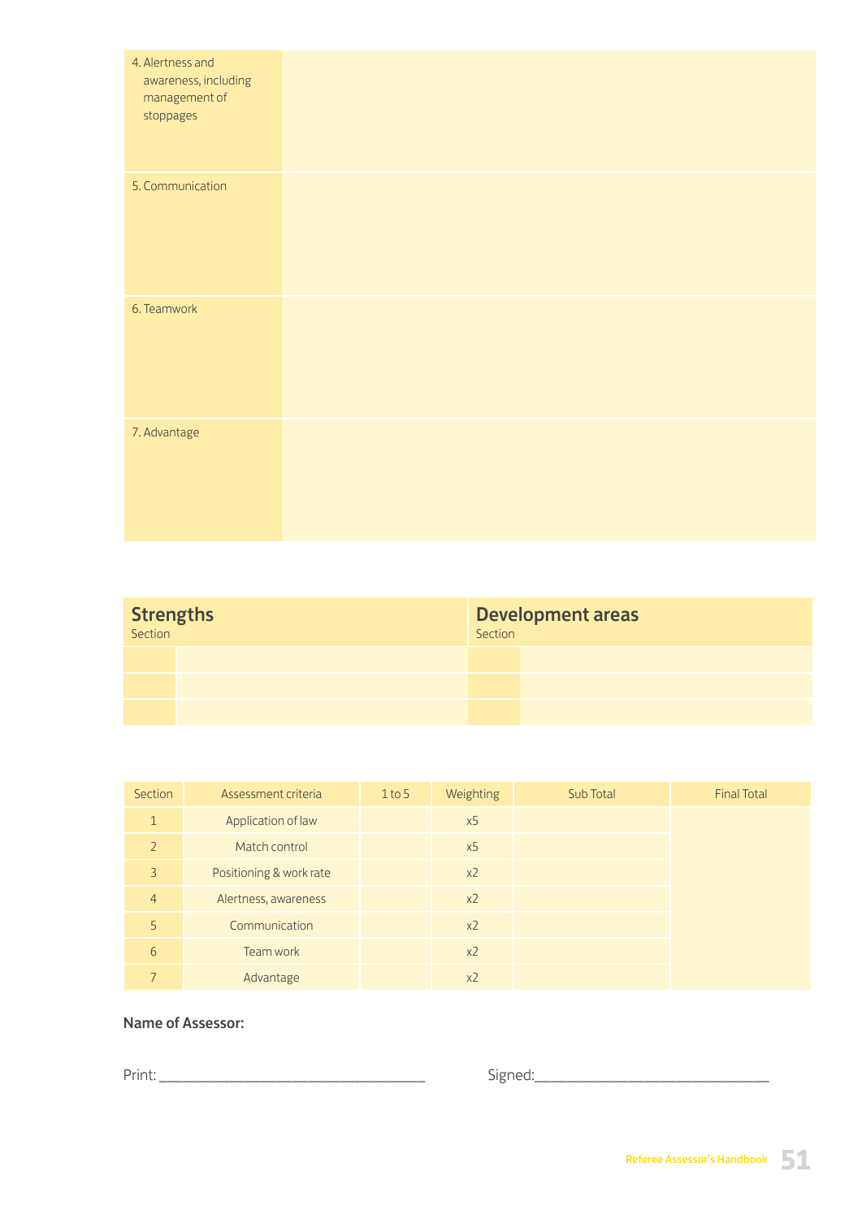| | |
|---|---|
| 4. Alertness and awareness, including management of stoppages | |
| 5. Communication | |
| 6. Teamwork | |
| 7. Advantage | |

| **Strengths** Section | | **Development areas** Section | |
|---|---|---|---|
| | | | |
| | | | |
| | | | |

| Section | Assessment criteria | 1 to 5 | Weighting | Sub Total | Final Total |
|---|---|---|---|---|---|
| 1 | Application of law | | x5 | | |
| 2 | Match control | | x5 | | |
| 3 | Positioning & work rate | | x2 | | |
| 4 | Alertness, awareness | | x2 | | |
| 5 | Communication | | x2 | | |
| 6 | Team work | | x2 | | |
| 7 | Advantage | | x2 | | |

**Name of Assessor:**

Print: ________________________________ Signed:____________________________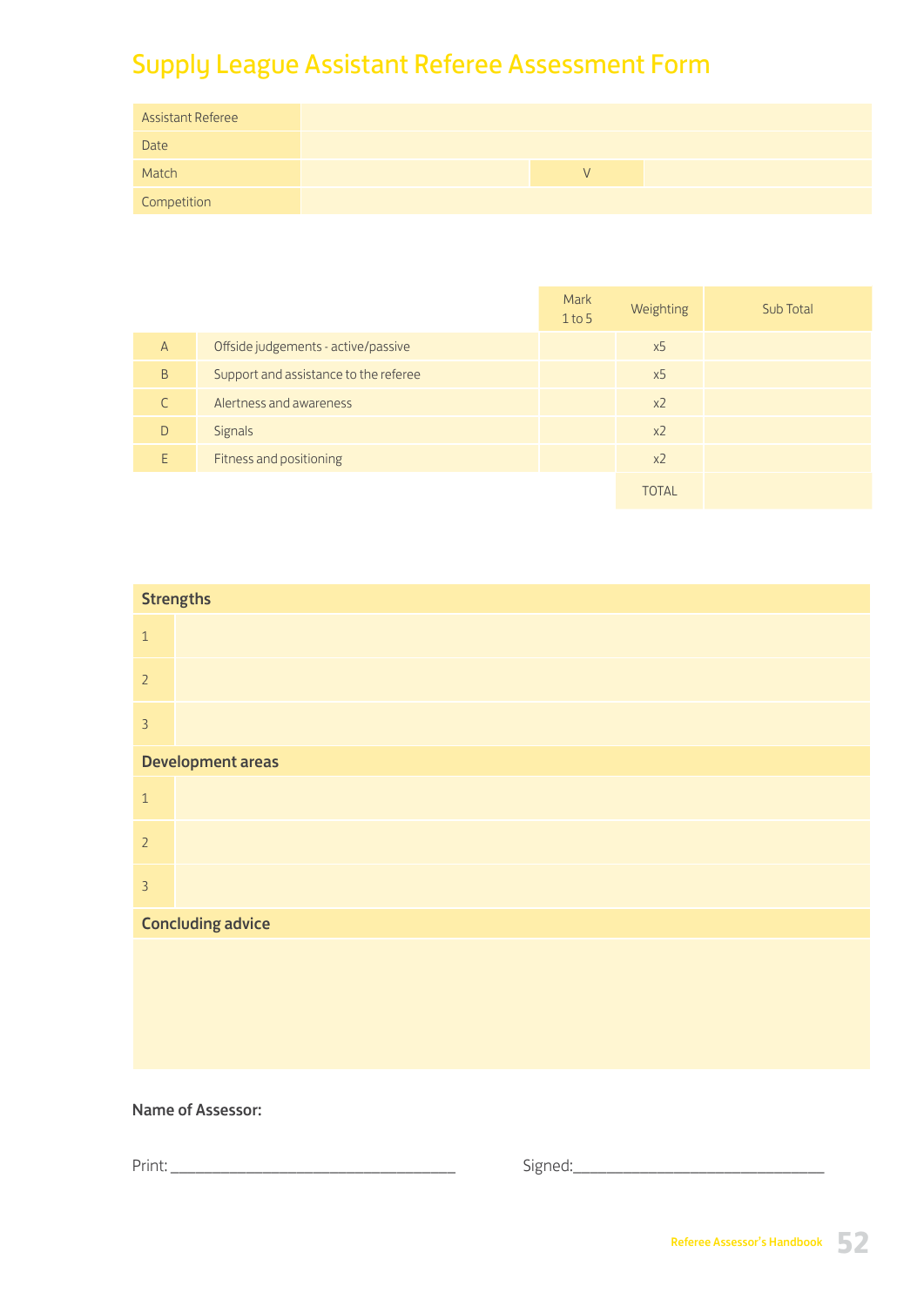# Supply League Assistant Referee Assessment Form

| | | | |
|---|---|---|---|
| Assistant Referee | | | |
| Date | | | |
| Match | | V | |
| Competition | | | |

| | | Mark 1 to 5 | Weighting | Sub Total |
|---|---|---|---|---|
| A | Offside judgements - active/passive | | x5 | |
| B | Support and assistance to the referee | | x5 | |
| C | Alertness and awareness | | x2 | |
| D | Signals | | x2 | |
| E | Fitness and positioning | | x2 | |
| | | | TOTAL | |

| **Strengths** | |
|---|---|
| 1 | |
| 2 | |
| 3 | |
| **Development areas** | |
| 1 | |
| 2 | |
| 3 | |
| **Concluding advice** | |
| | |

**Name of Assessor:**

Print: ______________________________ Signed: ______________________________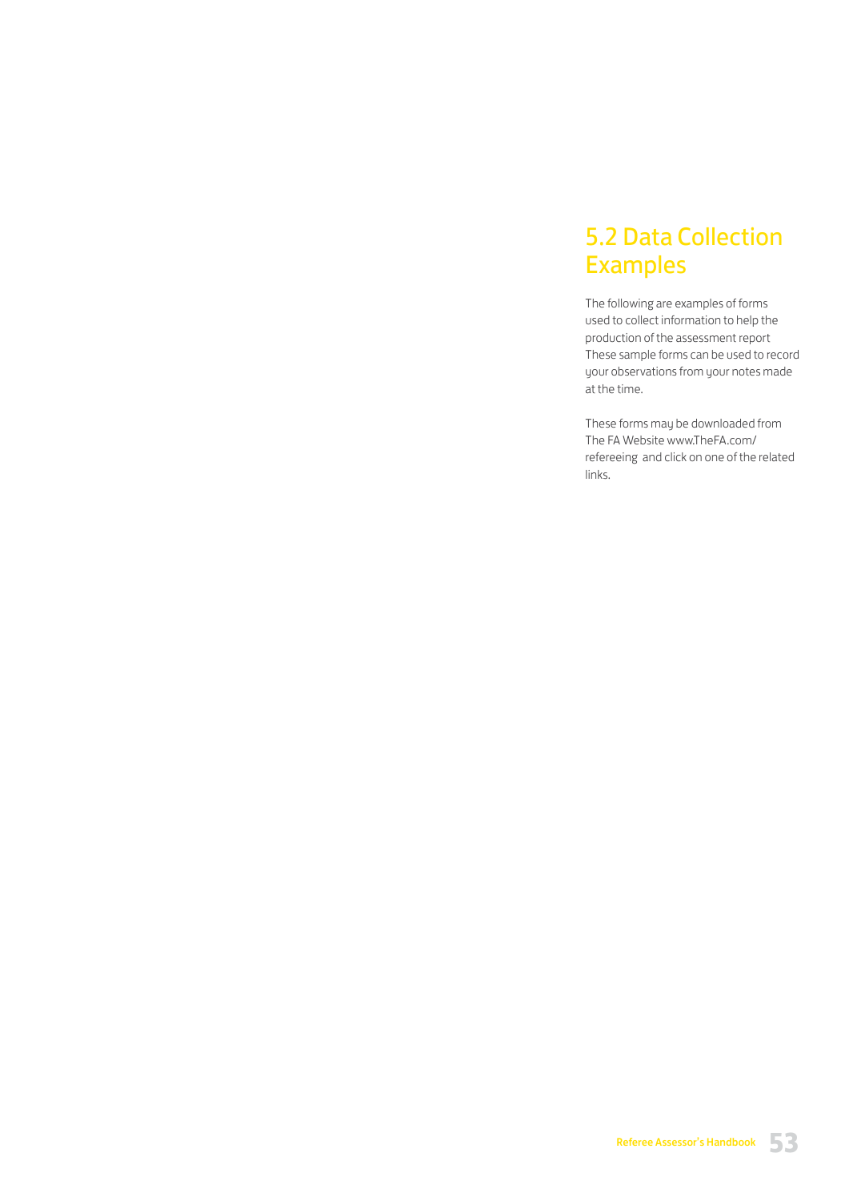## 5.2 Data Collection Examples

The following are examples of forms used to collect information to help the production of the assessment report These sample forms can be used to record your observations from your notes made at the time.

These forms may be downloaded from The FA Website www.TheFA.com/refereeing and click on one of the related links.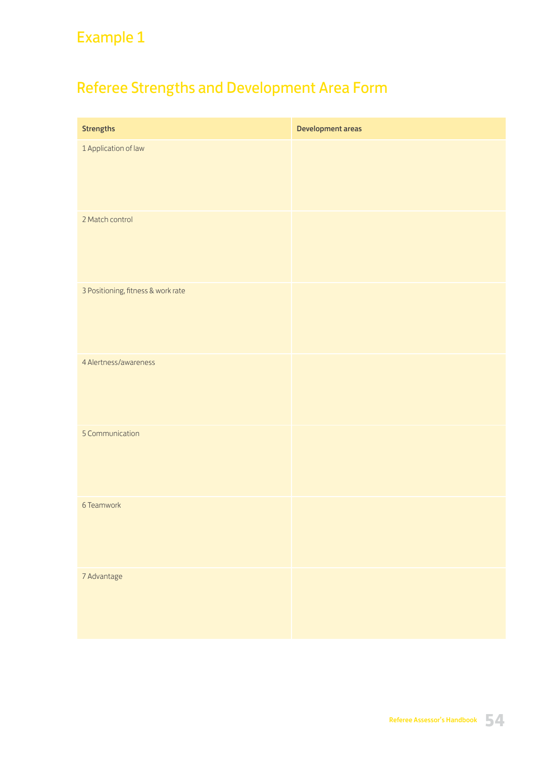## Example 1

# Referee Strengths and Development Area Form

| Strengths | Development areas |
| --- | --- |
| 1 Application of law | |
| 2 Match control | |
| 3 Positioning, fitness & work rate | |
| 4 Alertness/awareness | |
| 5 Communication | |
| 6 Teamwork | |
| 7 Advantage | |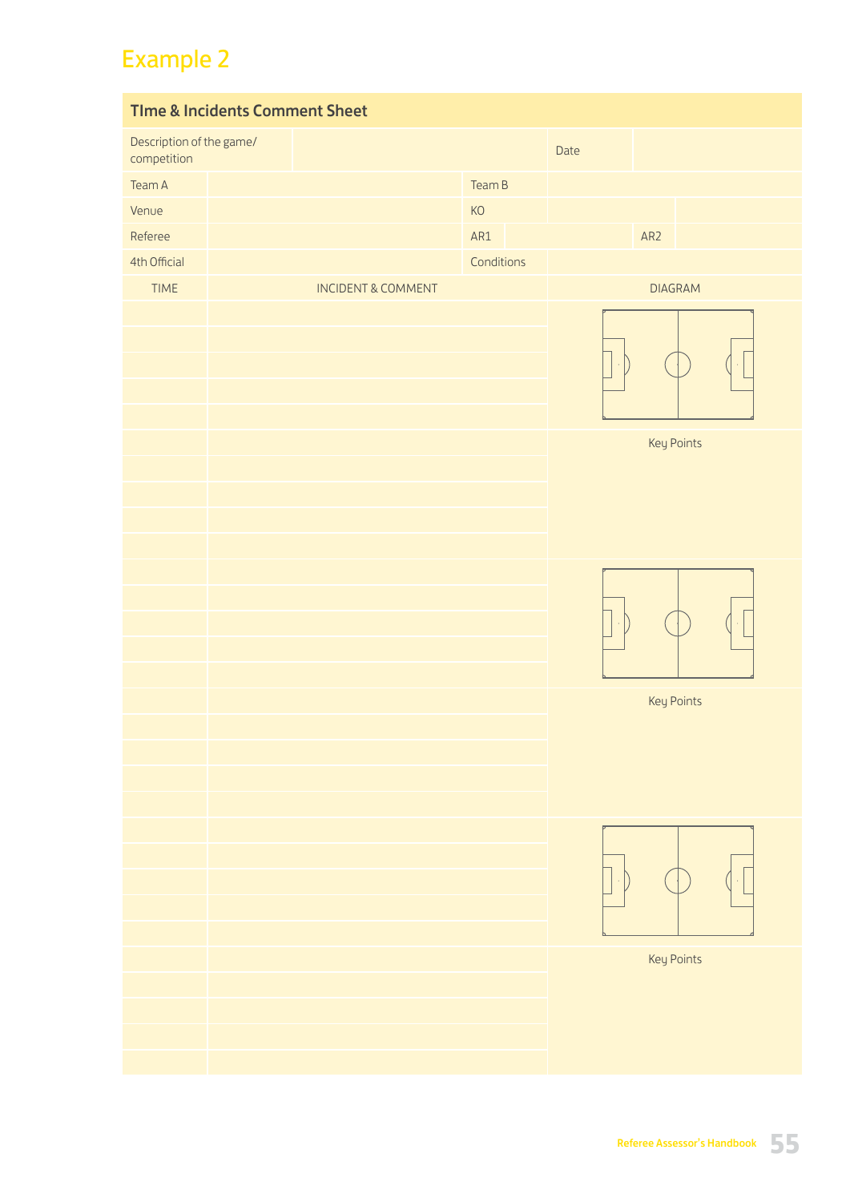## Example 2

**TIme & Incidents Comment Sheet**

| Description of the game/ competition | | Date | |
|---|---|---|---|

| | | | | |
|---|---|---|---|---|
| Team A | | Team B | | |
| Venue | | KO | | |
| Referee | | AR1 | | AR2 |
| 4th Official | | Conditions | | |

| TIME | INCIDENT & COMMENT | DIAGRAM |
|---|---|---|
| | | |
| | | |
| | | |
| | | |
| | | |
| | | Key Points |
| | | |
| | | |
| | | |
| | | |
| | | |
| | | |
| | | |
| | | |
| | | |
| | | Key Points |
| | | |
| | | |
| | | |
| | | |
| | | |
| | | |
| | | |
| | | |
| | | |
| | | Key Points |
| | | |
| | | |
| | | |
| | | |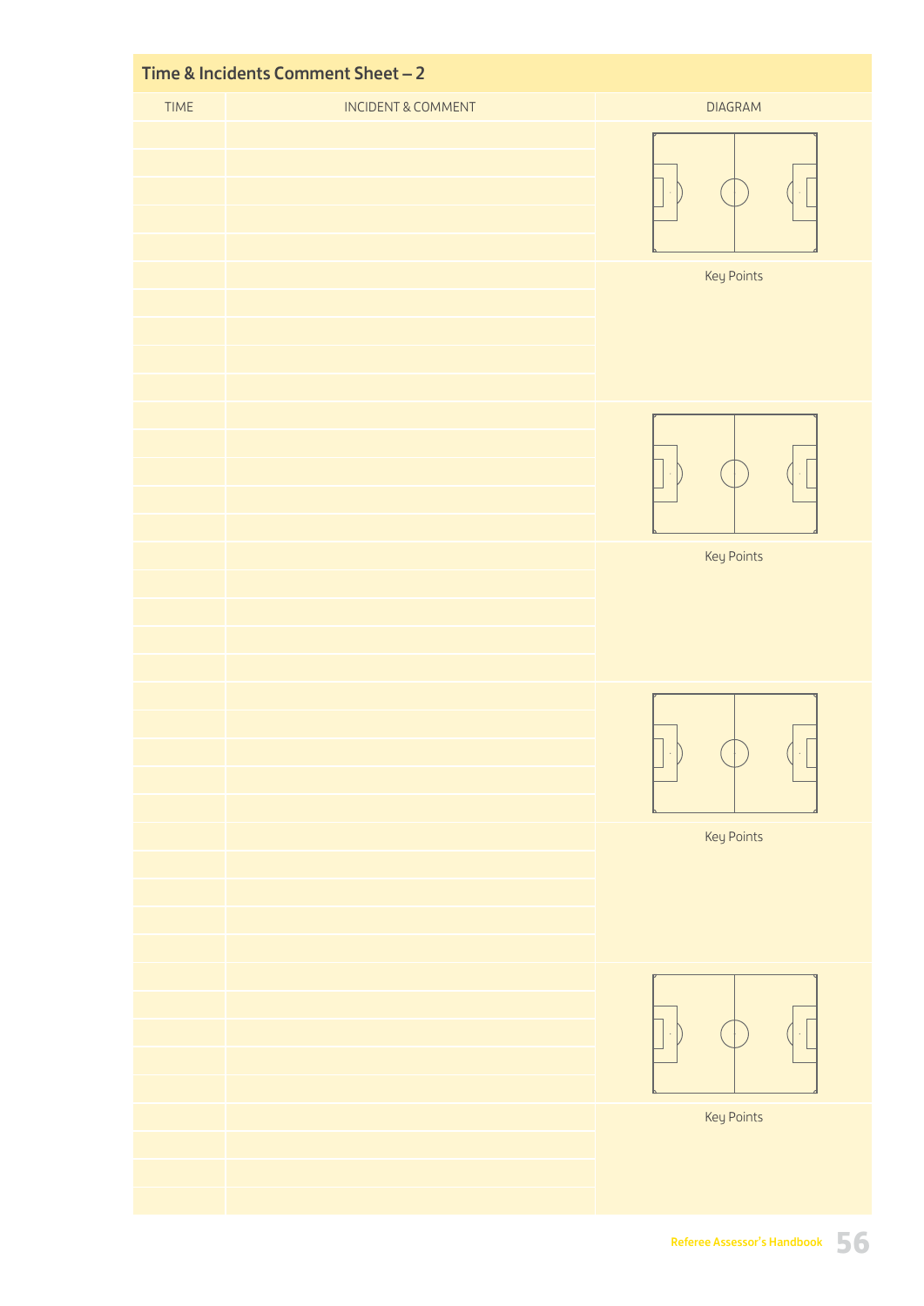## Time & Incidents Comment Sheet – 2

| TIME | INCIDENT & COMMENT | DIAGRAM |
|---|---|---|
| | | |
| | | |
| | | |
| | | |
| | | |
| | | Key Points |
| | | |
| | | |
| | | |
| | | |
| | | |
| | | |
| | | |
| | | |
| | | |
| | | Key Points |
| | | |
| | | |
| | | |
| | | |
| | | |
| | | |
| | | |
| | | |
| | | |
| | | Key Points |
| | | |
| | | |
| | | |
| | | |
| | | |
| | | |
| | | |
| | | |
| | | |
| | | Key Points |
| | | |
| | | |
| | | |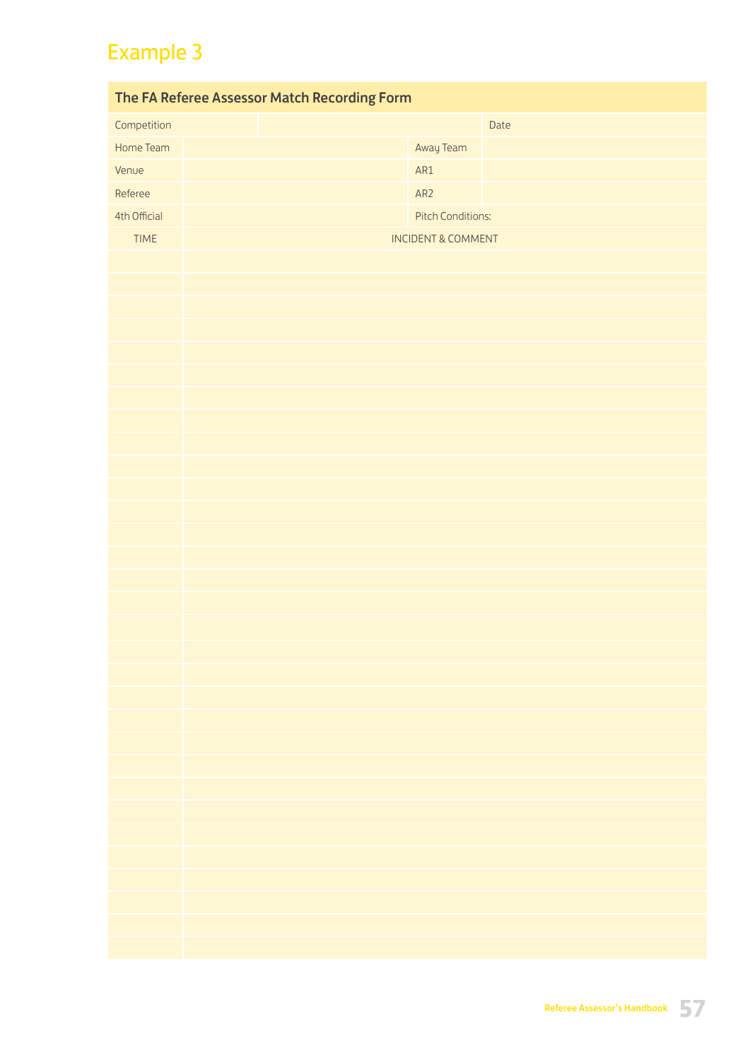## Example 3

**The FA Referee Assessor Match Recording Form**

| Competition | | | Date | |
|---|---|---|---|---|
| Home Team | | | Away Team | |
| Venue | | | AR1 | |
| Referee | | | AR2 | |
| 4th Official | | | Pitch Conditions: | |

| TIME | INCIDENT & COMMENT |
|---|---|
| | |
| | |
| | |
| | |
| | |
| | |
| | |
| | |
| | |
| | |
| | |
| | |
| | |
| | |
| | |
| | |
| | |
| | |
| | |
| | |
| | |
| | |
| | |
| | |
| | |
| | |
| | |
| | |
| | |
| | |
| | |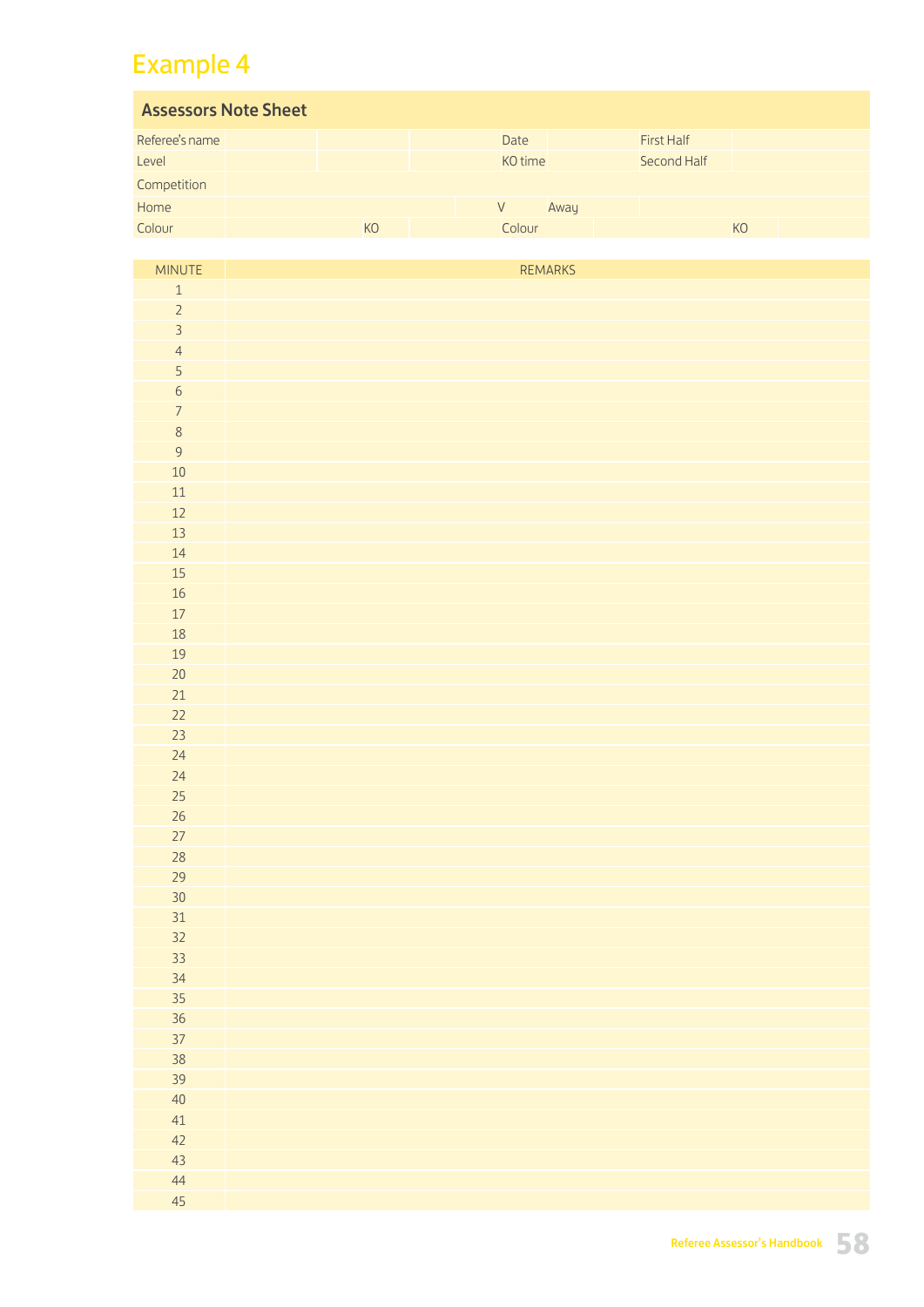## Example 4

### Assessors Note Sheet

| | | | | | | | |
|---|---|---|---|---|---|---|---|
| Referee's name | | | Date | | First Half | | |
| Level | | | KO time | | Second Half | | |
| Competition | | | | | | | |
| Home | | | V | Away | | | |
| Colour | | KO | Colour | | | KO | |

| MINUTE | REMARKS |
|---|---|
| 1 | |
| 2 | |
| 3 | |
| 4 | |
| 5 | |
| 6 | |
| 7 | |
| 8 | |
| 9 | |
| 10 | |
| 11 | |
| 12 | |
| 13 | |
| 14 | |
| 15 | |
| 16 | |
| 17 | |
| 18 | |
| 19 | |
| 20 | |
| 21 | |
| 22 | |
| 23 | |
| 24 | |
| 24 | |
| 25 | |
| 26 | |
| 27 | |
| 28 | |
| 29 | |
| 30 | |
| 31 | |
| 32 | |
| 33 | |
| 34 | |
| 35 | |
| 36 | |
| 37 | |
| 38 | |
| 39 | |
| 40 | |
| 41 | |
| 42 | |
| 43 | |
| 44 | |
| 45 | |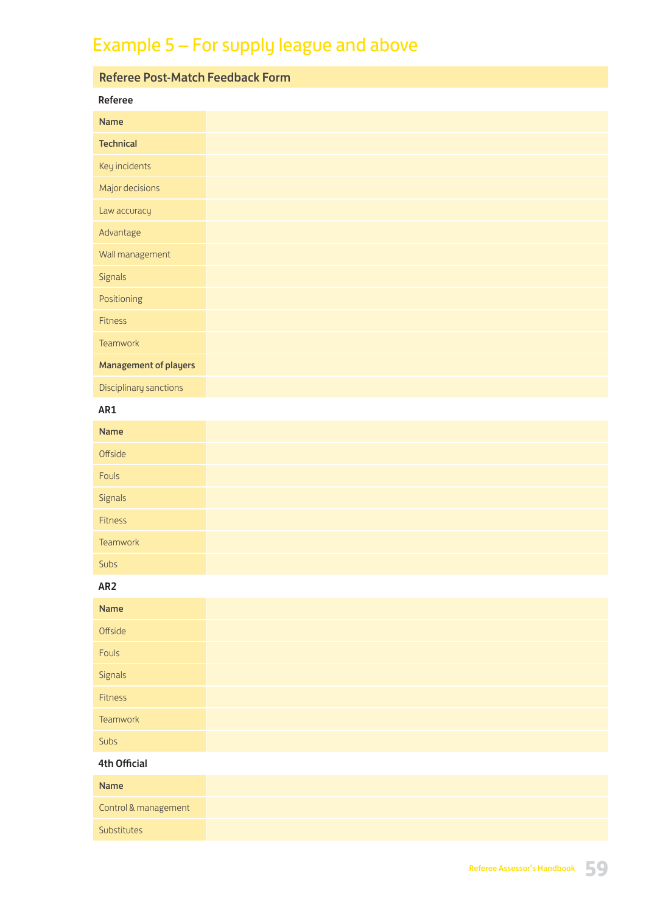# Example 5 – For supply league and above

## Referee Post-Match Feedback Form

**Referee**

| | |
|---|---|
| **Name** | |
| **Technical** | |
| Key incidents | |
| Major decisions | |
| Law accuracy | |
| Advantage | |
| Wall management | |
| Signals | |
| Positioning | |
| Fitness | |
| Teamwork | |
| **Management of players** | |
| Disciplinary sanctions | |

**AR1**

| | |
|---|---|
| **Name** | |
| Offside | |
| Fouls | |
| Signals | |
| Fitness | |
| Teamwork | |
| Subs | |

**AR2**

| | |
|---|---|
| **Name** | |
| Offside | |
| Fouls | |
| Signals | |
| Fitness | |
| Teamwork | |
| Subs | |

**4th Official**

| | |
|---|---|
| **Name** | |
| Control & management | |
| Substitutes | |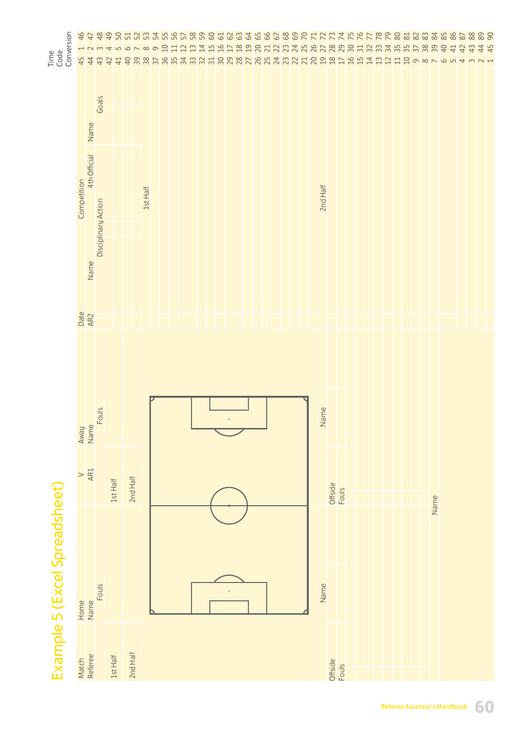# Example 5 (Excel Spreadsheet)

Match
Referee

Home
Name

V
AR1

Away
Name

Date
AR2

Competition
Name
4th Official
Name

| | Fouls | | Fouls |
|---|---|---|---|
| 1st Half | | 1st Half | |
| 2nd Half | | 2nd Half | |

Disciplinary Action

Goals

1st Half

2nd Half

| Offside | Name | Offside | Name |
|---|---|---|---|
| Fouls | | Fouls | |

Name

Time Code Conversion

| | | |
|---|---|---|
| 45 | 1 | 46 |
| 44 | 2 | 47 |
| 43 | 3 | 48 |
| 42 | 4 | 49 |
| 41 | 5 | 50 |
| 40 | 6 | 51 |
| 39 | 7 | 52 |
| 38 | 8 | 53 |
| 37 | 9 | 54 |
| 36 | 10 | 55 |
| 35 | 11 | 56 |
| 34 | 12 | 57 |
| 33 | 13 | 58 |
| 32 | 14 | 59 |
| 31 | 15 | 60 |
| 30 | 16 | 61 |
| 29 | 17 | 62 |
| 28 | 18 | 63 |
| 27 | 19 | 64 |
| 26 | 20 | 65 |
| 25 | 21 | 66 |
| 24 | 22 | 67 |
| 23 | 23 | 68 |
| 22 | 24 | 69 |
| 21 | 25 | 70 |
| 20 | 26 | 71 |
| 19 | 27 | 72 |
| 18 | 28 | 73 |
| 17 | 29 | 74 |
| 16 | 30 | 75 |
| 15 | 31 | 76 |
| 14 | 32 | 77 |
| 13 | 33 | 78 |
| 12 | 34 | 79 |
| 11 | 35 | 80 |
| 10 | 35 | 81 |
| 9 | 37 | 82 |
| 8 | 38 | 83 |
| 7 | 39 | 84 |
| 6 | 40 | 85 |
| 5 | 41 | 86 |
| 4 | 42 | 87 |
| 3 | 43 | 88 |
| 2 | 44 | 89 |
| 1 | 45 | 90 |